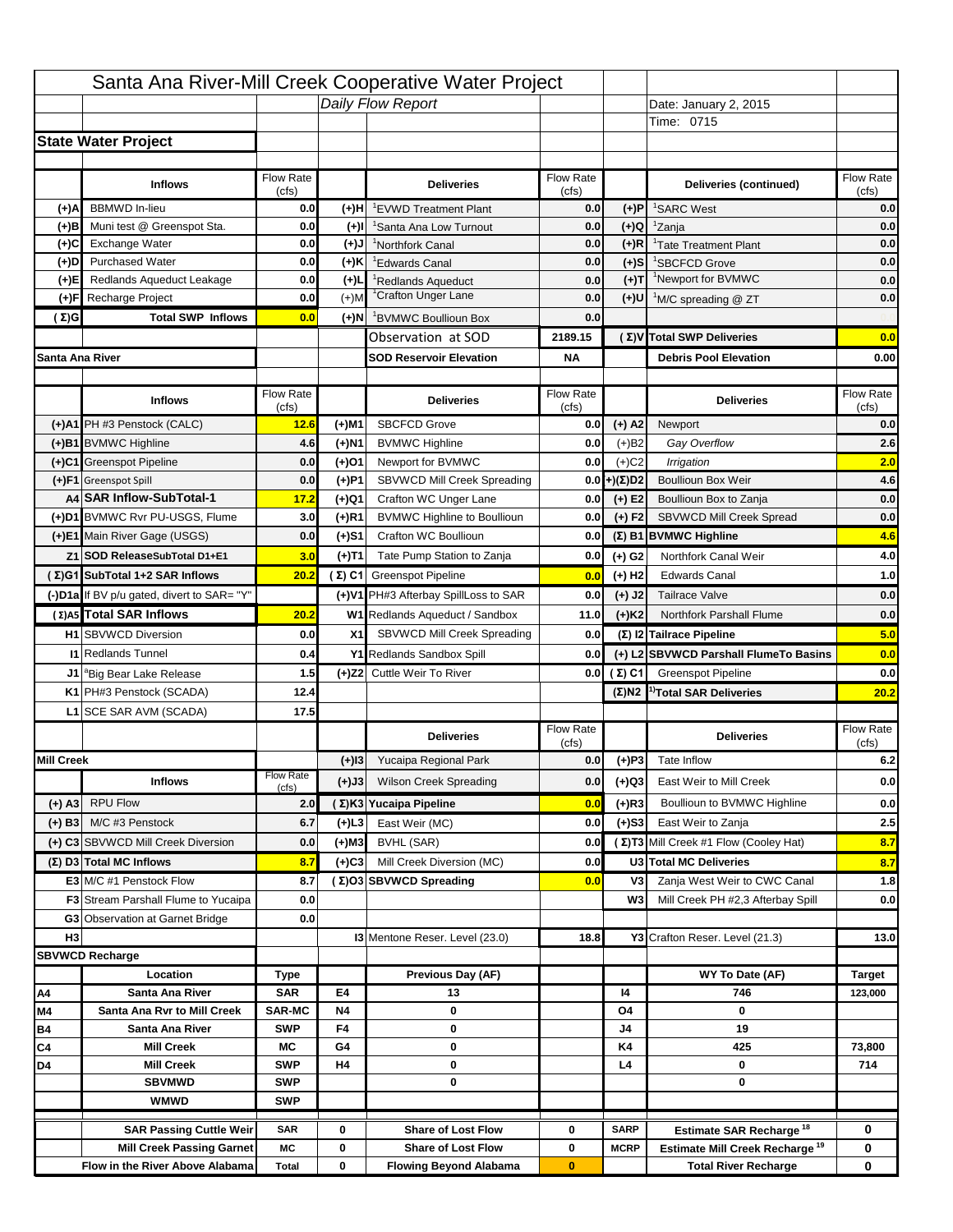# Santa Ana River-Mill Creek Cooperative Water Project

*Daily Flow Report*

Date: January 2, 2015

Time: 0715

## State Water Project

| | Inflows | Flow Rate (cfs) | | Deliveries | Flow Rate (cfs) | | Deliveries (continued) | Flow Rate (cfs) |
|---|---|---|---|---|---|---|---|---|
| (+)A | BBMWD In-lieu | 0.0 | (+)H | [1]EVWD Treatment Plant | 0.0 | (+)P | [1]SARC West | 0.0 |
| (+)B | Muni test @ Greenspot Sta. | 0.0 | (+)I | [1]Santa Ana Low Turnout | 0.0 | (+)Q | [1]Zanja | 0.0 |
| (+)C | Exchange Water | 0.0 | (+)J | [1]Northfork Canal | 0.0 | (+)R | [1]Tate Treatment Plant | 0.0 |
| (+)D | Purchased Water | 0.0 | (+)K | [1]Edwards Canal | 0.0 | (+)S | [1]SBCFCD Grove | 0.0 |
| (+)E | Redlands Aqueduct Leakage | 0.0 | (+)L | [1]Redlands Aqueduct | 0.0 | (+)T | [1]Newport for BVMWC | 0.0 |
| (+)F | Recharge Project | 0.0 | (+)M | [1]Crafton Unger Lane | 0.0 | (+)U | [1]M/C spreading @ ZT | 0.0 |
| (Σ)G | Total SWP Inflows | 0.0 | (+)N | [1]BVMWC Boullioun Box | 0.0 | | | |
| | | | | Observation at SOD | 2189.15 | (Σ)V | Total SWP Deliveries | 0.0 |
| | | | | SOD Reservoir Elevation | NA | | Debris Pool Elevation | 0.00 |

## Santa Ana River

| | Inflows | Flow Rate (cfs) | | Deliveries | Flow Rate (cfs) | | Deliveries | Flow Rate (cfs) |
|---|---|---|---|---|---|---|---|---|
| (+)A1 | PH #3 Penstock (CALC) | 12.6 | (+)M1 | SBCFCD Grove | 0.0 | (+) A2 | Newport | 0.0 |
| (+)B1 | BVMWC Highline | 4.6 | (+)N1 | BVMWC Highline | 0.0 | (+)B2 | *Gay Overflow* | 2.6 |
| (+)C1 | Greenspot Pipeline | 0.0 | (+)O1 | Newport for BVMWC | 0.0 | (+)C2 | *Irrigation* | 2.0 |
| (+)F1 | Greenspot Spill | 0.0 | (+)P1 | SBVWCD Mill Creek Spreading | 0.0 | +)(Σ)D2 | Boullioun Box Weir | 4.6 |
| A4 | SAR Inflow-SubTotal-1 | 17.2 | (+)Q1 | Crafton WC Unger Lane | 0.0 | (+) E2 | Boullioun Box to Zanja | 0.0 |
| (+)D1 | BVMWC Rvr PU-USGS, Flume | 3.0 | (+)R1 | BVMWC Highline to Boullioun | 0.0 | (+) F2 | SBVWCD Mill Creek Spread | 0.0 |
| (+)E1 | Main River Gage (USGS) | 0.0 | (+)S1 | Crafton WC Boullioun | 0.0 | (Σ) B1 | BVMWC Highline | 4.6 |
| Z1 | SOD ReleaseSubTotal D1+E1 | 3.0 | (+)T1 | Tate Pump Station to Zanja | 0.0 | (+) G2 | Northfork Canal Weir | 4.0 |
| (Σ)G1 | SubTotal 1+2 SAR Inflows | 20.2 | (Σ) C1 | Greenspot Pipeline | 0.0 | (+) H2 | Edwards Canal | 1.0 |
| (-)D1a | If BV p/u gated, divert to SAR= "Y" | | (+)V1 | PH#3 Afterbay SpillLoss to SAR | 0.0 | (+) J2 | Tailrace Valve | 0.0 |
| (Σ)A5 | Total SAR Inflows | 20.2 | W1 | Redlands Aqueduct / Sandbox | 11.0 | (+)K2 | Northfork Parshall Flume | 0.0 |
| H1 | SBVWCD Diversion | 0.0 | X1 | SBVWCD Mill Creek Spreading | 0.0 | (Σ) I2 | Tailrace Pipeline | 5.0 |
| I1 | Redlands Tunnel | 0.4 | Y1 | Redlands Sandbox Spill | 0.0 | (+) L2 | SBVWCD Parshall FlumeTo Basins | 0.0 |
| J1 | [a]Big Bear Lake Release | 1.5 | (+)Z2 | Cuttle Weir To River | 0.0 | (Σ) C1 | Greenspot Pipeline | 0.0 |
| K1 | PH#3 Penstock (SCADA) | 12.4 | | | | (Σ)N2 | [1)]Total SAR Deliveries | 20.2 |
| L1 | SCE SAR AVM (SCADA) | 17.5 | | | | | | |

## Mill Creek

| | Inflows | Flow Rate (cfs) | | Deliveries | Flow Rate (cfs) | | Deliveries | Flow Rate (cfs) |
|---|---|---|---|---|---|---|---|---|
| | | | (+)I3 | Yucaipa Regional Park | 0.0 | (+)P3 | Tate Inflow | 6.2 |
| | | | (+)J3 | Wilson Creek Spreading | 0.0 | (+)Q3 | East Weir to Mill Creek | 0.0 |
| (+) A3 | RPU Flow | 2.0 | (Σ)K3 | Yucaipa Pipeline | 0.0 | (+)R3 | Boullioun to BVMWC Highline | 0.0 |
| (+) B3 | M/C #3 Penstock | 6.7 | (+)L3 | East Weir (MC) | 0.0 | (+)S3 | East Weir to Zanja | 2.5 |
| (+) C3 | SBVWCD Mill Creek Diversion | 0.0 | (+)M3 | BVHL (SAR) | 0.0 | (Σ)T3 | Mill Creek #1 Flow (Cooley Hat) | 8.7 |
| (Σ) D3 | Total MC Inflows | 8.7 | (+)C3 | Mill Creek Diversion (MC) | 0.0 | U3 | Total MC Deliveries | 8.7 |
| E3 | M/C #1 Penstock Flow | 8.7 | (Σ)O3 | SBVWCD Spreading | 0.0 | V3 | Zanja West Weir to CWC Canal | 1.8 |
| F3 | Stream Parshall Flume to Yucaipa | 0.0 | | | | W3 | Mill Creek PH #2,3 Afterbay Spill | 0.0 |
| G3 | Observation at Garnet Bridge | 0.0 | | | | | | |
| H3 | | | I3 | Mentone Reser. Level (23.0) | 18.8 | Y3 | Crafton Reser. Level (21.3) | 13.0 |

## SBVWCD Recharge

| | Location | Type | | Previous Day (AF) | | | WY To Date (AF) | Target |
|---|---|---|---|---|---|---|---|---|
| A4 | Santa Ana River | SAR | E4 | 13 | | I4 | 746 | 123,000 |
| M4 | Santa Ana Rvr to Mill Creek | SAR-MC | N4 | 0 | | O4 | 0 | |
| B4 | Santa Ana River | SWP | F4 | 0 | | J4 | 19 | |
| C4 | Mill Creek | MC | G4 | 0 | | K4 | 425 | 73,800 |
| D4 | Mill Creek | SWP | H4 | 0 | | L4 | 0 | 714 |
| | SBVMWD | SWP | | 0 | | | 0 | |
| | WMWD | SWP | | | | | | |

| | | | | | | | |
|---|---|---|---|---|---|---|---|
| SAR Passing Cuttle Weir | SAR | 0 | Share of Lost Flow | 0 | SARP | Estimate SAR Recharge [18] | 0 |
| Mill Creek Passing Garnet | MC | 0 | Share of Lost Flow | 0 | MCRP | Estimate Mill Creek Recharge [19] | 0 |
| Flow in the River Above Alabama | Total | 0 | Flowing Beyond Alabama | 0 | | Total River Recharge | 0 |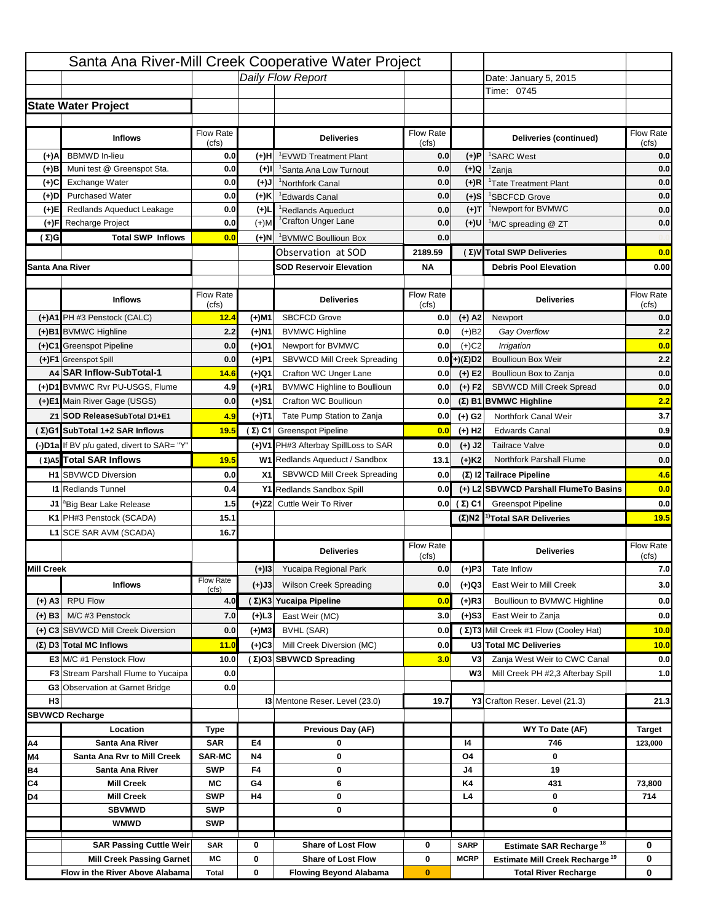# Santa Ana River-Mill Creek Cooperative Water Project

*Daily Flow Report*

Date: January 5, 2015
Time: 0745

## State Water Project

| | Inflows | Flow Rate (cfs) | | Deliveries | Flow Rate (cfs) | | Deliveries (continued) | Flow Rate (cfs) |
|---|---|---|---|---|---|---|---|---|
| (+)A | BBMWD In-lieu | 0.0 | (+)H | [1]EVWD Treatment Plant | 0.0 | (+)P | [1]SARC West | 0.0 |
| (+)B | Muni test @ Greenspot Sta. | 0.0 | (+)I | [1]Santa Ana Low Turnout | 0.0 | (+)Q | [1]Zanja | 0.0 |
| (+)C | Exchange Water | 0.0 | (+)J | [1]Northfork Canal | 0.0 | (+)R | [1]Tate Treatment Plant | 0.0 |
| (+)D | Purchased Water | 0.0 | (+)K | [1]Edwards Canal | 0.0 | (+)S | [1]SBCFCD Grove | 0.0 |
| (+)E | Redlands Aqueduct Leakage | 0.0 | (+)L | [1]Redlands Aqueduct | 0.0 | (+)T | [1]Newport for BVMWC | 0.0 |
| (+)F | Recharge Project | 0.0 | (+)M | [1]Crafton Unger Lane | 0.0 | (+)U | [1]M/C spreading @ ZT | 0.0 |
| (Σ)G | Total SWP Inflows | 0.0 | (+)N | [1]BVMWC Boullioun Box | 0.0 | | | |
| | | | | Observation at SOD | 2189.59 | (Σ)V | Total SWP Deliveries | 0.0 |
| | | | | SOD Reservoir Elevation | NA | | Debris Pool Elevation | 0.00 |

## Santa Ana River

| | Inflows | Flow Rate (cfs) | | Deliveries | Flow Rate (cfs) | | Deliveries | Flow Rate (cfs) |
|---|---|---|---|---|---|---|---|---|
| (+)A1 | PH #3 Penstock (CALC) | 12.4 | (+)M1 | SBCFCD Grove | 0.0 | (+) A2 | Newport | 0.0 |
| (+)B1 | BVMWC Highline | 2.2 | (+)N1 | BVMWC Highline | 0.0 | (+)B2 | *Gay Overflow* | 2.2 |
| (+)C1 | Greenspot Pipeline | 0.0 | (+)O1 | Newport for BVMWC | 0.0 | (+)C2 | *Irrigation* | 0.0 |
| (+)F1 | Greenspot Spill | 0.0 | (+)P1 | SBVWCD Mill Creek Spreading | 0.0 | (+)(Σ)D2 | Boullioun Box Weir | 2.2 |
| A4 | SAR Inflow-SubTotal-1 | 14.6 | (+)Q1 | Crafton WC Unger Lane | 0.0 | (+) E2 | Boullioun Box to Zanja | 0.0 |
| (+)D1 | BVMWC Rvr PU-USGS, Flume | 4.9 | (+)R1 | BVMWC Highline to Boullioun | 0.0 | (+) F2 | SBVWCD Mill Creek Spread | 0.0 |
| (+)E1 | Main River Gage (USGS) | 0.0 | (+)S1 | Crafton WC Boullioun | 0.0 | (Σ) B1 | BVMWC Highline | 2.2 |
| Z1 | SOD ReleaseSubTotal D1+E1 | 4.9 | (+)T1 | Tate Pump Station to Zanja | 0.0 | (+) G2 | Northfork Canal Weir | 3.7 |
| (Σ)G1 | SubTotal 1+2 SAR Inflows | 19.5 | (Σ) C1 | Greenspot Pipeline | 0.0 | (+) H2 | Edwards Canal | 0.9 |
| (-)D1a | If BV p/u gated, divert to SAR= "Y" | | (+)V1 | PH#3 Afterbay SpillLoss to SAR | 0.0 | (+) J2 | Tailrace Valve | 0.0 |
| (Σ)A5 | Total SAR Inflows | 19.5 | W1 | Redlands Aqueduct / Sandbox | 13.1 | (+)K2 | Northfork Parshall Flume | 0.0 |
| H1 | SBVWCD Diversion | 0.0 | X1 | SBVWCD Mill Creek Spreading | 0.0 | (Σ) I2 | Tailrace Pipeline | 4.6 |
| I1 | Redlands Tunnel | 0.4 | Y1 | Redlands Sandbox Spill | 0.0 | (+) L2 | SBVWCD Parshall FlumeTo Basins | 0.0 |
| J1 | [a]Big Bear Lake Release | 1.5 | (+)Z2 | Cuttle Weir To River | 0.0 | (Σ) C1 | Greenspot Pipeline | 0.0 |
| K1 | PH#3 Penstock (SCADA) | 15.1 | | | | (Σ)N2 | [1)]Total SAR Deliveries | 19.5 |
| L1 | SCE SAR AVM (SCADA) | 16.7 | | | | | | |

## Mill Creek

| | Inflows | Flow Rate (cfs) | | Deliveries | Flow Rate (cfs) | | Deliveries | Flow Rate (cfs) |
|---|---|---|---|---|---|---|---|---|
| | | | (+)I3 | Yucaipa Regional Park | 0.0 | (+)P3 | Tate Inflow | 7.0 |
| | | | (+)J3 | Wilson Creek Spreading | 0.0 | (+)Q3 | East Weir to Mill Creek | 3.0 |
| (+) A3 | RPU Flow | 4.0 | (Σ)K3 | Yucaipa Pipeline | 0.0 | (+)R3 | Boullioun to BVMWC Highline | 0.0 |
| (+) B3 | M/C #3 Penstock | 7.0 | (+)L3 | East Weir (MC) | 3.0 | (+)S3 | East Weir to Zanja | 0.0 |
| (+) C3 | SBVWCD Mill Creek Diversion | 0.0 | (+)M3 | BVHL (SAR) | 0.0 | (Σ)T3 | Mill Creek #1 Flow (Cooley Hat) | 10.0 |
| (Σ) D3 | Total MC Inflows | 11.0 | (+)C3 | Mill Creek Diversion (MC) | 0.0 | U3 | Total MC Deliveries | 10.0 |
| E3 | M/C #1 Penstock Flow | 10.0 | (Σ)O3 | SBVWCD Spreading | 3.0 | V3 | Zanja West Weir to CWC Canal | 0.0 |
| F3 | Stream Parshall Flume to Yucaipa | 0.0 | | | | W3 | Mill Creek PH #2,3 Afterbay Spill | 1.0 |
| G3 | Observation at Garnet Bridge | 0.0 | | | | | | |
| H3 | | | I3 | Mentone Reser. Level (23.0) | 19.7 | Y3 | Crafton Reser. Level (21.3) | 21.3 |

## SBVWCD Recharge

| | Location | Type | | Previous Day (AF) | | WY To Date (AF) | Target |
|---|---|---|---|---|---|---|---|
| A4 | Santa Ana River | SAR | E4 | 0 | I4 | 746 | 123,000 |
| M4 | Santa Ana Rvr to Mill Creek | SAR-MC | N4 | 0 | O4 | 0 | |
| B4 | Santa Ana River | SWP | F4 | 0 | J4 | 19 | |
| C4 | Mill Creek | MC | G4 | 6 | K4 | 431 | 73,800 |
| D4 | Mill Creek | SWP | H4 | 0 | L4 | 0 | 714 |
| | SBVMWD | SWP | | 0 | | 0 | |
| | WMWD | SWP | | | | | |

| Item | Type | Value | Item | Value | Code | Item | Value |
|---|---|---|---|---|---|---|---|
| SAR Passing Cuttle Weir | SAR | 0 | Share of Lost Flow | 0 | SARP | Estimate SAR Recharge [18] | 0 |
| Mill Creek Passing Garnet | MC | 0 | Share of Lost Flow | 0 | MCRP | Estimate Mill Creek Recharge [19] | 0 |
| Flow in the River Above Alabama | Total | 0 | Flowing Beyond Alabama | 0 | | Total River Recharge | 0 |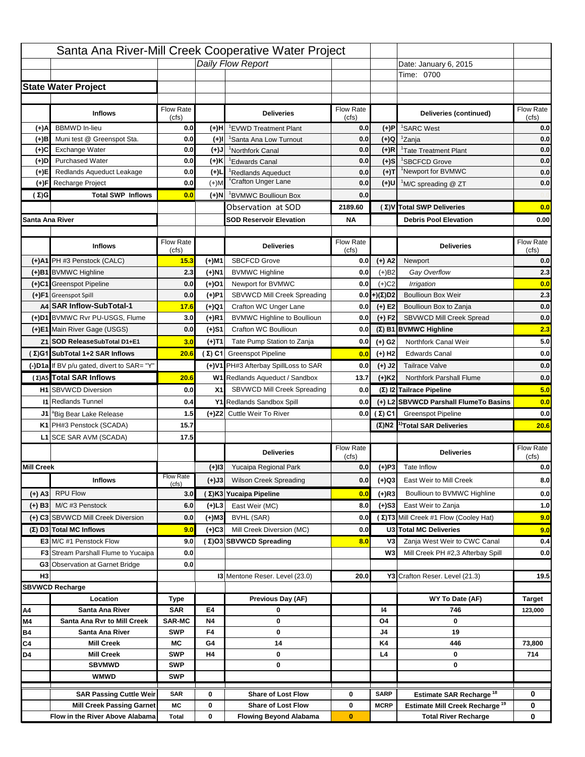# Santa Ana River-Mill Creek Cooperative Water Project

*Daily Flow Report*

Date: January 6, 2015

Time: 0700

## State Water Project

| | Inflows | Flow Rate (cfs) | | Deliveries | Flow Rate (cfs) | | Deliveries (continued) | Flow Rate (cfs) |
|---|---|---|---|---|---|---|---|---|
| (+)A | BBMWD In-lieu | 0.0 | (+)H | [1]EVWD Treatment Plant | 0.0 | (+)P | [1]SARC West | 0.0 |
| (+)B | Muni test @ Greenspot Sta. | 0.0 | (+)I | [1]Santa Ana Low Turnout | 0.0 | (+)Q | [1]Zanja | 0.0 |
| (+)C | Exchange Water | 0.0 | (+)J | [1]Northfork Canal | 0.0 | (+)R | [1]Tate Treatment Plant | 0.0 |
| (+)D | Purchased Water | 0.0 | (+)K | [1]Edwards Canal | 0.0 | (+)S | [1]SBCFCD Grove | 0.0 |
| (+)E | Redlands Aqueduct Leakage | 0.0 | (+)L | [1]Redlands Aqueduct | 0.0 | (+)T | [1]Newport for BVMWC | 0.0 |
| (+)F | Recharge Project | 0.0 | (+)M | [1]Crafton Unger Lane | 0.0 | (+)U | [1]M/C spreading @ ZT | 0.0 |
| (Σ)G | Total SWP Inflows | 0.0 | (+)N | [1]BVMWC Boullioun Box | 0.0 | | | |
| | | | | Observation at SOD | 2189.60 | (Σ)V | Total SWP Deliveries | 0.0 |
| Santa Ana River | | | | SOD Reservoir Elevation | NA | | Debris Pool Elevation | 0.00 |

| | Inflows | Flow Rate (cfs) | | Deliveries | Flow Rate (cfs) | | Deliveries | Flow Rate (cfs) |
|---|---|---|---|---|---|---|---|---|
| (+)A1 | PH #3 Penstock (CALC) | 15.3 | (+)M1 | SBCFCD Grove | 0.0 | (+) A2 | Newport | 0.0 |
| (+)B1 | BVMWC Highline | 2.3 | (+)N1 | BVMWC Highline | 0.0 | (+)B2 | *Gay Overflow* | 2.3 |
| (+)C1 | Greenspot Pipeline | 0.0 | (+)O1 | Newport for BVMWC | 0.0 | (+)C2 | *Irrigation* | 0.0 |
| (+)F1 | Greenspot Spill | 0.0 | (+)P1 | SBVWCD Mill Creek Spreading | 0.0 | +)(Σ)D2 | Boullioun Box Weir | 2.3 |
| A4 | SAR Inflow-SubTotal-1 | 17.6 | (+)Q1 | Crafton WC Unger Lane | 0.0 | (+) E2 | Boullioun Box to Zanja | 0.0 |
| (+)D1 | BVMWC Rvr PU-USGS, Flume | 3.0 | (+)R1 | BVMWC Highline to Boullioun | 0.0 | (+) F2 | SBVWCD Mill Creek Spread | 0.0 |
| (+)E1 | Main River Gage (USGS) | 0.0 | (+)S1 | Crafton WC Boullioun | 0.0 | (Σ) B1 | BVMWC Highline | 2.3 |
| Z1 | SOD ReleaseSubTotal D1+E1 | 3.0 | (+)T1 | Tate Pump Station to Zanja | 0.0 | (+) G2 | Northfork Canal Weir | 5.0 |
| (Σ)G1 | SubTotal 1+2 SAR Inflows | 20.6 | (Σ) C1 | Greenspot Pipeline | 0.0 | (+) H2 | Edwards Canal | 0.0 |
| (-)D1a | If BV p/u gated, divert to SAR= "Y" | | (+)V1 | PH#3 Afterbay SpillLoss to SAR | 0.0 | (+) J2 | Tailrace Valve | 0.0 |
| (Σ)A5 | Total SAR Inflows | 20.6 | W1 | Redlands Aqueduct / Sandbox | 13.7 | (+)K2 | Northfork Parshall Flume | 0.0 |
| H1 | SBVWCD Diversion | 0.0 | X1 | SBVWCD Mill Creek Spreading | 0.0 | (Σ) I2 | Tailrace Pipeline | 5.0 |
| I1 | Redlands Tunnel | 0.4 | Y1 | Redlands Sandbox Spill | 0.0 | (+) L2 | SBVWCD Parshall FlumeTo Basins | 0.0 |
| J1 | [a]Big Bear Lake Release | 1.5 | (+)Z2 | Cuttle Weir To River | 0.0 | (Σ) C1 | Greenspot Pipeline | 0.0 |
| K1 | PH#3 Penstock (SCADA) | 15.7 | | | | (Σ)N2 | [1)]Total SAR Deliveries | 20.6 |
| L1 | SCE SAR AVM (SCADA) | 17.5 | | | | | | |

| | Inflows | Flow Rate (cfs) | | Deliveries | Flow Rate (cfs) | | Deliveries | Flow Rate (cfs) |
|---|---|---|---|---|---|---|---|---|
| Mill Creek | | | (+)I3 | Yucaipa Regional Park | 0.0 | (+)P3 | Tate Inflow | 0.0 |
| | | | (+)J3 | Wilson Creek Spreading | 0.0 | (+)Q3 | East Weir to Mill Creek | 8.0 |
| (+) A3 | RPU Flow | 3.0 | (Σ)K3 | Yucaipa Pipeline | 0.0 | (+)R3 | Boullioun to BVMWC Highline | 0.0 |
| (+) B3 | M/C #3 Penstock | 6.0 | (+)L3 | East Weir (MC) | 8.0 | (+)S3 | East Weir to Zanja | 1.0 |
| (+) C3 | SBVWCD Mill Creek Diversion | 0.0 | (+)M3 | BVHL (SAR) | 0.0 | (Σ)T3 | Mill Creek #1 Flow (Cooley Hat) | 9.0 |
| (Σ) D3 | Total MC Inflows | 9.0 | (+)C3 | Mill Creek Diversion (MC) | 0.0 | U3 | Total MC Deliveries | 9.0 |
| E3 | M/C #1 Penstock Flow | 9.0 | (Σ)O3 | SBVWCD Spreading | 8.0 | V3 | Zanja West Weir to CWC Canal | 0.4 |
| F3 | Stream Parshall Flume to Yucaipa | 0.0 | | | | W3 | Mill Creek PH #2,3 Afterbay Spill | 0.0 |
| G3 | Observation at Garnet Bridge | 0.0 | | | | | | |
| H3 | | | I3 | Mentone Reser. Level (23.0) | 20.0 | Y3 | Crafton Reser. Level (21.3) | 19.5 |

## SBVWCD Recharge

| | Location | Type | | Previous Day (AF) | | | WY To Date (AF) | Target |
|---|---|---|---|---|---|---|---|---|
| A4 | Santa Ana River | SAR | E4 | 0 | | I4 | 746 | 123,000 |
| M4 | Santa Ana Rvr to Mill Creek | SAR-MC | N4 | 0 | | O4 | 0 | |
| B4 | Santa Ana River | SWP | F4 | 0 | | J4 | 19 | |
| C4 | Mill Creek | MC | G4 | 14 | | K4 | 446 | 73,800 |
| D4 | Mill Creek | SWP | H4 | 0 | | L4 | 0 | 714 |
| | SBVMWD | SWP | | 0 | | | 0 | |
| | WMWD | SWP | | | | | | |

| | | | | | | | | |
|---|---|---|---|---|---|---|---|---|
| | SAR Passing Cuttle Weir | SAR | 0 | Share of Lost Flow | 0 | SARP | Estimate SAR Recharge [18] | 0 |
| | Mill Creek Passing Garnet | MC | 0 | Share of Lost Flow | 0 | MCRP | Estimate Mill Creek Recharge [19] | 0 |
| | Flow in the River Above Alabama | Total | 0 | Flowing Beyond Alabama | 0 | | Total River Recharge | 0 |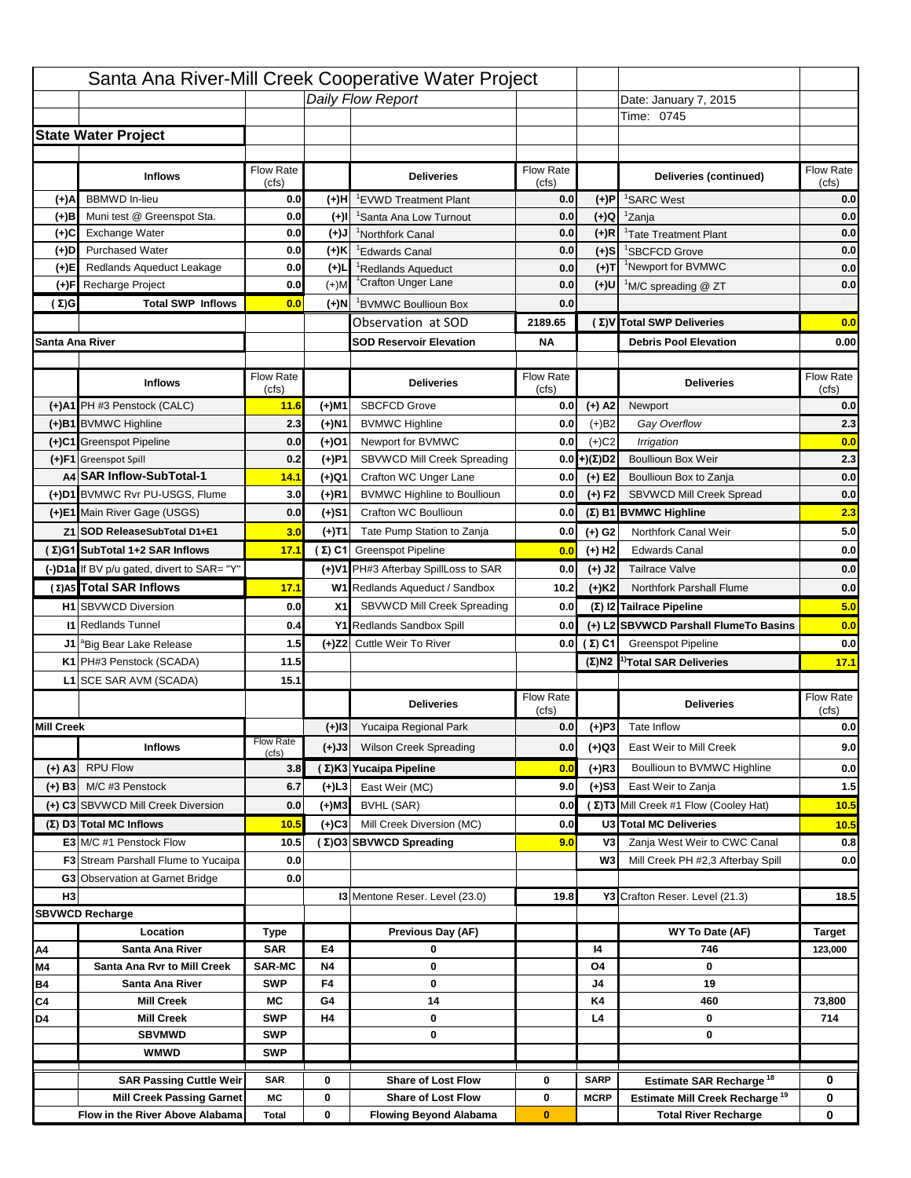# Santa Ana River-Mill Creek Cooperative Water Project

*Daily Flow Report*

Date: January 7, 2015

Time: 0745

## State Water Project

| | Inflows | Flow Rate (cfs) | | Deliveries | Flow Rate (cfs) | | Deliveries (continued) | Flow Rate (cfs) |
|---|---|---|---|---|---|---|---|---|
| (+)A | BBMWD In-lieu | 0.0 | (+)H | [1]EVWD Treatment Plant | 0.0 | (+)P | [1]SARC West | 0.0 |
| (+)B | Muni test @ Greenspot Sta. | 0.0 | (+)I | [1]Santa Ana Low Turnout | 0.0 | (+)Q | [1]Zanja | 0.0 |
| (+)C | Exchange Water | 0.0 | (+)J | [1]Northfork Canal | 0.0 | (+)R | [1]Tate Treatment Plant | 0.0 |
| (+)D | Purchased Water | 0.0 | (+)K | [1]Edwards Canal | 0.0 | (+)S | [1]SBCFCD Grove | 0.0 |
| (+)E | Redlands Aqueduct Leakage | 0.0 | (+)L | [1]Redlands Aqueduct | 0.0 | (+)T | [1]Newport for BVMWC | 0.0 |
| (+)F | Recharge Project | 0.0 | (+)M | [1]Crafton Unger Lane | 0.0 | (+)U | [1]M/C spreading @ ZT | 0.0 |
| (Σ)G | Total SWP Inflows | 0.0 | (+)N | [1]BVMWC Boullioun Box | 0.0 | | | |
| | | | | Observation at SOD | 2189.65 | (Σ)V | Total SWP Deliveries | 0.0 |
| Santa Ana River | | | | SOD Reservoir Elevation | NA | | Debris Pool Elevation | 0.00 |

| | Inflows | Flow Rate (cfs) | | Deliveries | Flow Rate (cfs) | | Deliveries | Flow Rate (cfs) |
|---|---|---|---|---|---|---|---|---|
| (+)A1 | PH #3 Penstock (CALC) | 11.6 | (+)M1 | SBCFCD Grove | 0.0 | (+) A2 | Newport | 0.0 |
| (+)B1 | BVMWC Highline | 2.3 | (+)N1 | BVMWC Highline | 0.0 | (+)B2 | *Gay Overflow* | 2.3 |
| (+)C1 | Greenspot Pipeline | 0.0 | (+)O1 | Newport for BVMWC | 0.0 | (+)C2 | *Irrigation* | 0.0 |
| (+)F1 | Greenspot Spill | 0.2 | (+)P1 | SBVWCD Mill Creek Spreading | 0.0 | (+)(Σ)D2 | Boullioun Box Weir | 2.3 |
| A4 | SAR Inflow-SubTotal-1 | 14.1 | (+)Q1 | Crafton WC Unger Lane | 0.0 | (+) E2 | Boullioun Box to Zanja | 0.0 |
| (+)D1 | BVMWC Rvr PU-USGS, Flume | 3.0 | (+)R1 | BVMWC Highline to Boullioun | 0.0 | (+) F2 | SBVWCD Mill Creek Spread | 0.0 |
| (+)E1 | Main River Gage (USGS) | 0.0 | (+)S1 | Crafton WC Boullioun | 0.0 | (Σ) B1 | BVMWC Highline | 2.3 |
| Z1 | SOD ReleaseSubTotal D1+E1 | 3.0 | (+)T1 | Tate Pump Station to Zanja | 0.0 | (+) G2 | Northfork Canal Weir | 5.0 |
| (Σ)G1 | SubTotal 1+2 SAR Inflows | 17.1 | (Σ) C1 | Greenspot Pipeline | 0.0 | (+) H2 | Edwards Canal | 0.0 |
| (-)D1a | If BV p/u gated, divert to SAR= "Y" | | (+)V1 | PH#3 Afterbay SpillLoss to SAR | 0.0 | (+) J2 | Tailrace Valve | 0.0 |
| (Σ)A5 | Total SAR Inflows | 17.1 | W1 | Redlands Aqueduct / Sandbox | 10.2 | (+)K2 | Northfork Parshall Flume | 0.0 |
| H1 | SBVWCD Diversion | 0.0 | X1 | SBVWCD Mill Creek Spreading | 0.0 | (Σ) I2 | Tailrace Pipeline | 5.0 |
| I1 | Redlands Tunnel | 0.4 | Y1 | Redlands Sandbox Spill | 0.0 | (+) L2 | SBVWCD Parshall FlumeTo Basins | 0.0 |
| J1 | [a]Big Bear Lake Release | 1.5 | (+)Z2 | Cuttle Weir To River | 0.0 | (Σ) C1 | Greenspot Pipeline | 0.0 |
| K1 | PH#3 Penstock (SCADA) | 11.5 | | | | (Σ)N2 | [1]Total SAR Deliveries | 17.1 |
| L1 | SCE SAR AVM (SCADA) | 15.1 | | | | | | |

| | Inflows | Flow Rate (cfs) | | Deliveries | Flow Rate (cfs) | | Deliveries | Flow Rate (cfs) |
|---|---|---|---|---|---|---|---|---|
| Mill Creek | | | (+)I3 | Yucaipa Regional Park | 0.0 | (+)P3 | Tate Inflow | 0.0 |
| | | | (+)J3 | Wilson Creek Spreading | 0.0 | (+)Q3 | East Weir to Mill Creek | 9.0 |
| (+) A3 | RPU Flow | 3.8 | (Σ)K3 | Yucaipa Pipeline | 0.0 | (+)R3 | Boullioun to BVMWC Highline | 0.0 |
| (+) B3 | M/C #3 Penstock | 6.7 | (+)L3 | East Weir (MC) | 9.0 | (+)S3 | East Weir to Zanja | 1.5 |
| (+) C3 | SBVWCD Mill Creek Diversion | 0.0 | (+)M3 | BVHL (SAR) | 0.0 | (Σ)T3 | Mill Creek #1 Flow (Cooley Hat) | 10.5 |
| (Σ) D3 | Total MC Inflows | 10.5 | (+)C3 | Mill Creek Diversion (MC) | 0.0 | U3 | Total MC Deliveries | 10.5 |
| E3 | M/C #1 Penstock Flow | 10.5 | (Σ)O3 | SBVWCD Spreading | 9.0 | V3 | Zanja West Weir to CWC Canal | 0.8 |
| F3 | Stream Parshall Flume to Yucaipa | 0.0 | | | | W3 | Mill Creek PH #2,3 Afterbay Spill | 0.0 |
| G3 | Observation at Garnet Bridge | 0.0 | | | | | | |
| H3 | | | I3 | Mentone Reser. Level (23.0) | 19.8 | Y3 | Crafton Reser. Level (21.3) | 18.5 |

## SBVWCD Recharge

| | Location | Type | | Previous Day (AF) | | | WY To Date (AF) | Target |
|---|---|---|---|---|---|---|---|---|
| A4 | Santa Ana River | SAR | E4 | 0 | | I4 | 746 | 123,000 |
| M4 | Santa Ana Rvr to Mill Creek | SAR-MC | N4 | 0 | | O4 | 0 | |
| B4 | Santa Ana River | SWP | F4 | 0 | | J4 | 19 | |
| C4 | Mill Creek | MC | G4 | 14 | | K4 | 460 | 73,800 |
| D4 | Mill Creek | SWP | H4 | 0 | | L4 | 0 | 714 |
| | SBVMWD | SWP | | 0 | | | 0 | |
| | WMWD | SWP | | | | | | |
| | SAR Passing Cuttle Weir | SAR | 0 | Share of Lost Flow | 0 | SARP | Estimate SAR Recharge [18] | 0 |
| | Mill Creek Passing Garnet | MC | 0 | Share of Lost Flow | 0 | MCRP | Estimate Mill Creek Recharge [19] | 0 |
| | Flow in the River Above Alabama | Total | 0 | Flowing Beyond Alabama | 0 | | Total River Recharge | 0 |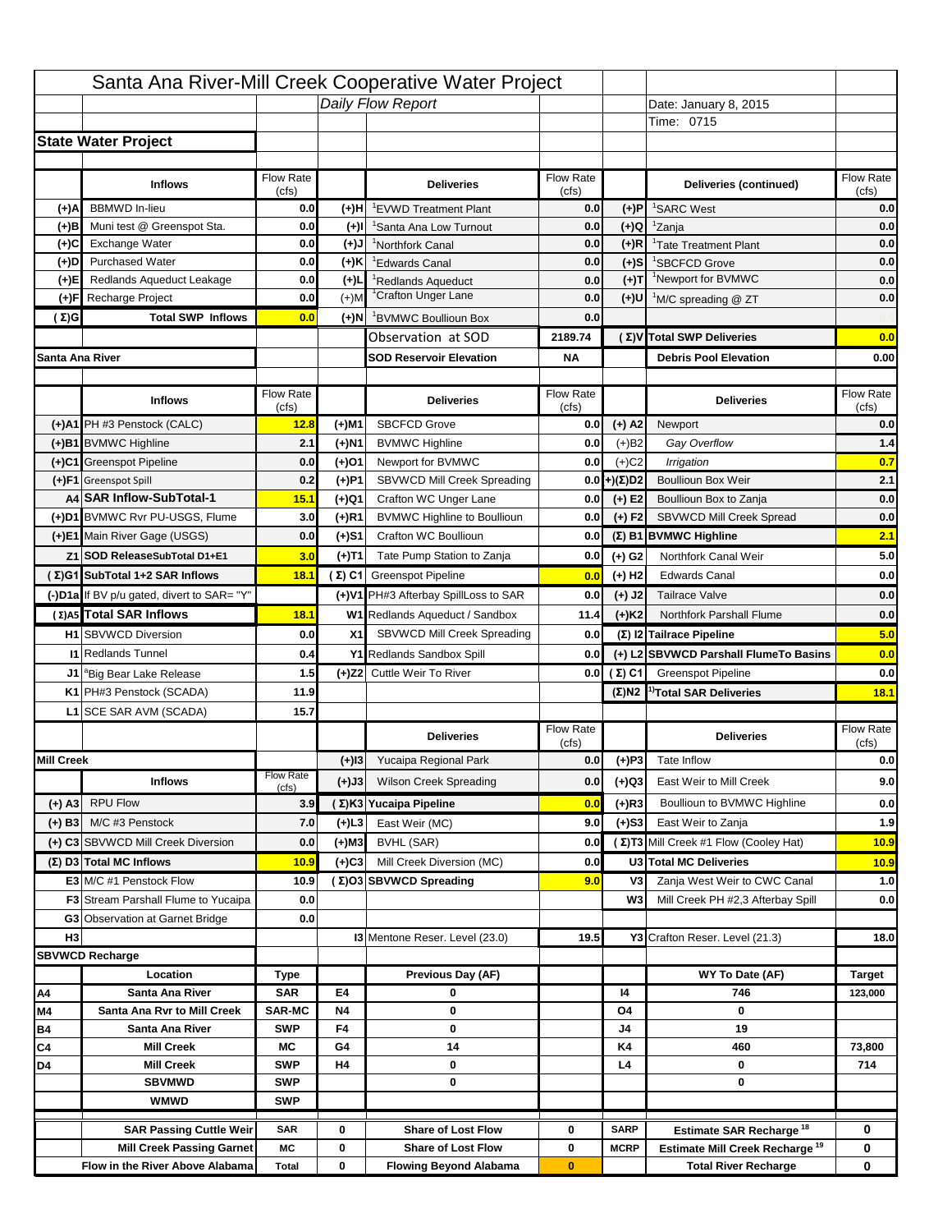# Santa Ana River-Mill Creek Cooperative Water Project

*Daily Flow Report*

Date: January 8, 2015

Time: 0715

## State Water Project

| | Inflows | Flow Rate (cfs) | | Deliveries | Flow Rate (cfs) | | Deliveries (continued) | Flow Rate (cfs) |
|---|---|---|---|---|---|---|---|---|
| (+)A | BBMWD In-lieu | 0.0 | (+)H | [1]EVWD Treatment Plant | 0.0 | (+)P | [1]SARC West | 0.0 |
| (+)B | Muni test @ Greenspot Sta. | 0.0 | (+)I | [1]Santa Ana Low Turnout | 0.0 | (+)Q | [1]Zanja | 0.0 |
| (+)C | Exchange Water | 0.0 | (+)J | [1]Northfork Canal | 0.0 | (+)R | [1]Tate Treatment Plant | 0.0 |
| (+)D | Purchased Water | 0.0 | (+)K | [1]Edwards Canal | 0.0 | (+)S | [1]SBCFCD Grove | 0.0 |
| (+)E | Redlands Aqueduct Leakage | 0.0 | (+)L | [1]Redlands Aqueduct | 0.0 | (+)T | [1]Newport for BVMWC | 0.0 |
| (+)F | Recharge Project | 0.0 | (+)M | [1]Crafton Unger Lane | 0.0 | (+)U | [1]M/C spreading @ ZT | 0.0 |
| (Σ)G | Total SWP Inflows | 0.0 | (+)N | [1]BVMWC Boullioun Box | 0.0 | | | |
| | | | | Observation at SOD | 2189.74 | (Σ)V | Total SWP Deliveries | 0.0 |
| | | | | SOD Reservoir Elevation | NA | | Debris Pool Elevation | 0.00 |

## Santa Ana River

| | Inflows | Flow Rate (cfs) | | Deliveries | Flow Rate (cfs) | | Deliveries | Flow Rate (cfs) |
|---|---|---|---|---|---|---|---|---|
| (+)A1 | PH #3 Penstock (CALC) | 12.8 | (+)M1 | SBCFCD Grove | 0.0 | (+) A2 | Newport | 0.0 |
| (+)B1 | BVMWC Highline | 2.1 | (+)N1 | BVMWC Highline | 0.0 | (+)B2 | *Gay Overflow* | 1.4 |
| (+)C1 | Greenspot Pipeline | 0.0 | (+)O1 | Newport for BVMWC | 0.0 | (+)C2 | *Irrigation* | 0.7 |
| (+)F1 | Greenspot Spill | 0.2 | (+)P1 | SBVWCD Mill Creek Spreading | 0.0 | (+)(Σ)D2 | Boullioun Box Weir | 2.1 |
| A4 | SAR Inflow-SubTotal-1 | 15.1 | (+)Q1 | Crafton WC Unger Lane | 0.0 | (+) E2 | Boullioun Box to Zanja | 0.0 |
| (+)D1 | BVMWC Rvr PU-USGS, Flume | 3.0 | (+)R1 | BVMWC Highline to Boullioun | 0.0 | (+) F2 | SBVWCD Mill Creek Spread | 0.0 |
| (+)E1 | Main River Gage (USGS) | 0.0 | (+)S1 | Crafton WC Boullioun | 0.0 | (Σ) B1 | BVMWC Highline | 2.1 |
| Z1 | SOD ReleaseSubTotal D1+E1 | 3.0 | (+)T1 | Tate Pump Station to Zanja | 0.0 | (+) G2 | Northfork Canal Weir | 5.0 |
| (Σ)G1 | SubTotal 1+2 SAR Inflows | 18.1 | (Σ) C1 | Greenspot Pipeline | 0.0 | (+) H2 | Edwards Canal | 0.0 |
| (-)D1a | If BV p/u gated, divert to SAR= "Y" | | (+)V1 | PH#3 Afterbay SpillLoss to SAR | 0.0 | (+) J2 | Tailrace Valve | 0.0 |
| (Σ)A5 | Total SAR Inflows | 18.1 | W1 | Redlands Aqueduct / Sandbox | 11.4 | (+)K2 | Northfork Parshall Flume | 0.0 |
| H1 | SBVWCD Diversion | 0.0 | X1 | SBVWCD Mill Creek Spreading | 0.0 | (Σ) I2 | Tailrace Pipeline | 5.0 |
| I1 | Redlands Tunnel | 0.4 | Y1 | Redlands Sandbox Spill | 0.0 | (+) L2 | SBVWCD Parshall FlumeTo Basins | 0.0 |
| J1 | [a]Big Bear Lake Release | 1.5 | (+)Z2 | Cuttle Weir To River | 0.0 | (Σ) C1 | Greenspot Pipeline | 0.0 |
| K1 | PH#3 Penstock (SCADA) | 11.9 | | | | (Σ)N2 | [1)]Total SAR Deliveries | 18.1 |
| L1 | SCE SAR AVM (SCADA) | 15.7 | | | | | | |

## Mill Creek

| | Inflows | Flow Rate (cfs) | | Deliveries | Flow Rate (cfs) | | Deliveries | Flow Rate (cfs) |
|---|---|---|---|---|---|---|---|---|
| | | | (+)I3 | Yucaipa Regional Park | 0.0 | (+)P3 | Tate Inflow | 0.0 |
| | | | (+)J3 | Wilson Creek Spreading | 0.0 | (+)Q3 | East Weir to Mill Creek | 9.0 |
| (+) A3 | RPU Flow | 3.9 | (Σ)K3 | Yucaipa Pipeline | 0.0 | (+)R3 | Boullioun to BVMWC Highline | 0.0 |
| (+) B3 | M/C #3 Penstock | 7.0 | (+)L3 | East Weir (MC) | 9.0 | (+)S3 | East Weir to Zanja | 1.9 |
| (+) C3 | SBVWCD Mill Creek Diversion | 0.0 | (+)M3 | BVHL (SAR) | 0.0 | (Σ)T3 | Mill Creek #1 Flow (Cooley Hat) | 10.9 |
| (Σ) D3 | Total MC Inflows | 10.9 | (+)C3 | Mill Creek Diversion (MC) | 0.0 | U3 | Total MC Deliveries | 10.9 |
| E3 | M/C #1 Penstock Flow | 10.9 | (Σ)O3 | SBVWCD Spreading | 9.0 | V3 | Zanja West Weir to CWC Canal | 1.0 |
| F3 | Stream Parshall Flume to Yucaipa | 0.0 | | | | W3 | Mill Creek PH #2,3 Afterbay Spill | 0.0 |
| G3 | Observation at Garnet Bridge | 0.0 | | | | | | |
| H3 | | | I3 | Mentone Reser. Level (23.0) | 19.5 | Y3 | Crafton Reser. Level (21.3) | 18.0 |

## SBVWCD Recharge

| | Location | Type | | Previous Day (AF) | | | WY To Date (AF) | Target |
|---|---|---|---|---|---|---|---|---|
| A4 | Santa Ana River | SAR | E4 | 0 | | I4 | 746 | 123,000 |
| M4 | Santa Ana Rvr to Mill Creek | SAR-MC | N4 | 0 | | O4 | 0 | |
| B4 | Santa Ana River | SWP | F4 | 0 | | J4 | 19 | |
| C4 | Mill Creek | MC | G4 | 14 | | K4 | 460 | 73,800 |
| D4 | Mill Creek | SWP | H4 | 0 | | L4 | 0 | 714 |
| | SBVMWD | SWP | | 0 | | | 0 | |
| | WMWD | SWP | | | | | | |

| | | | | | | | |
|---|---|---|---|---|---|---|---|
| SAR Passing Cuttle Weir | SAR | 0 | Share of Lost Flow | 0 | SARP | Estimate SAR Recharge [18] | 0 |
| Mill Creek Passing Garnet | MC | 0 | Share of Lost Flow | 0 | MCRP | Estimate Mill Creek Recharge [19] | 0 |
| Flow in the River Above Alabama | Total | 0 | Flowing Beyond Alabama | 0 | | Total River Recharge | 0 |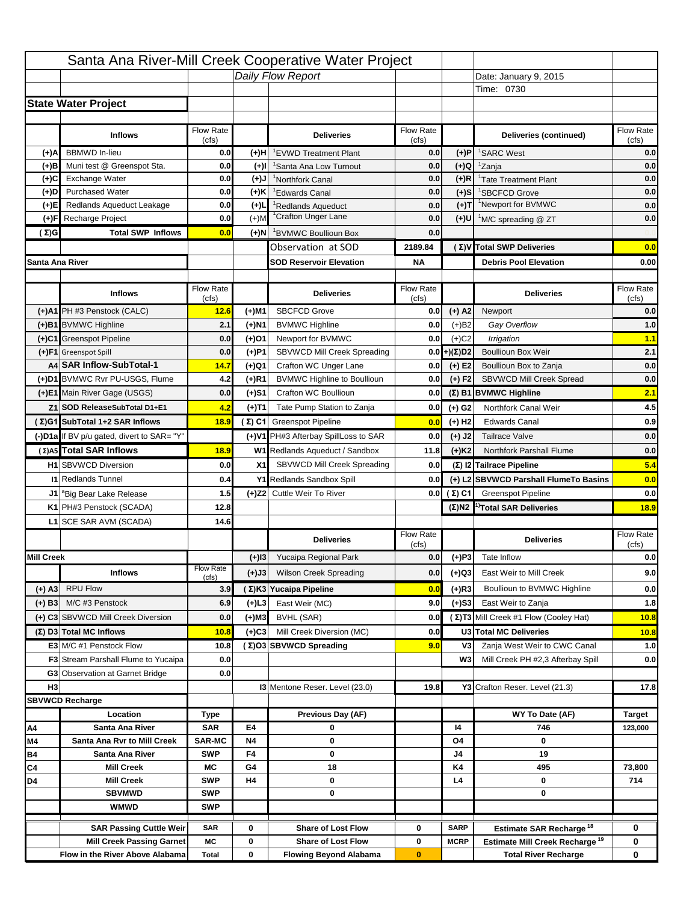# Santa Ana River-Mill Creek Cooperative Water Project

*Daily Flow Report*

Date: January 9, 2015
Time: 0730

## State Water Project

| | Inflows | Flow Rate (cfs) | | Deliveries | Flow Rate (cfs) | | Deliveries (continued) | Flow Rate (cfs) |
|---|---|---|---|---|---|---|---|---|
| (+)A | BBMWD In-lieu | 0.0 | (+)H | [1]EVWD Treatment Plant | 0.0 | (+)P | [1]SARC West | 0.0 |
| (+)B | Muni test @ Greenspot Sta. | 0.0 | (+)I | [1]Santa Ana Low Turnout | 0.0 | (+)Q | [1]Zanja | 0.0 |
| (+)C | Exchange Water | 0.0 | (+)J | [1]Northfork Canal | 0.0 | (+)R | [1]Tate Treatment Plant | 0.0 |
| (+)D | Purchased Water | 0.0 | (+)K | [1]Edwards Canal | 0.0 | (+)S | [1]SBCFCD Grove | 0.0 |
| (+)E | Redlands Aqueduct Leakage | 0.0 | (+)L | [1]Redlands Aqueduct | 0.0 | (+)T | [1]Newport for BVMWC | 0.0 |
| (+)F | Recharge Project | 0.0 | (+)M | [1]Crafton Unger Lane | 0.0 | (+)U | [1]M/C spreading @ ZT | 0.0 |
| (Σ)G | Total SWP Inflows | 0.0 | (+)N | [1]BVMWC Boullioun Box | 0.0 | | | |
| | | | | Observation at SOD | 2189.84 | (Σ)V | Total SWP Deliveries | 0.0 |
| | | | | SOD Reservoir Elevation | NA | | Debris Pool Elevation | 0.00 |

## Santa Ana River

| | Inflows | Flow Rate (cfs) | | Deliveries | Flow Rate (cfs) | | Deliveries | Flow Rate (cfs) |
|---|---|---|---|---|---|---|---|---|
| (+)A1 | PH #3 Penstock (CALC) | 12.6 | (+)M1 | SBCFCD Grove | 0.0 | (+) A2 | Newport | 0.0 |
| (+)B1 | BVMWC Highline | 2.1 | (+)N1 | BVMWC Highline | 0.0 | (+)B2 | *Gay Overflow* | 1.0 |
| (+)C1 | Greenspot Pipeline | 0.0 | (+)O1 | Newport for BVMWC | 0.0 | (+)C2 | *Irrigation* | 1.1 |
| (+)F1 | Greenspot Spill | 0.0 | (+)P1 | SBVWCD Mill Creek Spreading | 0.0 | (+)(Σ)D2 | Boullioun Box Weir | 2.1 |
| A4 | SAR Inflow-SubTotal-1 | 14.7 | (+)Q1 | Crafton WC Unger Lane | 0.0 | (+) E2 | Boullioun Box to Zanja | 0.0 |
| (+)D1 | BVMWC Rvr PU-USGS, Flume | 4.2 | (+)R1 | BVMWC Highline to Boullioun | 0.0 | (+) F2 | SBVWCD Mill Creek Spread | 0.0 |
| (+)E1 | Main River Gage (USGS) | 0.0 | (+)S1 | Crafton WC Boullioun | 0.0 | (Σ) B1 | BVMWC Highline | 2.1 |
| Z1 | SOD ReleaseSubTotal D1+E1 | 4.2 | (+)T1 | Tate Pump Station to Zanja | 0.0 | (+) G2 | Northfork Canal Weir | 4.5 |
| (Σ)G1 | SubTotal 1+2 SAR Inflows | 18.9 | (Σ) C1 | Greenspot Pipeline | 0.0 | (+) H2 | Edwards Canal | 0.9 |
| (-)D1a | If BV p/u gated, divert to SAR= "Y" | | (+)V1 | PH#3 Afterbay SpillLoss to SAR | 0.0 | (+) J2 | Tailrace Valve | 0.0 |
| (Σ)A5 | Total SAR Inflows | 18.9 | W1 | Redlands Aqueduct / Sandbox | 11.8 | (+)K2 | Northfork Parshall Flume | 0.0 |
| H1 | SBVWCD Diversion | 0.0 | X1 | SBVWCD Mill Creek Spreading | 0.0 | (Σ) I2 | Tailrace Pipeline | 5.4 |
| I1 | Redlands Tunnel | 0.4 | Y1 | Redlands Sandbox Spill | 0.0 | (+) L2 | SBVWCD Parshall FlumeTo Basins | 0.0 |
| J1 | [a]Big Bear Lake Release | 1.5 | (+)Z2 | Cuttle Weir To River | 0.0 | (Σ) C1 | Greenspot Pipeline | 0.0 |
| K1 | PH#3 Penstock (SCADA) | 12.8 | | | | (Σ)N2 | [1)]Total SAR Deliveries | 18.9 |
| L1 | SCE SAR AVM (SCADA) | 14.6 | | | | | | |

## Mill Creek

| | Inflows | Flow Rate (cfs) | | Deliveries | Flow Rate (cfs) | | Deliveries | Flow Rate (cfs) |
|---|---|---|---|---|---|---|---|---|
| | | | (+)I3 | Yucaipa Regional Park | 0.0 | (+)P3 | Tate Inflow | 0.0 |
| | | | (+)J3 | Wilson Creek Spreading | 0.0 | (+)Q3 | East Weir to Mill Creek | 9.0 |
| (+) A3 | RPU Flow | 3.9 | (Σ)K3 | Yucaipa Pipeline | 0.0 | (+)R3 | Boullioun to BVMWC Highline | 0.0 |
| (+) B3 | M/C #3 Penstock | 6.9 | (+)L3 | East Weir (MC) | 9.0 | (+)S3 | East Weir to Zanja | 1.8 |
| (+) C3 | SBVWCD Mill Creek Diversion | 0.0 | (+)M3 | BVHL (SAR) | 0.0 | (Σ)T3 | Mill Creek #1 Flow (Cooley Hat) | 10.8 |
| (Σ) D3 | Total MC Inflows | 10.8 | (+)C3 | Mill Creek Diversion (MC) | 0.0 | U3 | Total MC Deliveries | 10.8 |
| E3 | M/C #1 Penstock Flow | 10.8 | (Σ)O3 | SBVWCD Spreading | 9.0 | V3 | Zanja West Weir to CWC Canal | 1.0 |
| F3 | Stream Parshall Flume to Yucaipa | 0.0 | | | | W3 | Mill Creek PH #2,3 Afterbay Spill | 0.0 |
| G3 | Observation at Garnet Bridge | 0.0 | | | | | | |
| H3 | | | I3 | Mentone Reser. Level (23.0) | 19.8 | Y3 | Crafton Reser. Level (21.3) | 17.8 |

## SBVWCD Recharge

| | Location | Type | | Previous Day (AF) | | | WY To Date (AF) | Target |
|---|---|---|---|---|---|---|---|---|
| A4 | Santa Ana River | SAR | E4 | 0 | | I4 | 746 | 123,000 |
| M4 | Santa Ana Rvr to Mill Creek | SAR-MC | N4 | 0 | | O4 | 0 | |
| B4 | Santa Ana River | SWP | F4 | 0 | | J4 | 19 | |
| C4 | Mill Creek | MC | G4 | 18 | | K4 | 495 | 73,800 |
| D4 | Mill Creek | SWP | H4 | 0 | | L4 | 0 | 714 |
| | SBVMWD | SWP | | 0 | | | 0 | |
| | WMWD | SWP | | | | | | |
| | SAR Passing Cuttle Weir | SAR | 0 | Share of Lost Flow | 0 | SARP | Estimate SAR Recharge [18] | 0 |
| | Mill Creek Passing Garnet | MC | 0 | Share of Lost Flow | 0 | MCRP | Estimate Mill Creek Recharge [19] | 0 |
| | Flow in the River Above Alabama | Total | 0 | Flowing Beyond Alabama | 0 | | Total River Recharge | 0 |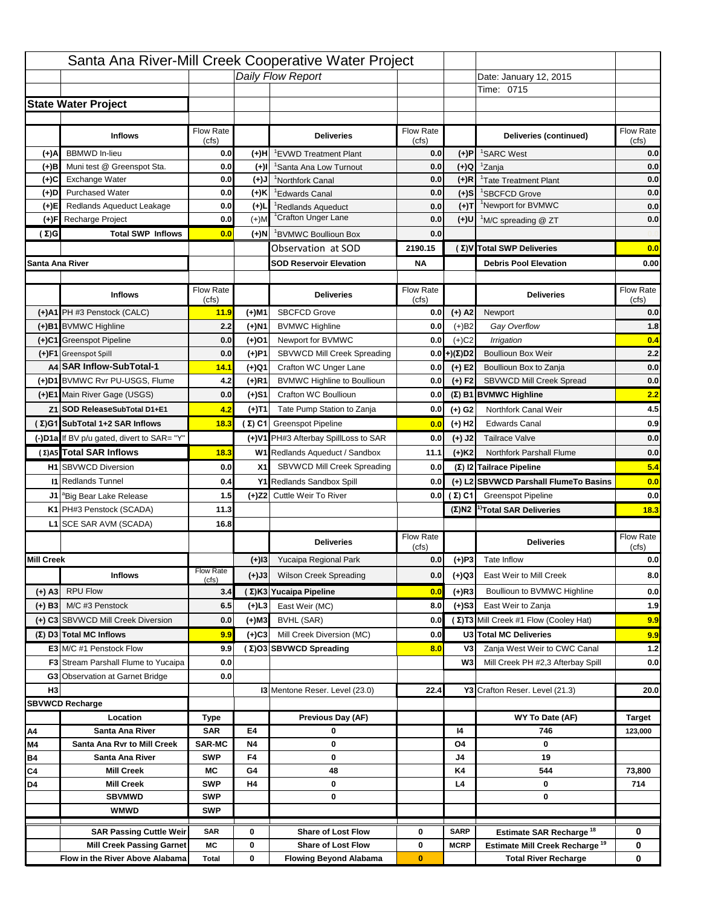# Santa Ana River-Mill Creek Cooperative Water Project

*Daily Flow Report*

Date: January 12, 2015

Time: 0715

## State Water Project

| | Inflows | Flow Rate (cfs) | | Deliveries | Flow Rate (cfs) | | Deliveries (continued) | Flow Rate (cfs) |
|---|---|---|---|---|---|---|---|---|
| (+)A | BBMWD In-lieu | 0.0 | (+)H | [1]EVWD Treatment Plant | 0.0 | (+)P | [1]SARC West | 0.0 |
| (+)B | Muni test @ Greenspot Sta. | 0.0 | (+)I | [1]Santa Ana Low Turnout | 0.0 | (+)Q | [1]Zanja | 0.0 |
| (+)C | Exchange Water | 0.0 | (+)J | [1]Northfork Canal | 0.0 | (+)R | [1]Tate Treatment Plant | 0.0 |
| (+)D | Purchased Water | 0.0 | (+)K | [1]Edwards Canal | 0.0 | (+)S | [1]SBCFCD Grove | 0.0 |
| (+)E | Redlands Aqueduct Leakage | 0.0 | (+)L | [1]Redlands Aqueduct | 0.0 | (+)T | [1]Newport for BVMWC | 0.0 |
| (+)F | Recharge Project | 0.0 | (+)M | [1]Crafton Unger Lane | 0.0 | (+)U | [1]M/C spreading @ ZT | 0.0 |
| (Σ)G | Total SWP Inflows | 0.0 | (+)N | [1]BVMWC Boullioun Box | 0.0 | | | |
| | | | | Observation at SOD | 2190.15 | (Σ)V | Total SWP Deliveries | 0.0 |
| Santa Ana River | | | | SOD Reservoir Elevation | NA | | Debris Pool Elevation | 0.00 |

## Santa Ana River

| | Inflows | Flow Rate (cfs) | | Deliveries | Flow Rate (cfs) | | Deliveries | Flow Rate (cfs) |
|---|---|---|---|---|---|---|---|---|
| (+)A1 | PH #3 Penstock (CALC) | 11.9 | (+)M1 | SBCFCD Grove | 0.0 | (+) A2 | Newport | 0.0 |
| (+)B1 | BVMWC Highline | 2.2 | (+)N1 | BVMWC Highline | 0.0 | (+)B2 | *Gay Overflow* | 1.8 |
| (+)C1 | Greenspot Pipeline | 0.0 | (+)O1 | Newport for BVMWC | 0.0 | (+)C2 | *Irrigation* | 0.4 |
| (+)F1 | Greenspot Spill | 0.0 | (+)P1 | SBVWCD Mill Creek Spreading | 0.0 | (+)(Σ)D2 | Boullioun Box Weir | 2.2 |
| A4 | SAR Inflow-SubTotal-1 | 14.1 | (+)Q1 | Crafton WC Unger Lane | 0.0 | (+) E2 | Boullioun Box to Zanja | 0.0 |
| (+)D1 | BVMWC Rvr PU-USGS, Flume | 4.2 | (+)R1 | BVMWC Highline to Boullioun | 0.0 | (+) F2 | SBVWCD Mill Creek Spread | 0.0 |
| (+)E1 | Main River Gage (USGS) | 0.0 | (+)S1 | Crafton WC Boulliuon | 0.0 | (Σ) B1 | BVMWC Highline | 2.2 |
| Z1 | SOD ReleaseSubTotal D1+E1 | 4.2 | (+)T1 | Tate Pump Station to Zanja | 0.0 | (+) G2 | Northfork Canal Weir | 4.5 |
| (Σ)G1 | SubTotal 1+2 SAR Inflows | 18.3 | (Σ) C1 | Greenspot Pipeline | 0.0 | (+) H2 | Edwards Canal | 0.9 |
| (-)D1a | If BV p/u gated, divert to SAR= "Y" | | (+)V1 | PH#3 Afterbay SpillLoss to SAR | 0.0 | (+) J2 | Tailrace Valve | 0.0 |
| (Σ)A5 | Total SAR Inflows | 18.3 | W1 | Redlands Aqueduct / Sandbox | 11.1 | (+)K2 | Northfork Parshall Flume | 0.0 |
| H1 | SBVWCD Diversion | 0.0 | X1 | SBVWCD Mill Creek Spreading | 0.0 | (Σ) I2 | Tailrace Pipeline | 5.4 |
| I1 | Redlands Tunnel | 0.4 | Y1 | Redlands Sandbox Spill | 0.0 | (+) L2 | SBVWCD Parshall FlumeTo Basins | 0.0 |
| J1 | [a]Big Bear Lake Release | 1.5 | (+)Z2 | Cuttle Weir To River | 0.0 | (Σ) C1 | Greenspot Pipeline | 0.0 |
| K1 | PH#3 Penstock (SCADA) | 11.3 | | | | (Σ)N2 | [1)]Total SAR Deliveries | 18.3 |
| L1 | SCE SAR AVM (SCADA) | 16.8 | | | | | | |

## Mill Creek

| | Inflows | Flow Rate (cfs) | | Deliveries | Flow Rate (cfs) | | Deliveries | Flow Rate (cfs) |
|---|---|---|---|---|---|---|---|---|
| | | | (+)I3 | Yucaipa Regional Park | 0.0 | (+)P3 | Tate Inflow | 0.0 |
| | | | (+)J3 | Wilson Creek Spreading | 0.0 | (+)Q3 | East Weir to Mill Creek | 8.0 |
| (+) A3 | RPU Flow | 3.4 | (Σ)K3 | Yucaipa Pipeline | 0.0 | (+)R3 | Boullioun to BVMWC Highline | 0.0 |
| (+) B3 | M/C #3 Penstock | 6.5 | (+)L3 | East Weir (MC) | 8.0 | (+)S3 | East Weir to Zanja | 1.9 |
| (+) C3 | SBVWCD Mill Creek Diversion | 0.0 | (+)M3 | BVHL (SAR) | 0.0 | (Σ)T3 | Mill Creek #1 Flow (Cooley Hat) | 9.9 |
| (Σ) D3 | Total MC Inflows | 9.9 | (+)C3 | Mill Creek Diversion (MC) | 0.0 | U3 | Total MC Deliveries | 9.9 |
| E3 | M/C #1 Penstock Flow | 9.9 | (Σ)O3 | SBVWCD Spreading | 8.0 | V3 | Zanja West Weir to CWC Canal | 1.2 |
| F3 | Stream Parshall Flume to Yucaipa | 0.0 | | | | W3 | Mill Creek PH #2,3 Afterbay Spill | 0.0 |
| G3 | Observation at Garnet Bridge | 0.0 | | | | | | |
| H3 | | | I3 | Mentone Reser. Level (23.0) | 22.4 | Y3 | Crafton Reser. Level (21.3) | 20.0 |

## SBVWCD Recharge

| | Location | Type | | Previous Day (AF) | | | WY To Date (AF) | Target |
|---|---|---|---|---|---|---|---|---|
| A4 | Santa Ana River | SAR | E4 | 0 | | I4 | 746 | 123,000 |
| M4 | Santa Ana Rvr to Mill Creek | SAR-MC | N4 | 0 | | O4 | 0 | |
| B4 | Santa Ana River | SWP | F4 | 0 | | J4 | 19 | |
| C4 | Mill Creek | MC | G4 | 48 | | K4 | 544 | 73,800 |
| D4 | Mill Creek | SWP | H4 | 0 | | L4 | 0 | 714 |
| | SBVMWD | SWP | | 0 | | | 0 | |
| | WMWD | SWP | | | | | | |
| | SAR Passing Cuttle Weir | SAR | 0 | Share of Lost Flow | 0 | SARP | Estimate SAR Recharge [18] | 0 |
| | Mill Creek Passing Garnet | MC | 0 | Share of Lost Flow | 0 | MCRP | Estimate Mill Creek Recharge [19] | 0 |
| | Flow in the River Above Alabama | Total | 0 | Flowing Beyond Alabama | 0 | | Total River Recharge | 0 |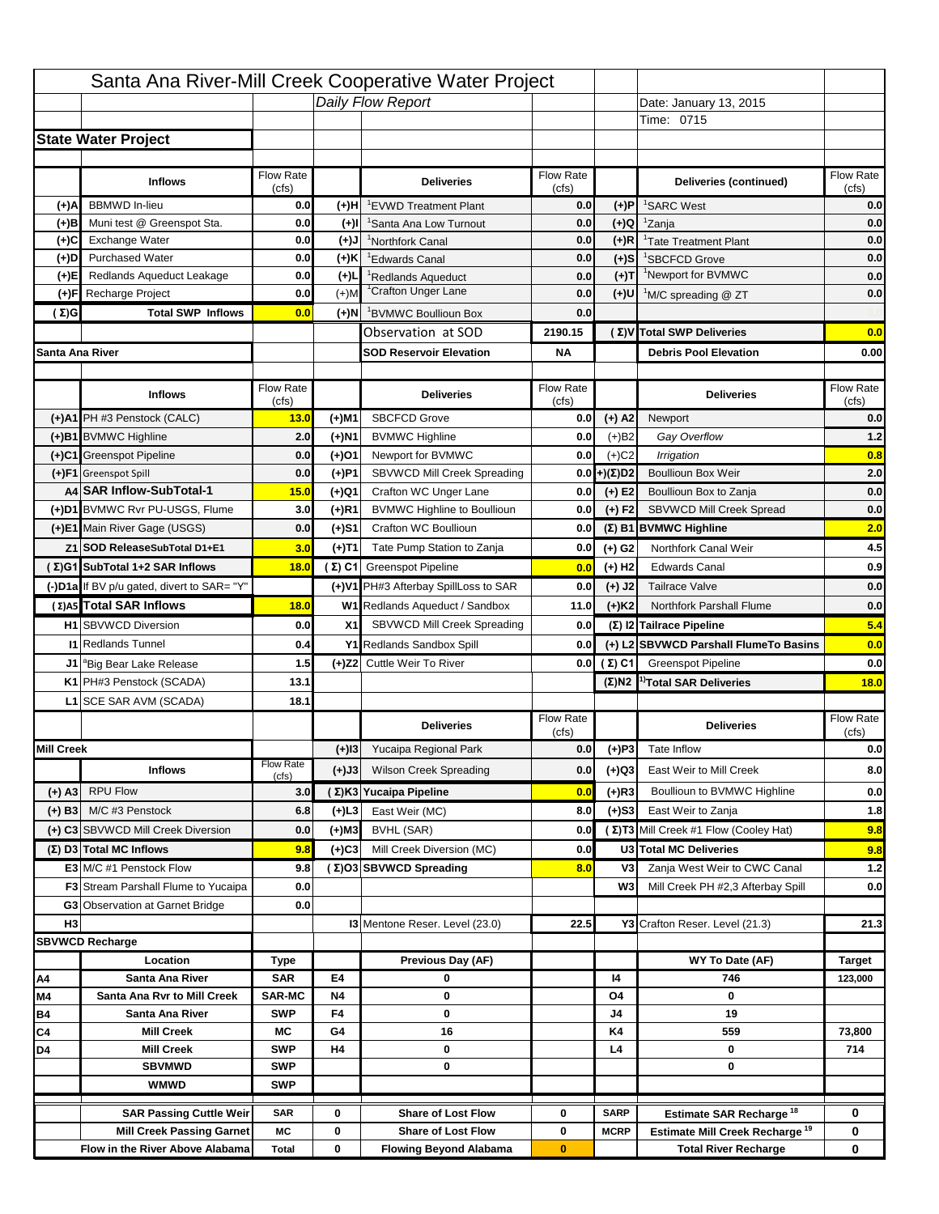# Santa Ana River-Mill Creek Cooperative Water Project

*Daily Flow Report*

Date: January 13, 2015
Time: 0715

## State Water Project

| | Inflows | Flow Rate (cfs) | | Deliveries | Flow Rate (cfs) | | Deliveries (continued) | Flow Rate (cfs) |
|---|---|---|---|---|---|---|---|---|
| (+)A | BBMWD In-lieu | 0.0 | (+)H | [1]EVWD Treatment Plant | 0.0 | (+)P | [1]SARC West | 0.0 |
| (+)B | Muni test @ Greenspot Sta. | 0.0 | (+)I | [1]Santa Ana Low Turnout | 0.0 | (+)Q | [1]Zanja | 0.0 |
| (+)C | Exchange Water | 0.0 | (+)J | [1]Northfork Canal | 0.0 | (+)R | [1]Tate Treatment Plant | 0.0 |
| (+)D | Purchased Water | 0.0 | (+)K | [1]Edwards Canal | 0.0 | (+)S | [1]SBCFCD Grove | 0.0 |
| (+)E | Redlands Aqueduct Leakage | 0.0 | (+)L | [1]Redlands Aqueduct | 0.0 | (+)T | [1]Newport for BVMWC | 0.0 |
| (+)F | Recharge Project | 0.0 | (+)M | [1]Crafton Unger Lane | 0.0 | (+)U | [1]M/C spreading @ ZT | 0.0 |
| (Σ)G | Total SWP Inflows | 0.0 | (+)N | [1]BVMWC Boullioun Box | 0.0 | | | |
| | | | | Observation at SOD | 2190.15 | (Σ)V | Total SWP Deliveries | 0.0 |
| | | | | SOD Reservoir Elevation | NA | | Debris Pool Elevation | 0.00 |

## Santa Ana River

| | Inflows | Flow Rate (cfs) | | Deliveries | Flow Rate (cfs) | | Deliveries | Flow Rate (cfs) |
|---|---|---|---|---|---|---|---|---|
| (+)A1 | PH #3 Penstock (CALC) | 13.0 | (+)M1 | SBCFCD Grove | 0.0 | (+) A2 | Newport | 0.0 |
| (+)B1 | BVMWC Highline | 2.0 | (+)N1 | BVMWC Highline | 0.0 | (+)B2 | *Gay Overflow* | 1.2 |
| (+)C1 | Greenspot Pipeline | 0.0 | (+)O1 | Newport for BVMWC | 0.0 | (+)C2 | *Irrigation* | 0.8 |
| (+)F1 | Greenspot Spill | 0.0 | (+)P1 | SBVWCD Mill Creek Spreading | 0.0 | +)(Σ)D2 | Boullioun Box Weir | 2.0 |
| A4 | SAR Inflow-SubTotal-1 | 15.0 | (+)Q1 | Crafton WC Unger Lane | 0.0 | (+) E2 | Boullioun Box to Zanja | 0.0 |
| (+)D1 | BVMWC Rvr PU-USGS, Flume | 3.0 | (+)R1 | BVMWC Highline to Boullioun | 0.0 | (+) F2 | SBVWCD Mill Creek Spread | 0.0 |
| (+)E1 | Main River Gage (USGS) | 0.0 | (+)S1 | Crafton WC Boullioun | 0.0 | (Σ) B1 | BVMWC Highline | 2.0 |
| Z1 | SOD ReleaseSubTotal D1+E1 | 3.0 | (+)T1 | Tate Pump Station to Zanja | 0.0 | (+) G2 | Northfork Canal Weir | 4.5 |
| (Σ)G1 | SubTotal 1+2 SAR Inflows | 18.0 | (Σ) C1 | Greenspot Pipeline | 0.0 | (+) H2 | Edwards Canal | 0.9 |
| (-)D1a | If BV p/u gated, divert to SAR= "Y" | | (+)V1 | PH#3 Afterbay SpillLoss to SAR | 0.0 | (+) J2 | Tailrace Valve | 0.0 |
| (Σ)A5 | Total SAR Inflows | 18.0 | W1 | Redlands Aqueduct / Sandbox | 11.0 | (+)K2 | Northfork Parshall Flume | 0.0 |
| H1 | SBVWCD Diversion | 0.0 | X1 | SBVWCD Mill Creek Spreading | 0.0 | (Σ) I2 | Tailrace Pipeline | 5.4 |
| I1 | Redlands Tunnel | 0.4 | Y1 | Redlands Sandbox Spill | 0.0 | (+) L2 | SBVWCD Parshall FlumeTo Basins | 0.0 |
| J1 | [a]Big Bear Lake Release | 1.5 | (+)Z2 | Cuttle Weir To River | 0.0 | (Σ) C1 | Greenspot Pipeline | 0.0 |
| K1 | PH#3 Penstock (SCADA) | 13.1 | | | | (Σ)N2 | [1)]Total SAR Deliveries | 18.0 |
| L1 | SCE SAR AVM (SCADA) | 18.1 | | | | | | |

## Mill Creek

| | Inflows | Flow Rate (cfs) | | Deliveries | Flow Rate (cfs) | | Deliveries | Flow Rate (cfs) |
|---|---|---|---|---|---|---|---|---|
| | | | (+)I3 | Yucaipa Regional Park | 0.0 | (+)P3 | Tate Inflow | 0.0 |
| | | | (+)J3 | Wilson Creek Spreading | 0.0 | (+)Q3 | East Weir to Mill Creek | 8.0 |
| (+) A3 | RPU Flow | 3.0 | (Σ)K3 | Yucaipa Pipeline | 0.0 | (+)R3 | Boullioun to BVMWC Highline | 0.0 |
| (+) B3 | M/C #3 Penstock | 6.8 | (+)L3 | East Weir (MC) | 8.0 | (+)S3 | East Weir to Zanja | 1.8 |
| (+) C3 | SBVWCD Mill Creek Diversion | 0.0 | (+)M3 | BVHL (SAR) | 0.0 | (Σ)T3 | Mill Creek #1 Flow (Cooley Hat) | 9.8 |
| (Σ) D3 | Total MC Inflows | 9.8 | (+)C3 | Mill Creek Diversion (MC) | 0.0 | U3 | Total MC Deliveries | 9.8 |
| E3 | M/C #1 Penstock Flow | 9.8 | (Σ)O3 | SBVWCD Spreading | 8.0 | V3 | Zanja West Weir to CWC Canal | 1.2 |
| F3 | Stream Parshall Flume to Yucaipa | 0.0 | | | | W3 | Mill Creek PH #2,3 Afterbay Spill | 0.0 |
| G3 | Observation at Garnet Bridge | 0.0 | | | | | | |
| H3 | | | I3 | Mentone Reser. Level (23.0) | 22.5 | Y3 | Crafton Reser. Level (21.3) | 21.3 |

## SBVWCD Recharge

| | Location | Type | | Previous Day (AF) | | | WY To Date (AF) | Target |
|---|---|---|---|---|---|---|---|---|
| A4 | Santa Ana River | SAR | E4 | 0 | | I4 | 746 | 123,000 |
| M4 | Santa Ana Rvr to Mill Creek | SAR-MC | N4 | 0 | | O4 | 0 | |
| B4 | Santa Ana River | SWP | F4 | 0 | | J4 | 19 | |
| C4 | Mill Creek | MC | G4 | 16 | | K4 | 559 | 73,800 |
| D4 | Mill Creek | SWP | H4 | 0 | | L4 | 0 | 714 |
| | SBVMWD | SWP | | 0 | | | 0 | |
| | WMWD | SWP | | | | | | |
| | SAR Passing Cuttle Weir | SAR | 0 | Share of Lost Flow | 0 | SARP | Estimate SAR Recharge [18] | 0 |
| | Mill Creek Passing Garnet | MC | 0 | Share of Lost Flow | 0 | MCRP | Estimate Mill Creek Recharge [19] | 0 |
| | Flow in the River Above Alabama | Total | 0 | Flowing Beyond Alabama | 0 | | Total River Recharge | 0 |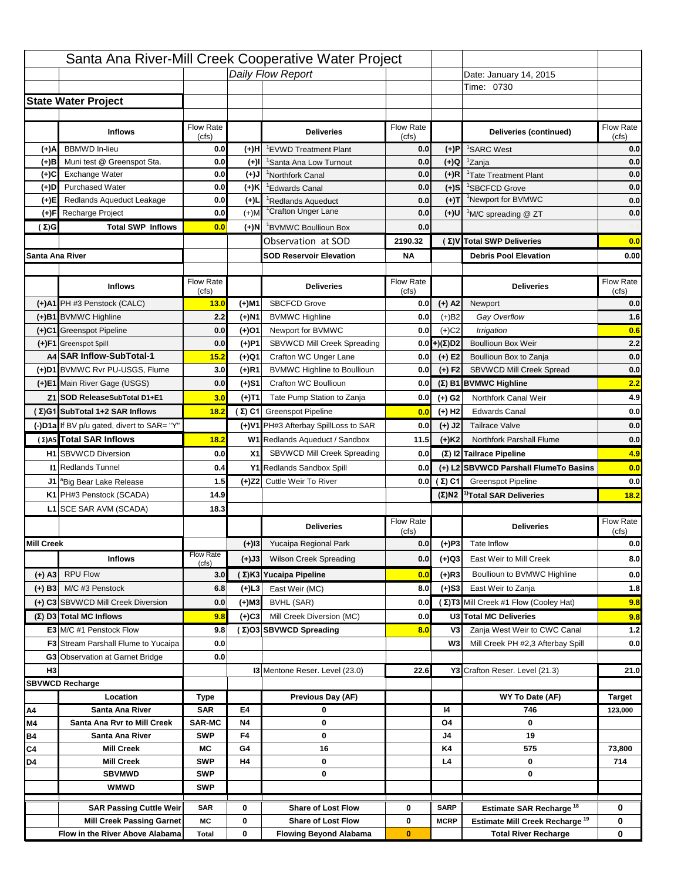# Santa Ana River-Mill Creek Cooperative Water Project

*Daily Flow Report*

Date: January 14, 2015

Time: 0730

## State Water Project

| | Inflows | Flow Rate (cfs) | | Deliveries | Flow Rate (cfs) | | Deliveries (continued) | Flow Rate (cfs) |
|---|---|---|---|---|---|---|---|---|
| (+)A | BBMWD In-lieu | 0.0 | (+)H | [1]EVWD Treatment Plant | 0.0 | (+)P | [1]SARC West | 0.0 |
| (+)B | Muni test @ Greenspot Sta. | 0.0 | (+)I | [1]Santa Ana Low Turnout | 0.0 | (+)Q | [1]Zanja | 0.0 |
| (+)C | Exchange Water | 0.0 | (+)J | [1]Northfork Canal | 0.0 | (+)R | [1]Tate Treatment Plant | 0.0 |
| (+)D | Purchased Water | 0.0 | (+)K | [1]Edwards Canal | 0.0 | (+)S | [1]SBCFCD Grove | 0.0 |
| (+)E | Redlands Aqueduct Leakage | 0.0 | (+)L | [1]Redlands Aqueduct | 0.0 | (+)T | [1]Newport for BVMWC | 0.0 |
| (+)F | Recharge Project | 0.0 | (+)M | [1]Crafton Unger Lane | 0.0 | (+)U | [1]M/C spreading @ ZT | 0.0 |
| (Σ)G | Total SWP Inflows | 0.0 | (+)N | [1]BVMWC Boullioun Box | 0.0 | | | |
| | | | | Observation at SOD | 2190.32 | (Σ)V | Total SWP Deliveries | 0.0 |
| Santa Ana River | | | | SOD Reservoir Elevation | NA | | Debris Pool Elevation | 0.00 |

| | Inflows | Flow Rate (cfs) | | Deliveries | Flow Rate (cfs) | | Deliveries | Flow Rate (cfs) |
|---|---|---|---|---|---|---|---|---|
| (+)A1 | PH #3 Penstock (CALC) | 13.0 | (+)M1 | SBCFCD Grove | 0.0 | (+) A2 | Newport | 0.0 |
| (+)B1 | BVMWC Highline | 2.2 | (+)N1 | BVMWC Highline | 0.0 | (+)B2 | *Gay Overflow* | 1.6 |
| (+)C1 | Greenspot Pipeline | 0.0 | (+)O1 | Newport for BVMWC | 0.0 | (+)C2 | *Irrigation* | 0.6 |
| (+)F1 | Greenspot Spill | 0.0 | (+)P1 | SBVWCD Mill Creek Spreading | 0.0 | +)(Σ)D2 | Boullioun Box Weir | 2.2 |
| A4 | SAR Inflow-SubTotal-1 | 15.2 | (+)Q1 | Crafton WC Unger Lane | 0.0 | (+) E2 | Boullioun Box to Zanja | 0.0 |
| (+)D1 | BVMWC Rvr PU-USGS, Flume | 3.0 | (+)R1 | BVMWC Highline to Boullioun | 0.0 | (+) F2 | SBVWCD Mill Creek Spread | 0.0 |
| (+)E1 | Main River Gage (USGS) | 0.0 | (+)S1 | Crafton WC Boullioun | 0.0 | (Σ) B1 | BVMWC Highline | 2.2 |
| Z1 | SOD ReleaseSubTotal D1+E1 | 3.0 | (+)T1 | Tate Pump Station to Zanja | 0.0 | (+) G2 | Northfork Canal Weir | 4.9 |
| (Σ)G1 | SubTotal 1+2 SAR Inflows | 18.2 | (Σ) C1 | Greenspot Pipeline | 0.0 | (+) H2 | Edwards Canal | 0.0 |
| (-)D1a | If BV p/u gated, divert to SAR= "Y" | | (+)V1 | PH#3 Afterbay SpillLoss to SAR | 0.0 | (+) J2 | Tailrace Valve | 0.0 |
| (Σ)A5 | Total SAR Inflows | 18.2 | W1 | Redlands Aqueduct / Sandbox | 11.5 | (+)K2 | Northfork Parshall Flume | 0.0 |
| H1 | SBVWCD Diversion | 0.0 | X1 | SBVWCD Mill Creek Spreading | 0.0 | (Σ) I2 | Tailrace Pipeline | 4.9 |
| I1 | Redlands Tunnel | 0.4 | Y1 | Redlands Sandbox Spill | 0.0 | (+) L2 | SBVWCD Parshall FlumeTo Basins | 0.0 |
| J1 | [a]Big Bear Lake Release | 1.5 | (+)Z2 | Cuttle Weir To River | 0.0 | (Σ) C1 | Greenspot Pipeline | 0.0 |
| K1 | PH#3 Penstock (SCADA) | 14.9 | | | | (Σ)N2 | [1)]Total SAR Deliveries | 18.2 |
| L1 | SCE SAR AVM (SCADA) | 18.3 | | | | | | |

| | | | | Deliveries | Flow Rate (cfs) | | Deliveries | Flow Rate (cfs) |
|---|---|---|---|---|---|---|---|---|
| Mill Creek | | | (+)I3 | Yucaipa Regional Park | 0.0 | (+)P3 | Tate Inflow | 0.0 |
| | Inflows | Flow Rate (cfs) | (+)J3 | Wilson Creek Spreading | 0.0 | (+)Q3 | East Weir to Mill Creek | 8.0 |
| (+) A3 | RPU Flow | 3.0 | (Σ)K3 | Yucaipa Pipeline | 0.0 | (+)R3 | Boullioun to BVMWC Highline | 0.0 |
| (+) B3 | M/C #3 Penstock | 6.8 | (+)L3 | East Weir (MC) | 8.0 | (+)S3 | East Weir to Zanja | 1.8 |
| (+) C3 | SBVWCD Mill Creek Diversion | 0.0 | (+)M3 | BVHL (SAR) | 0.0 | (Σ)T3 | Mill Creek #1 Flow (Cooley Hat) | 9.8 |
| (Σ) D3 | Total MC Inflows | 9.8 | (+)C3 | Mill Creek Diversion (MC) | 0.0 | U3 | Total MC Deliveries | 9.8 |
| E3 | M/C #1 Penstock Flow | 9.8 | (Σ)O3 | SBVWCD Spreading | 8.0 | V3 | Zanja West Weir to CWC Canal | 1.2 |
| F3 | Stream Parshall Flume to Yucaipa | 0.0 | | | | W3 | Mill Creek PH #2,3 Afterbay Spill | 0.0 |
| G3 | Observation at Garnet Bridge | 0.0 | | | | | | |
| H3 | | | | I3 Mentone Reser. Level (23.0) | 22.6 | | Y3 Crafton Reser. Level (21.3) | 21.0 |

## SBVWCD Recharge

| | Location | Type | | Previous Day (AF) | | | WY To Date (AF) | Target |
|---|---|---|---|---|---|---|---|---|
| A4 | Santa Ana River | SAR | E4 | 0 | | I4 | 746 | 123,000 |
| M4 | Santa Ana Rvr to Mill Creek | SAR-MC | N4 | 0 | | O4 | 0 | |
| B4 | Santa Ana River | SWP | F4 | 0 | | J4 | 19 | |
| C4 | Mill Creek | MC | G4 | 16 | | K4 | 575 | 73,800 |
| D4 | Mill Creek | SWP | H4 | 0 | | L4 | 0 | 714 |
| | SBVMWD | SWP | | 0 | | | 0 | |
| | WMWD | SWP | | | | | | |
| | | | | | | | | |
| | SAR Passing Cuttle Weir | SAR | 0 | Share of Lost Flow | 0 | SARP | Estimate SAR Recharge [18] | 0 |
| | Mill Creek Passing Garnet | MC | 0 | Share of Lost Flow | 0 | MCRP | Estimate Mill Creek Recharge [19] | 0 |
| | Flow in the River Above Alabama | Total | 0 | Flowing Beyond Alabama | 0 | | Total River Recharge | 0 |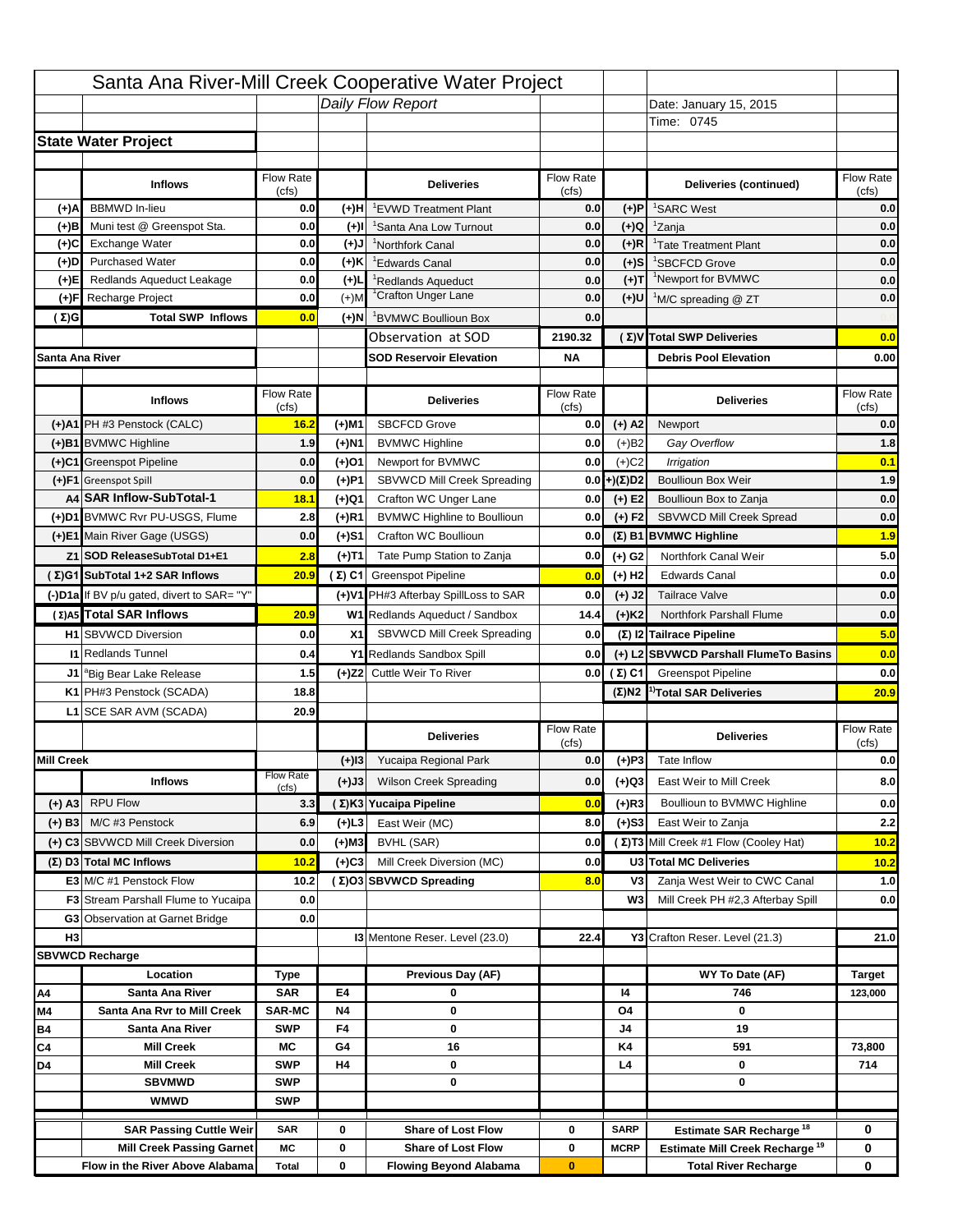# Santa Ana River-Mill Creek Cooperative Water Project

*Daily Flow Report*

Date: January 15, 2015
Time: 0745

## State Water Project

| | Inflows | Flow Rate (cfs) | | Deliveries | Flow Rate (cfs) | | Deliveries (continued) | Flow Rate (cfs) |
|---|---|---|---|---|---|---|---|---|
| (+)A | BBMWD In-lieu | 0.0 | (+)H | [1]EVWD Treatment Plant | 0.0 | (+)P | [1]SARC West | 0.0 |
| (+)B | Muni test @ Greenspot Sta. | 0.0 | (+)I | [1]Santa Ana Low Turnout | 0.0 | (+)Q | [1]Zanja | 0.0 |
| (+)C | Exchange Water | 0.0 | (+)J | [1]Northfork Canal | 0.0 | (+)R | [1]Tate Treatment Plant | 0.0 |
| (+)D | Purchased Water | 0.0 | (+)K | [1]Edwards Canal | 0.0 | (+)S | [1]SBCFCD Grove | 0.0 |
| (+)E | Redlands Aqueduct Leakage | 0.0 | (+)L | [1]Redlands Aqueduct | 0.0 | (+)T | [1]Newport for BVMWC | 0.0 |
| (+)F | Recharge Project | 0.0 | (+)M | [1]Crafton Unger Lane | 0.0 | (+)U | [1]M/C spreading @ ZT | 0.0 |
| (Σ)G | Total SWP Inflows | 0.0 | (+)N | [1]BVMWC Boullioun Box | 0.0 | | | |
| | | | | Observation at SOD | 2190.32 | (Σ)V | Total SWP Deliveries | 0.0 |
| Santa Ana River | | | | SOD Reservoir Elevation | NA | | Debris Pool Elevation | 0.00 |

| | Inflows | Flow Rate (cfs) | | Deliveries | Flow Rate (cfs) | | Deliveries | Flow Rate (cfs) |
|---|---|---|---|---|---|---|---|---|
| (+)A1 | PH #3 Penstock (CALC) | 16.2 | (+)M1 | SBCFCD Grove | 0.0 | (+) A2 | Newport | 0.0 |
| (+)B1 | BVMWC Highline | 1.9 | (+)N1 | BVMWC Highline | 0.0 | (+)B2 | *Gay Overflow* | 1.8 |
| (+)C1 | Greenspot Pipeline | 0.0 | (+)O1 | Newport for BVMWC | 0.0 | (+)C2 | *Irrigation* | 0.1 |
| (+)F1 | Greenspot Spill | 0.0 | (+)P1 | SBVWCD Mill Creek Spreading | 0.0 | (+)(Σ)D2 | Boullioun Box Weir | 1.9 |
| A4 | SAR Inflow-SubTotal-1 | 18.1 | (+)Q1 | Crafton WC Unger Lane | 0.0 | (+) E2 | Boullioun Box to Zanja | 0.0 |
| (+)D1 | BVMWC Rvr PU-USGS, Flume | 2.8 | (+)R1 | BVMWC Highline to Boullioun | 0.0 | (+) F2 | SBVWCD Mill Creek Spread | 0.0 |
| (+)E1 | Main River Gage (USGS) | 0.0 | (+)S1 | Crafton WC Boullioun | 0.0 | (Σ) B1 | BVMWC Highline | 1.9 |
| Z1 | SOD ReleaseSubTotal D1+E1 | 2.8 | (+)T1 | Tate Pump Station to Zanja | 0.0 | (+) G2 | Northfork Canal Weir | 5.0 |
| (Σ)G1 | SubTotal 1+2 SAR Inflows | 20.9 | (Σ) C1 | Greenspot Pipeline | 0.0 | (+) H2 | Edwards Canal | 0.0 |
| (-)D1a | If BV p/u gated, divert to SAR= "Y" | | (+)V1 | PH#3 Afterbay SpillLoss to SAR | 0.0 | (+) J2 | Tailrace Valve | 0.0 |
| (Σ)A5 | Total SAR Inflows | 20.9 | W1 | Redlands Aqueduct / Sandbox | 14.4 | (+)K2 | Northfork Parshall Flume | 0.0 |
| H1 | SBVWCD Diversion | 0.0 | X1 | SBVWCD Mill Creek Spreading | 0.0 | (Σ) I2 | Tailrace Pipeline | 5.0 |
| I1 | Redlands Tunnel | 0.4 | Y1 | Redlands Sandbox Spill | 0.0 | (+) L2 | SBVWCD Parshall FlumeTo Basins | 0.0 |
| J1 | [a]Big Bear Lake Release | 1.5 | (+)Z2 | Cuttle Weir To River | 0.0 | (Σ) C1 | Greenspot Pipeline | 0.0 |
| K1 | PH#3 Penstock (SCADA) | 18.8 | | | | (Σ)N2 | [1)]Total SAR Deliveries | 20.9 |
| L1 | SCE SAR AVM (SCADA) | 20.9 | | | | | | |

| | Inflows | Flow Rate (cfs) | | Deliveries | Flow Rate (cfs) | | Deliveries | Flow Rate (cfs) |
|---|---|---|---|---|---|---|---|---|
| Mill Creek | | | (+)I3 | Yucaipa Regional Park | 0.0 | (+)P3 | Tate Inflow | 0.0 |
| | | | (+)J3 | Wilson Creek Spreading | 0.0 | (+)Q3 | East Weir to Mill Creek | 8.0 |
| (+) A3 | RPU Flow | 3.3 | (Σ)K3 | Yucaipa Pipeline | 0.0 | (+)R3 | Boullioun to BVMWC Highline | 0.0 |
| (+) B3 | M/C #3 Penstock | 6.9 | (+)L3 | East Weir (MC) | 8.0 | (+)S3 | East Weir to Zanja | 2.2 |
| (+) C3 | SBVWCD Mill Creek Diversion | 0.0 | (+)M3 | BVHL (SAR) | 0.0 | (Σ)T3 | Mill Creek #1 Flow (Cooley Hat) | 10.2 |
| (Σ) D3 | Total MC Inflows | 10.2 | (+)C3 | Mill Creek Diversion (MC) | 0.0 | U3 | Total MC Deliveries | 10.2 |
| E3 | M/C #1 Penstock Flow | 10.2 | (Σ)O3 | SBVWCD Spreading | 8.0 | V3 | Zanja West Weir to CWC Canal | 1.0 |
| F3 | Stream Parshall Flume to Yucaipa | 0.0 | | | | W3 | Mill Creek PH #2,3 Afterbay Spill | 0.0 |
| G3 | Observation at Garnet Bridge | 0.0 | | | | | | |
| H3 | | | I3 | Mentone Reser. Level (23.0) | 22.4 | Y3 | Crafton Reser. Level (21.3) | 21.0 |

## SBVWCD Recharge

| | Location | Type | | Previous Day (AF) | | | WY To Date (AF) | Target |
|---|---|---|---|---|---|---|---|---|
| A4 | Santa Ana River | SAR | E4 | 0 | | I4 | 746 | 123,000 |
| M4 | Santa Ana Rvr to Mill Creek | SAR-MC | N4 | 0 | | O4 | 0 | |
| B4 | Santa Ana River | SWP | F4 | 0 | | J4 | 19 | |
| C4 | Mill Creek | MC | G4 | 16 | | K4 | 591 | 73,800 |
| D4 | Mill Creek | SWP | H4 | 0 | | L4 | 0 | 714 |
| | SBVMWD | SWP | | 0 | | | 0 | |
| | WMWD | SWP | | | | | | |
| | SAR Passing Cuttle Weir | SAR | 0 | Share of Lost Flow | 0 | SARP | Estimate SAR Recharge [18] | 0 |
| | Mill Creek Passing Garnet | MC | 0 | Share of Lost Flow | 0 | MCRP | Estimate Mill Creek Recharge [19] | 0 |
| | Flow in the River Above Alabama | Total | 0 | Flowing Beyond Alabama | 0 | | Total River Recharge | 0 |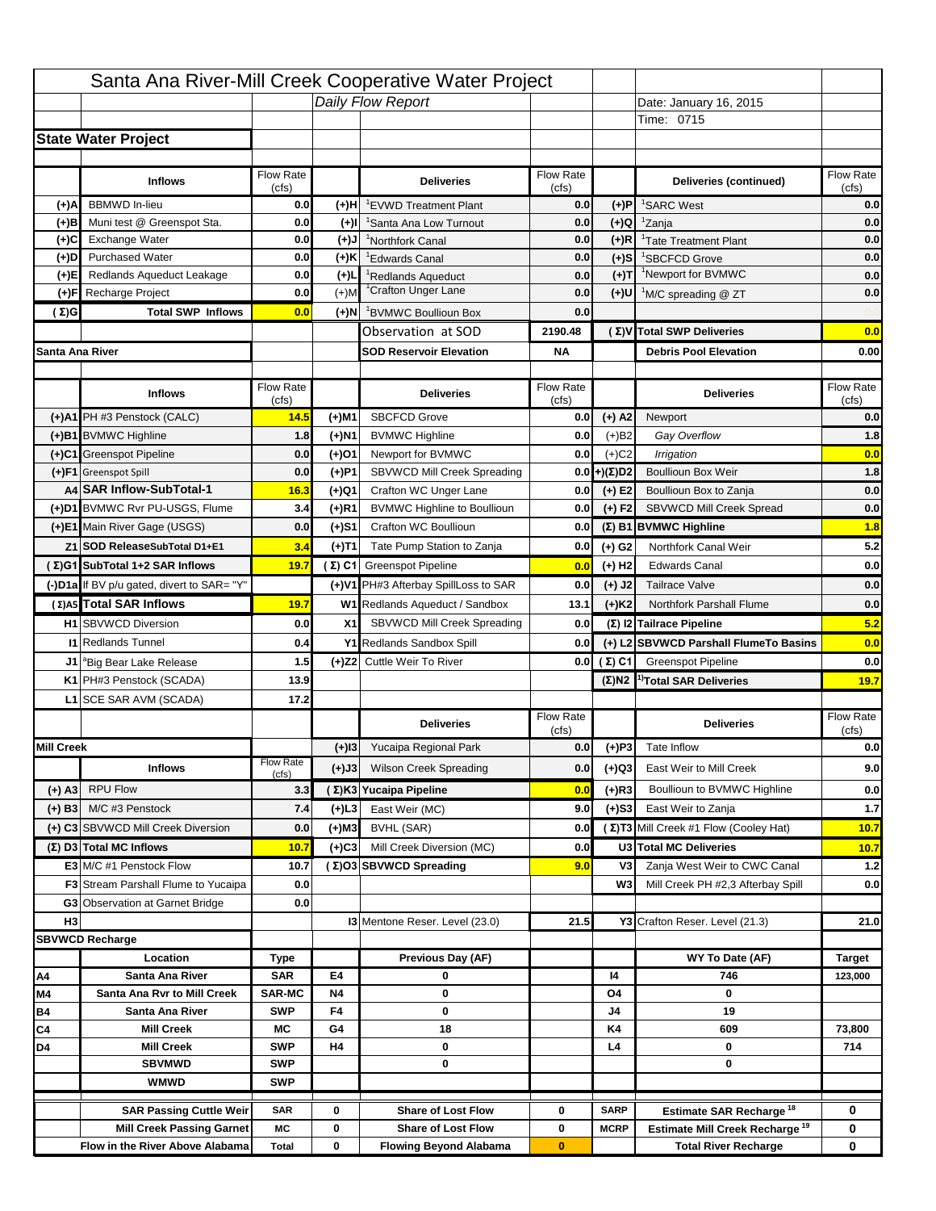# Santa Ana River-Mill Creek Cooperative Water Project

*Daily Flow Report*

Date: January 16, 2015

Time: 0715

## State Water Project

| | Inflows | Flow Rate (cfs) | | Deliveries | Flow Rate (cfs) | | Deliveries (continued) | Flow Rate (cfs) |
|---|---|---|---|---|---|---|---|---|
| (+)A | BBMWD In-lieu | 0.0 | (+)H | [1]EVWD Treatment Plant | 0.0 | (+)P | [1]SARC West | 0.0 |
| (+)B | Muni test @ Greenspot Sta. | 0.0 | (+)I | [1]Santa Ana Low Turnout | 0.0 | (+)Q | [1]Zanja | 0.0 |
| (+)C | Exchange Water | 0.0 | (+)J | [1]Northfork Canal | 0.0 | (+)R | [1]Tate Treatment Plant | 0.0 |
| (+)D | Purchased Water | 0.0 | (+)K | [1]Edwards Canal | 0.0 | (+)S | [1]SBCFCD Grove | 0.0 |
| (+)E | Redlands Aqueduct Leakage | 0.0 | (+)L | [1]Redlands Aqueduct | 0.0 | (+)T | [1]Newport for BVMWC | 0.0 |
| (+)F | Recharge Project | 0.0 | (+)M | [1]Crafton Unger Lane | 0.0 | (+)U | [1]M/C spreading @ ZT | 0.0 |
| (Σ)G | Total SWP Inflows | 0.0 | (+)N | [1]BVMWC Boullioun Box | 0.0 | | | |
| | | | | Observation at SOD | 2190.48 | (Σ)V | Total SWP Deliveries | 0.0 |
| Santa Ana River | | | | SOD Reservoir Elevation | NA | | Debris Pool Elevation | 0.00 |

## Santa Ana River

| | Inflows | Flow Rate (cfs) | | Deliveries | Flow Rate (cfs) | | Deliveries | Flow Rate (cfs) |
|---|---|---|---|---|---|---|---|---|
| (+)A1 | PH #3 Penstock (CALC) | 14.5 | (+)M1 | SBCFCD Grove | 0.0 | (+) A2 | Newport | 0.0 |
| (+)B1 | BVMWC Highline | 1.8 | (+)N1 | BVMWC Highline | 0.0 | (+)B2 | *Gay Overflow* | 1.8 |
| (+)C1 | Greenspot Pipeline | 0.0 | (+)O1 | Newport for BVMWC | 0.0 | (+)C2 | *Irrigation* | 0.0 |
| (+)F1 | Greenspot Spill | 0.0 | (+)P1 | SBVWCD Mill Creek Spreading | 0.0 | +)(Σ)D2 | Boullioun Box Weir | 1.8 |
| A4 | SAR Inflow-SubTotal-1 | 16.3 | (+)Q1 | Crafton WC Unger Lane | 0.0 | (+) E2 | Boullioun Box to Zanja | 0.0 |
| (+)D1 | BVMWC Rvr PU-USGS, Flume | 3.4 | (+)R1 | BVMWC Highline to Boullioun | 0.0 | (+) F2 | SBVWCD Mill Creek Spread | 0.0 |
| (+)E1 | Main River Gage (USGS) | 0.0 | (+)S1 | Crafton WC Boullioun | 0.0 | (Σ) B1 | BVMWC Highline | 1.8 |
| Z1 | SOD ReleaseSubTotal D1+E1 | 3.4 | (+)T1 | Tate Pump Station to Zanja | 0.0 | (+) G2 | Northfork Canal Weir | 5.2 |
| (Σ)G1 | SubTotal 1+2 SAR Inflows | 19.7 | (Σ) C1 | Greenspot Pipeline | 0.0 | (+) H2 | Edwards Canal | 0.0 |
| (-)D1a | If BV p/u gated, divert to SAR= "Y" | | (+)V1 | PH#3 Afterbay SpillLoss to SAR | 0.0 | (+) J2 | Tailrace Valve | 0.0 |
| (Σ)A5 | Total SAR Inflows | 19.7 | W1 | Redlands Aqueduct / Sandbox | 13.1 | (+)K2 | Northfork Parshall Flume | 0.0 |
| H1 | SBVWCD Diversion | 0.0 | X1 | SBVWCD Mill Creek Spreading | 0.0 | (Σ) I2 | Tailrace Pipeline | 5.2 |
| I1 | Redlands Tunnel | 0.4 | Y1 | Redlands Sandbox Spill | 0.0 | (+) L2 | SBVWCD Parshall FlumeTo Basins | 0.0 |
| J1 | [a]Big Bear Lake Release | 1.5 | (+)Z2 | Cuttle Weir To River | 0.0 | (Σ) C1 | Greenspot Pipeline | 0.0 |
| K1 | PH#3 Penstock (SCADA) | 13.9 | | | | (Σ)N2 | [1)]Total SAR Deliveries | 19.7 |
| L1 | SCE SAR AVM (SCADA) | 17.2 | | | | | | |

## Mill Creek

| | Inflows | Flow Rate (cfs) | | Deliveries | Flow Rate (cfs) | | Deliveries | Flow Rate (cfs) |
|---|---|---|---|---|---|---|---|---|
| | | | (+)I3 | Yucaipa Regional Park | 0.0 | (+)P3 | Tate Inflow | 0.0 |
| | | | (+)J3 | Wilson Creek Spreading | 0.0 | (+)Q3 | East Weir to Mill Creek | 9.0 |
| (+) A3 | RPU Flow | 3.3 | (Σ)K3 | Yucaipa Pipeline | 0.0 | (+)R3 | Boullioun to BVMWC Highline | 0.0 |
| (+) B3 | M/C #3 Penstock | 7.4 | (+)L3 | East Weir (MC) | 9.0 | (+)S3 | East Weir to Zanja | 1.7 |
| (+) C3 | SBVWCD Mill Creek Diversion | 0.0 | (+)M3 | BVHL (SAR) | 0.0 | (Σ)T3 | Mill Creek #1 Flow (Cooley Hat) | 10.7 |
| (Σ) D3 | Total MC Inflows | 10.7 | (+)C3 | Mill Creek Diversion (MC) | 0.0 | U3 | Total MC Deliveries | 10.7 |
| E3 | M/C #1 Penstock Flow | 10.7 | (Σ)O3 | SBVWCD Spreading | 9.0 | V3 | Zanja West Weir to CWC Canal | 1.2 |
| F3 | Stream Parshall Flume to Yucaipa | 0.0 | | | | W3 | Mill Creek PH #2,3 Afterbay Spill | 0.0 |
| G3 | Observation at Garnet Bridge | 0.0 | | | | | | |
| H3 | | | I3 | Mentone Reser. Level (23.0) | 21.5 | Y3 | Crafton Reser. Level (21.3) | 21.0 |

## SBVWCD Recharge

| | Location | Type | | Previous Day (AF) | | | WY To Date (AF) | Target |
|---|---|---|---|---|---|---|---|---|
| A4 | Santa Ana River | SAR | E4 | 0 | | I4 | 746 | 123,000 |
| M4 | Santa Ana Rvr to Mill Creek | SAR-MC | N4 | 0 | | O4 | 0 | |
| B4 | Santa Ana River | SWP | F4 | 0 | | J4 | 19 | |
| C4 | Mill Creek | MC | G4 | 18 | | K4 | 609 | 73,800 |
| D4 | Mill Creek | SWP | H4 | 0 | | L4 | 0 | 714 |
| | SBVMWD | SWP | | 0 | | | 0 | |
| | WMWD | SWP | | | | | | |
| | SAR Passing Cuttle Weir | SAR | 0 | Share of Lost Flow | 0 | SARP | Estimate SAR Recharge [18] | 0 |
| | Mill Creek Passing Garnet | MC | 0 | Share of Lost Flow | 0 | MCRP | Estimate Mill Creek Recharge [19] | 0 |
| | Flow in the River Above Alabama | Total | 0 | Flowing Beyond Alabama | 0 | | Total River Recharge | 0 |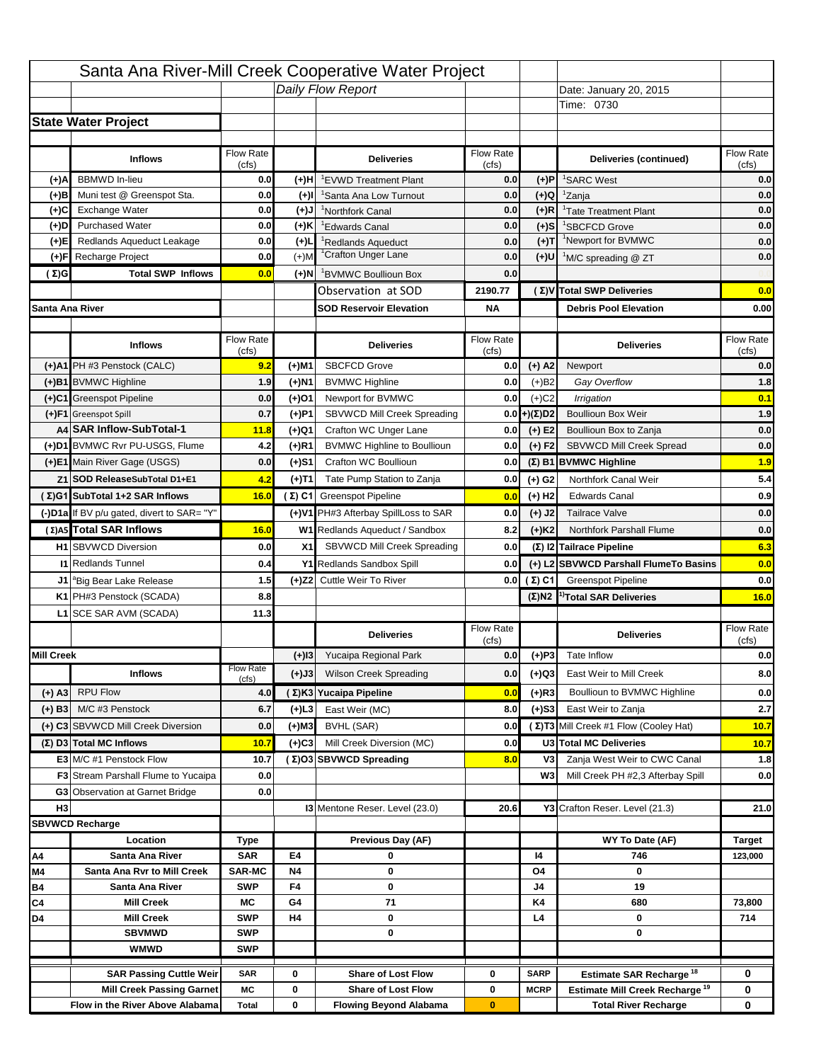# Santa Ana River-Mill Creek Cooperative Water Project

*Daily Flow Report*

Date: January 20, 2015

Time: 0730

## State Water Project

| | Inflows | Flow Rate (cfs) | | Deliveries | Flow Rate (cfs) | | Deliveries (continued) | Flow Rate (cfs) |
|---|---|---|---|---|---|---|---|---|
| (+)A | BBMWD In-lieu | 0.0 | (+)H | [1]EVWD Treatment Plant | 0.0 | (+)P | [1]SARC West | 0.0 |
| (+)B | Muni test @ Greenspot Sta. | 0.0 | (+)I | [1]Santa Ana Low Turnout | 0.0 | (+)Q | [1]Zanja | 0.0 |
| (+)C | Exchange Water | 0.0 | (+)J | [1]Northfork Canal | 0.0 | (+)R | [1]Tate Treatment Plant | 0.0 |
| (+)D | Purchased Water | 0.0 | (+)K | [1]Edwards Canal | 0.0 | (+)S | [1]SBCFCD Grove | 0.0 |
| (+)E | Redlands Aqueduct Leakage | 0.0 | (+)L | [1]Redlands Aqueduct | 0.0 | (+)T | [1]Newport for BVMWC | 0.0 |
| (+)F | Recharge Project | 0.0 | (+)M | [1]Crafton Unger Lane | 0.0 | (+)U | [1]M/C spreading @ ZT | 0.0 |
| (Σ)G | Total SWP Inflows | 0.0 | (+)N | [1]BVMWC Boullioun Box | 0.0 | | | |
| | | | | Observation at SOD | 2190.77 | (Σ)V | Total SWP Deliveries | 0.0 |
| Santa Ana River | | | | SOD Reservoir Elevation | NA | | Debris Pool Elevation | 0.00 |

| | Inflows | Flow Rate (cfs) | | Deliveries | Flow Rate (cfs) | | Deliveries | Flow Rate (cfs) |
|---|---|---|---|---|---|---|---|---|
| (+)A1 | PH #3 Penstock (CALC) | 9.2 | (+)M1 | SBCFCD Grove | 0.0 | (+) A2 | Newport | 0.0 |
| (+)B1 | BVMWC Highline | 1.9 | (+)N1 | BVMWC Highline | 0.0 | (+)B2 | *Gay Overflow* | 1.8 |
| (+)C1 | Greenspot Pipeline | 0.0 | (+)O1 | Newport for BVMWC | 0.0 | (+)C2 | *Irrigation* | 0.1 |
| (+)F1 | Greenspot Spill | 0.7 | (+)P1 | SBVWCD Mill Creek Spreading | 0.0 | (+)(Σ)D2 | Boullioun Box Weir | 1.9 |
| A4 | SAR Inflow-SubTotal-1 | 11.8 | (+)Q1 | Crafton WC Unger Lane | 0.0 | (+) E2 | Boullioun Box to Zanja | 0.0 |
| (+)D1 | BVMWC Rvr PU-USGS, Flume | 4.2 | (+)R1 | BVMWC Highline to Boullioun | 0.0 | (+) F2 | SBVWCD Mill Creek Spread | 0.0 |
| (+)E1 | Main River Gage (USGS) | 0.0 | (+)S1 | Crafton WC Boullioun | 0.0 | (Σ) B1 | BVMWC Highline | 1.9 |
| Z1 | SOD ReleaseSubTotal D1+E1 | 4.2 | (+)T1 | Tate Pump Station to Zanja | 0.0 | (+) G2 | Northfork Canal Weir | 5.4 |
| (Σ)G1 | SubTotal 1+2 SAR Inflows | 16.0 | (Σ) C1 | Greenspot Pipeline | 0.0 | (+) H2 | Edwards Canal | 0.9 |
| (-)D1a | If BV p/u gated, divert to SAR= "Y" | | (+)V1 | PH#3 Afterbay SpillLoss to SAR | 0.0 | (+) J2 | Tailrace Valve | 0.0 |
| (Σ)A5 | Total SAR Inflows | 16.0 | W1 | Redlands Aqueduct / Sandbox | 8.2 | (+)K2 | Northfork Parshall Flume | 0.0 |
| H1 | SBVWCD Diversion | 0.0 | X1 | SBVWCD Mill Creek Spreading | 0.0 | (Σ) I2 | Tailrace Pipeline | 6.3 |
| I1 | Redlands Tunnel | 0.4 | Y1 | Redlands Sandbox Spill | 0.0 | (+) L2 | SBVWCD Parshall FlumeTo Basins | 0.0 |
| J1 | [a]Big Bear Lake Release | 1.5 | (+)Z2 | Cuttle Weir To River | 0.0 | (Σ) C1 | Greenspot Pipeline | 0.0 |
| K1 | PH#3 Penstock (SCADA) | 8.8 | | | | (Σ)N2 | [1)]Total SAR Deliveries | 16.0 |
| L1 | SCE SAR AVM (SCADA) | 11.3 | | | | | | |

| | Inflows | Flow Rate (cfs) | | Deliveries | Flow Rate (cfs) | | Deliveries | Flow Rate (cfs) |
|---|---|---|---|---|---|---|---|---|
| Mill Creek | | | (+)I3 | Yucaipa Regional Park | 0.0 | (+)P3 | Tate Inflow | 0.0 |
| | | | (+)J3 | Wilson Creek Spreading | 0.0 | (+)Q3 | East Weir to Mill Creek | 8.0 |
| (+) A3 | RPU Flow | 4.0 | (Σ)K3 | Yucaipa Pipeline | 0.0 | (+)R3 | Boullioun to BVMWC Highline | 0.0 |
| (+) B3 | M/C #3 Penstock | 6.7 | (+)L3 | East Weir (MC) | 8.0 | (+)S3 | East Weir to Zanja | 2.7 |
| (+) C3 | SBVWCD Mill Creek Diversion | 0.0 | (+)M3 | BVHL (SAR) | 0.0 | (Σ)T3 | Mill Creek #1 Flow (Cooley Hat) | 10.7 |
| (Σ) D3 | Total MC Inflows | 10.7 | (+)C3 | Mill Creek Diversion (MC) | 0.0 | U3 | Total MC Deliveries | 10.7 |
| E3 | M/C #1 Penstock Flow | 10.7 | (Σ)O3 | SBVWCD Spreading | 8.0 | V3 | Zanja West Weir to CWC Canal | 1.8 |
| F3 | Stream Parshall Flume to Yucaipa | 0.0 | | | | W3 | Mill Creek PH #2,3 Afterbay Spill | 0.0 |
| G3 | Observation at Garnet Bridge | 0.0 | | | | | | |
| H3 | | | I3 | Mentone Reser. Level (23.0) | 20.6 | Y3 | Crafton Reser. Level (21.3) | 21.0 |

## SBVWCD Recharge

| | Location | Type | | Previous Day (AF) | | | WY To Date (AF) | Target |
|---|---|---|---|---|---|---|---|---|
| A4 | Santa Ana River | SAR | E4 | 0 | | I4 | 746 | 123,000 |
| M4 | Santa Ana Rvr to Mill Creek | SAR-MC | N4 | 0 | | O4 | 0 | |
| B4 | Santa Ana River | SWP | F4 | 0 | | J4 | 19 | |
| C4 | Mill Creek | MC | G4 | 71 | | K4 | 680 | 73,800 |
| D4 | Mill Creek | SWP | H4 | 0 | | L4 | 0 | 714 |
| | SBVMWD | SWP | | 0 | | | 0 | |
| | WMWD | SWP | | | | | | |

| | | | | | | | |
|---|---|---|---|---|---|---|---|
| SAR Passing Cuttle Weir | SAR | 0 | Share of Lost Flow | 0 | SARP | Estimate SAR Recharge [18] | 0 |
| Mill Creek Passing Garnet | MC | 0 | Share of Lost Flow | 0 | MCRP | Estimate Mill Creek Recharge [19] | 0 |
| Flow in the River Above Alabama | Total | 0 | Flowing Beyond Alabama | 0 | | Total River Recharge | 0 |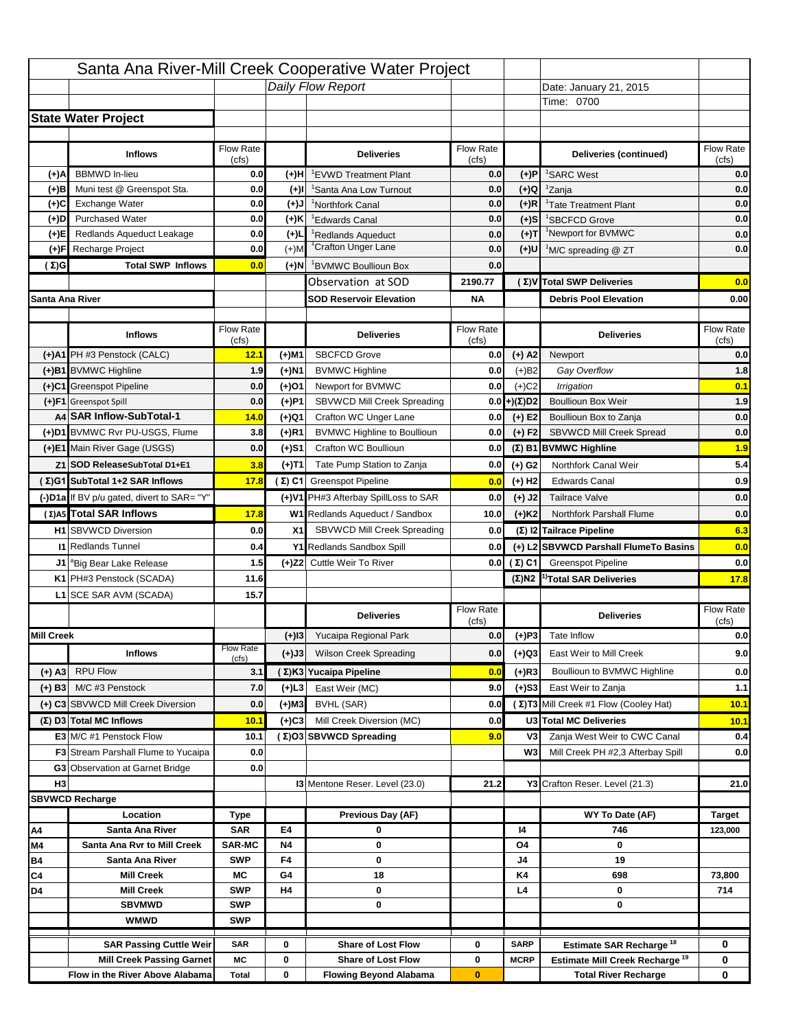# Santa Ana River-Mill Creek Cooperative Water Project

*Daily Flow Report*

Date: January 21, 2015

Time: 0700

## State Water Project

| | Inflows | Flow Rate (cfs) | | Deliveries | Flow Rate (cfs) | | Deliveries (continued) | Flow Rate (cfs) |
|---|---|---|---|---|---|---|---|---|
| (+)A | BBMWD In-lieu | 0.0 | (+)H | [1]EVWD Treatment Plant | 0.0 | (+)P | [1]SARC West | 0.0 |
| (+)B | Muni test @ Greenspot Sta. | 0.0 | (+)I | [1]Santa Ana Low Turnout | 0.0 | (+)Q | [1]Zanja | 0.0 |
| (+)C | Exchange Water | 0.0 | (+)J | [1]Northfork Canal | 0.0 | (+)R | [1]Tate Treatment Plant | 0.0 |
| (+)D | Purchased Water | 0.0 | (+)K | [1]Edwards Canal | 0.0 | (+)S | [1]SBCFCD Grove | 0.0 |
| (+)E | Redlands Aqueduct Leakage | 0.0 | (+)L | [1]Redlands Aqueduct | 0.0 | (+)T | [1]Newport for BVMWC | 0.0 |
| (+)F | Recharge Project | 0.0 | (+)M | [1]Crafton Unger Lane | 0.0 | (+)U | [1]M/C spreading @ ZT | 0.0 |
| (Σ)G | Total SWP Inflows | 0.0 | (+)N | [1]BVMWC Boullioun Box | 0.0 | | | |
| | | | | Observation at SOD | 2190.77 | (Σ)V | Total SWP Deliveries | 0.0 |
| | | | | SOD Reservoir Elevation | NA | | Debris Pool Elevation | 0.00 |

## Santa Ana River

| | Inflows | Flow Rate (cfs) | | Deliveries | Flow Rate (cfs) | | Deliveries | Flow Rate (cfs) |
|---|---|---|---|---|---|---|---|---|
| (+)A1 | PH #3 Penstock (CALC) | 12.1 | (+)M1 | SBCFCD Grove | 0.0 | (+) A2 | Newport | 0.0 |
| (+)B1 | BVMWC Highline | 1.9 | (+)N1 | BVMWC Highline | 0.0 | (+)B2 | *Gay Overflow* | 1.8 |
| (+)C1 | Greenspot Pipeline | 0.0 | (+)O1 | Newport for BVMWC | 0.0 | (+)C2 | *Irrigation* | 0.1 |
| (+)F1 | Greenspot Spill | 0.0 | (+)P1 | SBVWCD Mill Creek Spreading | 0.0 | +)(Σ)D2 | Boullioun Box Weir | 1.9 |
| A4 | SAR Inflow-SubTotal-1 | 14.0 | (+)Q1 | Crafton WC Unger Lane | 0.0 | (+) E2 | Boullioun Box to Zanja | 0.0 |
| (+)D1 | BVMWC Rvr PU-USGS, Flume | 3.8 | (+)R1 | BVMWC Highline to Boullioun | 0.0 | (+) F2 | SBVWCD Mill Creek Spread | 0.0 |
| (+)E1 | Main River Gage (USGS) | 0.0 | (+)S1 | Crafton WC Boullioun | 0.0 | (Σ) B1 | BVMWC Highline | 1.9 |
| Z1 | SOD ReleaseSubTotal D1+E1 | 3.8 | (+)T1 | Tate Pump Station to Zanja | 0.0 | (+) G2 | Northfork Canal Weir | 5.4 |
| (Σ)G1 | SubTotal 1+2 SAR Inflows | 17.8 | (Σ) C1 | Greenspot Pipeline | 0.0 | (+) H2 | Edwards Canal | 0.9 |
| (-)D1a | If BV p/u gated, divert to SAR= "Y" | | (+)V1 | PH#3 Afterbay SpillLoss to SAR | 0.0 | (+) J2 | Tailrace Valve | 0.0 |
| (Σ)A5 | Total SAR Inflows | 17.8 | W1 | Redlands Aqueduct / Sandbox | 10.0 | (+)K2 | Northfork Parshall Flume | 0.0 |
| H1 | SBVWCD Diversion | 0.0 | X1 | SBVWCD Mill Creek Spreading | 0.0 | (Σ) I2 | Tailrace Pipeline | 6.3 |
| I1 | Redlands Tunnel | 0.4 | Y1 | Redlands Sandbox Spill | 0.0 | (+) L2 | SBVWCD Parshall FlumeTo Basins | 0.0 |
| J1 | [a]Big Bear Lake Release | 1.5 | (+)Z2 | Cuttle Weir To River | 0.0 | (Σ) C1 | Greenspot Pipeline | 0.0 |
| K1 | PH#3 Penstock (SCADA) | 11.6 | | | | (Σ)N2 | [1)]Total SAR Deliveries | 17.8 |
| L1 | SCE SAR AVM (SCADA) | 15.7 | | | | | | |

## Mill Creek

| | Inflows | Flow Rate (cfs) | | Deliveries | Flow Rate (cfs) | | Deliveries | Flow Rate (cfs) |
|---|---|---|---|---|---|---|---|---|
| | | | (+)I3 | Yucaipa Regional Park | 0.0 | (+)P3 | Tate Inflow | 0.0 |
| | | | (+)J3 | Wilson Creek Spreading | 0.0 | (+)Q3 | East Weir to Mill Creek | 9.0 |
| (+) A3 | RPU Flow | 3.1 | (Σ)K3 | Yucaipa Pipeline | 0.0 | (+)R3 | Boullioun to BVMWC Highline | 0.0 |
| (+) B3 | M/C #3 Penstock | 7.0 | (+)L3 | East Weir (MC) | 9.0 | (+)S3 | East Weir to Zanja | 1.1 |
| (+) C3 | SBVWCD Mill Creek Diversion | 0.0 | (+)M3 | BVHL (SAR) | 0.0 | (Σ)T3 | Mill Creek #1 Flow (Cooley Hat) | 10.1 |
| (Σ) D3 | Total MC Inflows | 10.1 | (+)C3 | Mill Creek Diversion (MC) | 0.0 | U3 | Total MC Deliveries | 10.1 |
| E3 | M/C #1 Penstock Flow | 10.1 | (Σ)O3 | SBVWCD Spreading | 9.0 | V3 | Zanja West Weir to CWC Canal | 0.4 |
| F3 | Stream Parshall Flume to Yucaipa | 0.0 | | | | W3 | Mill Creek PH #2,3 Afterbay Spill | 0.0 |
| G3 | Observation at Garnet Bridge | 0.0 | | | | | | |
| H3 | | | I3 | Mentone Reser. Level (23.0) | 21.2 | Y3 | Crafton Reser. Level (21.3) | 21.0 |

## SBVWCD Recharge

| | Location | Type | | Previous Day (AF) | | | WY To Date (AF) | Target |
|---|---|---|---|---|---|---|---|---|
| A4 | Santa Ana River | SAR | E4 | 0 | | I4 | 746 | 123,000 |
| M4 | Santa Ana Rvr to Mill Creek | SAR-MC | N4 | 0 | | O4 | 0 | |
| B4 | Santa Ana River | SWP | F4 | 0 | | J4 | 19 | |
| C4 | Mill Creek | MC | G4 | 18 | | K4 | 698 | 73,800 |
| D4 | Mill Creek | SWP | H4 | 0 | | L4 | 0 | 714 |
| | SBVMWD | SWP | | 0 | | | 0 | |
| | WMWD | SWP | | | | | | |
| | SAR Passing Cuttle Weir | SAR | 0 | Share of Lost Flow | 0 | SARP | Estimate SAR Recharge [18] | 0 |
| | Mill Creek Passing Garnet | MC | 0 | Share of Lost Flow | 0 | MCRP | Estimate Mill Creek Recharge [19] | 0 |
| | Flow in the River Above Alabama | Total | 0 | Flowing Beyond Alabama | 0 | | Total River Recharge | 0 |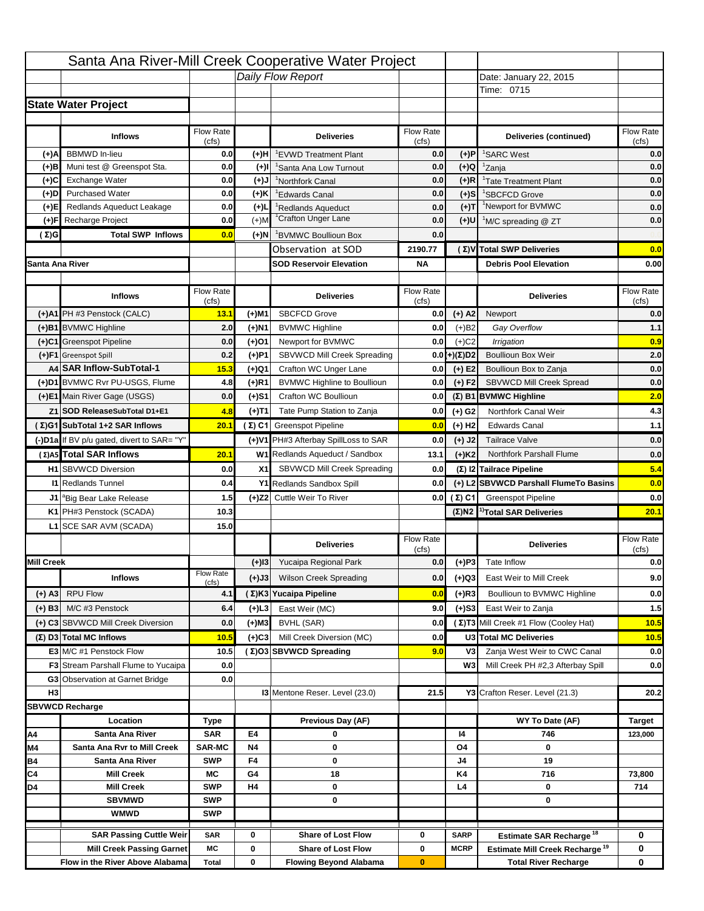# Santa Ana River-Mill Creek Cooperative Water Project

*Daily Flow Report*

Date: January 22, 2015

Time: 0715

## State Water Project

| | Inflows | Flow Rate (cfs) | | Deliveries | Flow Rate (cfs) | | Deliveries (continued) | Flow Rate (cfs) |
|---|---|---|---|---|---|---|---|---|
| (+)A | BBMWD In-lieu | 0.0 | (+)H | [1]EVWD Treatment Plant | 0.0 | (+)P | [1]SARC West | 0.0 |
| (+)B | Muni test @ Greenspot Sta. | 0.0 | (+)I | [1]Santa Ana Low Turnout | 0.0 | (+)Q | [1]Zanja | 0.0 |
| (+)C | Exchange Water | 0.0 | (+)J | [1]Northfork Canal | 0.0 | (+)R | [1]Tate Treatment Plant | 0.0 |
| (+)D | Purchased Water | 0.0 | (+)K | [1]Edwards Canal | 0.0 | (+)S | [1]SBCFCD Grove | 0.0 |
| (+)E | Redlands Aqueduct Leakage | 0.0 | (+)L | [1]Redlands Aqueduct | 0.0 | (+)T | [1]Newport for BVMWC | 0.0 |
| (+)F | Recharge Project | 0.0 | (+)M | [1]Crafton Unger Lane | 0.0 | (+)U | [1]M/C spreading @ ZT | 0.0 |
| (Σ)G | Total SWP Inflows | 0.0 | (+)N | [1]BVMWC Boullioun Box | 0.0 | | | |
| | | | | Observation at SOD | 2190.77 | (Σ)V | Total SWP Deliveries | 0.0 |
| Santa Ana River | | | | SOD Reservoir Elevation | NA | | Debris Pool Elevation | 0.00 |

| | Inflows | Flow Rate (cfs) | | Deliveries | Flow Rate (cfs) | | Deliveries | Flow Rate (cfs) |
|---|---|---|---|---|---|---|---|---|
| (+)A1 | PH #3 Penstock (CALC) | 13.1 | (+)M1 | SBCFCD Grove | 0.0 | (+) A2 | Newport | 0.0 |
| (+)B1 | BVMWC Highline | 2.0 | (+)N1 | BVMWC Highline | 0.0 | (+)B2 | *Gay Overflow* | 1.1 |
| (+)C1 | Greenspot Pipeline | 0.0 | (+)O1 | Newport for BVMWC | 0.0 | (+)C2 | *Irrigation* | 0.9 |
| (+)F1 | Greenspot Spill | 0.2 | (+)P1 | SBVWCD Mill Creek Spreading | 0.0 | (+)(Σ)D2 | Boullioun Box Weir | 2.0 |
| A4 | SAR Inflow-SubTotal-1 | 15.3 | (+)Q1 | Crafton WC Unger Lane | 0.0 | (+) E2 | Boullioun Box to Zanja | 0.0 |
| (+)D1 | BVMWC Rvr PU-USGS, Flume | 4.8 | (+)R1 | BVMWC Highline to Boullioun | 0.0 | (+) F2 | SBVWCD Mill Creek Spread | 0.0 |
| (+)E1 | Main River Gage (USGS) | 0.0 | (+)S1 | Crafton WC Boullioun | 0.0 | (Σ) B1 | BVMWC Highline | 2.0 |
| Z1 | SOD ReleaseSubTotal D1+E1 | 4.8 | (+)T1 | Tate Pump Station to Zanja | 0.0 | (+) G2 | Northfork Canal Weir | 4.3 |
| (Σ)G1 | SubTotal 1+2 SAR Inflows | 20.1 | (Σ) C1 | Greenspot Pipeline | 0.0 | (+) H2 | Edwards Canal | 1.1 |
| (-)D1a | If BV p/u gated, divert to SAR= "Y" | | (+)V1 | PH#3 Afterbay SpillLoss to SAR | 0.0 | (+) J2 | Tailrace Valve | 0.0 |
| (Σ)A5 | Total SAR Inflows | 20.1 | W1 | Redlands Aqueduct / Sandbox | 13.1 | (+)K2 | Northfork Parshall Flume | 0.0 |
| H1 | SBVWCD Diversion | 0.0 | X1 | SBVWCD Mill Creek Spreading | 0.0 | (Σ) I2 | Tailrace Pipeline | 5.4 |
| I1 | Redlands Tunnel | 0.4 | Y1 | Redlands Sandbox Spill | 0.0 | (+) L2 | SBVWCD Parshall FlumeTo Basins | 0.0 |
| J1 | [a]Big Bear Lake Release | 1.5 | (+)Z2 | Cuttle Weir To River | 0.0 | (Σ) C1 | Greenspot Pipeline | 0.0 |
| K1 | PH#3 Penstock (SCADA) | 10.3 | | | | (Σ)N2 | [1)]Total SAR Deliveries | 20.1 |
| L1 | SCE SAR AVM (SCADA) | 15.0 | | | | | | |

| | Inflows | Flow Rate (cfs) | | Deliveries | Flow Rate (cfs) | | Deliveries | Flow Rate (cfs) |
|---|---|---|---|---|---|---|---|---|
| Mill Creek | | | (+)I3 | Yucaipa Regional Park | 0.0 | (+)P3 | Tate Inflow | 0.0 |
| | | | (+)J3 | Wilson Creek Spreading | 0.0 | (+)Q3 | East Weir to Mill Creek | 9.0 |
| (+) A3 | RPU Flow | 4.1 | (Σ)K3 | Yucaipa Pipeline | 0.0 | (+)R3 | Boullioun to BVMWC Highline | 0.0 |
| (+) B3 | M/C #3 Penstock | 6.4 | (+)L3 | East Weir (MC) | 9.0 | (+)S3 | East Weir to Zanja | 1.5 |
| (+) C3 | SBVWCD Mill Creek Diversion | 0.0 | (+)M3 | BVHL (SAR) | 0.0 | (Σ)T3 | Mill Creek #1 Flow (Cooley Hat) | 10.5 |
| (Σ) D3 | Total MC Inflows | 10.5 | (+)C3 | Mill Creek Diversion (MC) | 0.0 | U3 | Total MC Deliveries | 10.5 |
| E3 | M/C #1 Penstock Flow | 10.5 | (Σ)O3 | SBVWCD Spreading | 9.0 | V3 | Zanja West Weir to CWC Canal | 0.0 |
| F3 | Stream Parshall Flume to Yucaipa | 0.0 | | | | W3 | Mill Creek PH #2,3 Afterbay Spill | 0.0 |
| G3 | Observation at Garnet Bridge | 0.0 | | | | | | |
| H3 | | | | I3 Mentone Reser. Level (23.0) | 21.5 | Y3 | Crafton Reser. Level (21.3) | 20.2 |

## SBVWCD Recharge

| | Location | Type | | Previous Day (AF) | | | WY To Date (AF) | Target |
|---|---|---|---|---|---|---|---|---|
| A4 | Santa Ana River | SAR | E4 | 0 | | I4 | 746 | 123,000 |
| M4 | Santa Ana Rvr to Mill Creek | SAR-MC | N4 | 0 | | O4 | 0 | |
| B4 | Santa Ana River | SWP | F4 | 0 | | J4 | 19 | |
| C4 | Mill Creek | MC | G4 | 18 | | K4 | 716 | 73,800 |
| D4 | Mill Creek | SWP | H4 | 0 | | L4 | 0 | 714 |
| | SBVMWD | SWP | | 0 | | | 0 | |
| | WMWD | SWP | | | | | | |
| | SAR Passing Cuttle Weir | SAR | 0 | Share of Lost Flow | 0 | SARP | Estimate SAR Recharge [18] | 0 |
| | Mill Creek Passing Garnet | MC | 0 | Share of Lost Flow | 0 | MCRP | Estimate Mill Creek Recharge [19] | 0 |
| | Flow in the River Above Alabama | Total | 0 | Flowing Beyond Alabama | 0 | | Total River Recharge | 0 |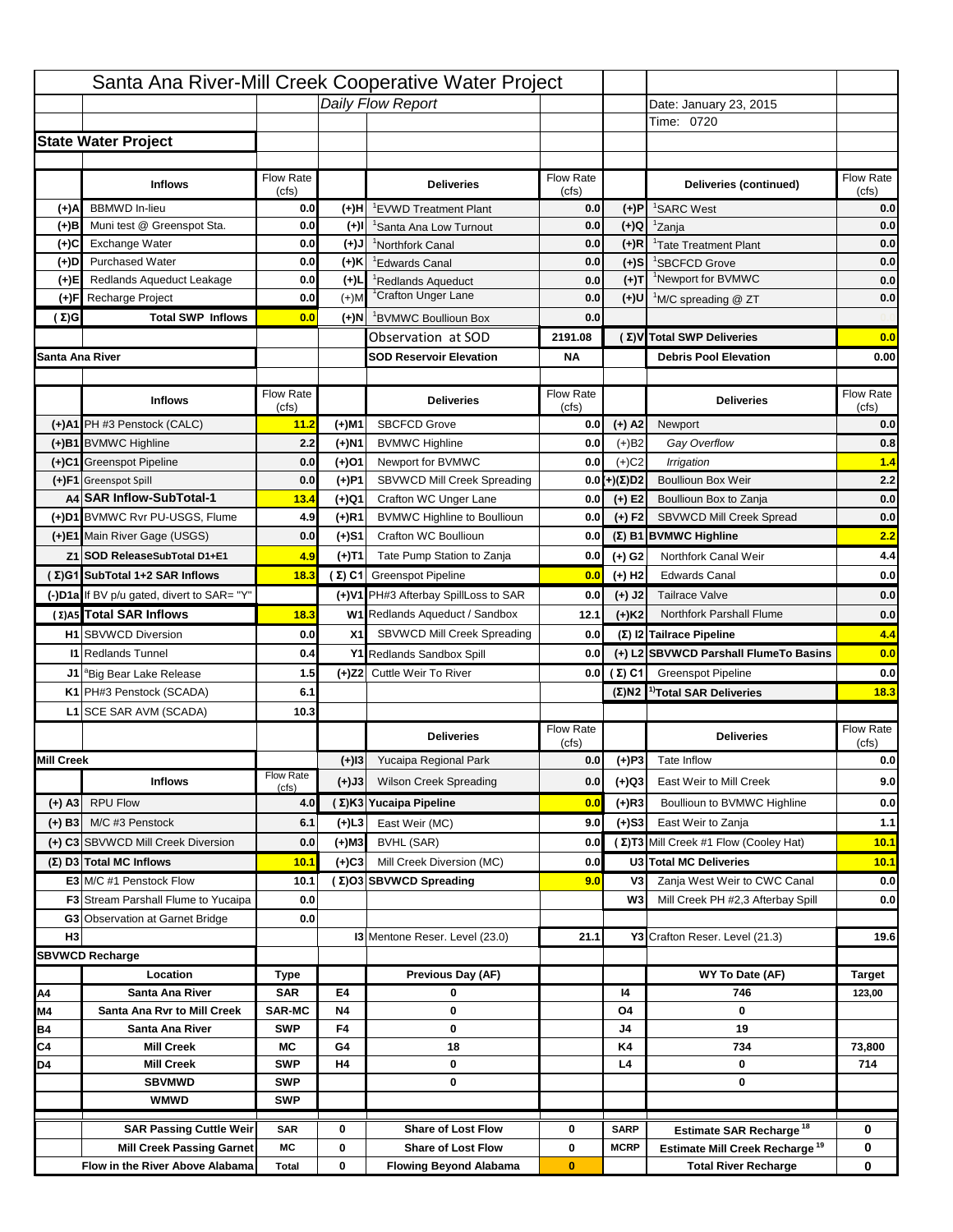# Santa Ana River-Mill Creek Cooperative Water Project

*Daily Flow Report*

Date: January 23, 2015
Time: 0720

## State Water Project

| | Inflows | Flow Rate (cfs) | | Deliveries | Flow Rate (cfs) | | Deliveries (continued) | Flow Rate (cfs) |
|---|---|---|---|---|---|---|---|---|
| (+)A | BBMWD In-lieu | 0.0 | (+)H | [1]EVWD Treatment Plant | 0.0 | (+)P | [1]SARC West | 0.0 |
| (+)B | Muni test @ Greenspot Sta. | 0.0 | (+)I | [1]Santa Ana Low Turnout | 0.0 | (+)Q | [1]Zanja | 0.0 |
| (+)C | Exchange Water | 0.0 | (+)J | [1]Northfork Canal | 0.0 | (+)R | [1]Tate Treatment Plant | 0.0 |
| (+)D | Purchased Water | 0.0 | (+)K | [1]Edwards Canal | 0.0 | (+)S | [1]SBCFCD Grove | 0.0 |
| (+)E | Redlands Aqueduct Leakage | 0.0 | (+)L | [1]Redlands Aqueduct | 0.0 | (+)T | [1]Newport for BVMWC | 0.0 |
| (+)F | Recharge Project | 0.0 | (+)M | [1]Crafton Unger Lane | 0.0 | (+)U | [1]M/C spreading @ ZT | 0.0 |
| (Σ)G | Total SWP Inflows | 0.0 | (+)N | [1]BVMWC Boullioun Box | 0.0 | | | |
| | | | | Observation at SOD | 2191.08 | (Σ)V | Total SWP Deliveries | 0.0 |
| | | | | SOD Reservoir Elevation | NA | | Debris Pool Elevation | 0.00 |

## Santa Ana River

| | Inflows | Flow Rate (cfs) | | Deliveries | Flow Rate (cfs) | | Deliveries | Flow Rate (cfs) |
|---|---|---|---|---|---|---|---|---|
| (+)A1 | PH #3 Penstock (CALC) | 11.2 | (+)M1 | SBCFCD Grove | 0.0 | (+) A2 | Newport | 0.0 |
| (+)B1 | BVMWC Highline | 2.2 | (+)N1 | BVMWC Highline | 0.0 | (+)B2 | *Gay Overflow* | 0.8 |
| (+)C1 | Greenspot Pipeline | 0.0 | (+)O1 | Newport for BVMWC | 0.0 | (+)C2 | *Irrigation* | 1.4 |
| (+)F1 | Greenspot Spill | 0.0 | (+)P1 | SBVWCD Mill Creek Spreading | 0.0 | (+)(Σ)D2 | Boullioun Box Weir | 2.2 |
| A4 | SAR Inflow-SubTotal-1 | 13.4 | (+)Q1 | Crafton WC Unger Lane | 0.0 | (+) E2 | Boullioun Box to Zanja | 0.0 |
| (+)D1 | BVMWC Rvr PU-USGS, Flume | 4.9 | (+)R1 | BVMWC Highline to Boullioun | 0.0 | (+) F2 | SBVWCD Mill Creek Spread | 0.0 |
| (+)E1 | Main River Gage (USGS) | 0.0 | (+)S1 | Crafton WC Boullioun | 0.0 | (Σ) B1 | BVMWC Highline | 2.2 |
| Z1 | SOD ReleaseSubTotal D1+E1 | 4.9 | (+)T1 | Tate Pump Station to Zanja | 0.0 | (+) G2 | Northfork Canal Weir | 4.4 |
| (Σ)G1 | SubTotal 1+2 SAR Inflows | 18.3 | (Σ) C1 | Greenspot Pipeline | 0.0 | (+) H2 | Edwards Canal | 0.0 |
| (-)D1a | If BV p/u gated, divert to SAR= "Y" | | (+)V1 | PH#3 Afterbay SpillLoss to SAR | 0.0 | (+) J2 | Tailrace Valve | 0.0 |
| (Σ)A5 | Total SAR Inflows | 18.3 | W1 | Redlands Aqueduct / Sandbox | 12.1 | (+)K2 | Northfork Parshall Flume | 0.0 |
| H1 | SBVWCD Diversion | 0.0 | X1 | SBVWCD Mill Creek Spreading | 0.0 | (Σ) I2 | Tailrace Pipeline | 4.4 |
| I1 | Redlands Tunnel | 0.4 | Y1 | Redlands Sandbox Spill | 0.0 | (+) L2 | SBVWCD Parshall FlumeTo Basins | 0.0 |
| J1 | [a]Big Bear Lake Release | 1.5 | (+)Z2 | Cuttle Weir To River | 0.0 | (Σ) C1 | Greenspot Pipeline | 0.0 |
| K1 | PH#3 Penstock (SCADA) | 6.1 | | | | (Σ)N2 | [1)]Total SAR Deliveries | 18.3 |
| L1 | SCE SAR AVM (SCADA) | 10.3 | | | | | | |

## Mill Creek

| | Inflows | Flow Rate (cfs) | | Deliveries | Flow Rate (cfs) | | Deliveries | Flow Rate (cfs) |
|---|---|---|---|---|---|---|---|---|
| | | | (+)I3 | Yucaipa Regional Park | 0.0 | (+)P3 | Tate Inflow | 0.0 |
| | | | (+)J3 | Wilson Creek Spreading | 0.0 | (+)Q3 | East Weir to Mill Creek | 9.0 |
| (+) A3 | RPU Flow | 4.0 | (Σ)K3 | Yucaipa Pipeline | 0.0 | (+)R3 | Boullioun to BVMWC Highline | 0.0 |
| (+) B3 | M/C #3 Penstock | 6.1 | (+)L3 | East Weir (MC) | 9.0 | (+)S3 | East Weir to Zanja | 1.1 |
| (+) C3 | SBVWCD Mill Creek Diversion | 0.0 | (+)M3 | BVHL (SAR) | 0.0 | (Σ)T3 | Mill Creek #1 Flow (Cooley Hat) | 10.1 |
| (Σ) D3 | Total MC Inflows | 10.1 | (+)C3 | Mill Creek Diversion (MC) | 0.0 | U3 | Total MC Deliveries | 10.1 |
| E3 | M/C #1 Penstock Flow | 10.1 | (Σ)O3 | SBVWCD Spreading | 9.0 | V3 | Zanja West Weir to CWC Canal | 0.0 |
| F3 | Stream Parshall Flume to Yucaipa | 0.0 | | | | W3 | Mill Creek PH #2,3 Afterbay Spill | 0.0 |
| G3 | Observation at Garnet Bridge | 0.0 | | | | | | |
| H3 | | | | I3 Mentone Reser. Level (23.0) | 21.1 | Y3 | Crafton Reser. Level (21.3) | 19.6 |

## SBVWCD Recharge

| | Location | Type | | Previous Day (AF) | | | WY To Date (AF) | Target |
|---|---|---|---|---|---|---|---|---|
| A4 | Santa Ana River | SAR | E4 | 0 | | I4 | 746 | 123,00 |
| M4 | Santa Ana Rvr to Mill Creek | SAR-MC | N4 | 0 | | O4 | 0 | |
| B4 | Santa Ana River | SWP | F4 | 0 | | J4 | 19 | |
| C4 | Mill Creek | MC | G4 | 18 | | K4 | 734 | 73,800 |
| D4 | Mill Creek | SWP | H4 | 0 | | L4 | 0 | 714 |
| | SBVMWD | SWP | | 0 | | | 0 | |
| | WMWD | SWP | | | | | | |

| | | | | | | | |
|---|---|---|---|---|---|---|---|
| SAR Passing Cuttle Weir | SAR | 0 | Share of Lost Flow | 0 | SARP | Estimate SAR Recharge [18] | 0 |
| Mill Creek Passing Garnet | MC | 0 | Share of Lost Flow | 0 | MCRP | Estimate Mill Creek Recharge [19] | 0 |
| Flow in the River Above Alabama | Total | 0 | Flowing Beyond Alabama | 0 | | Total River Recharge | 0 |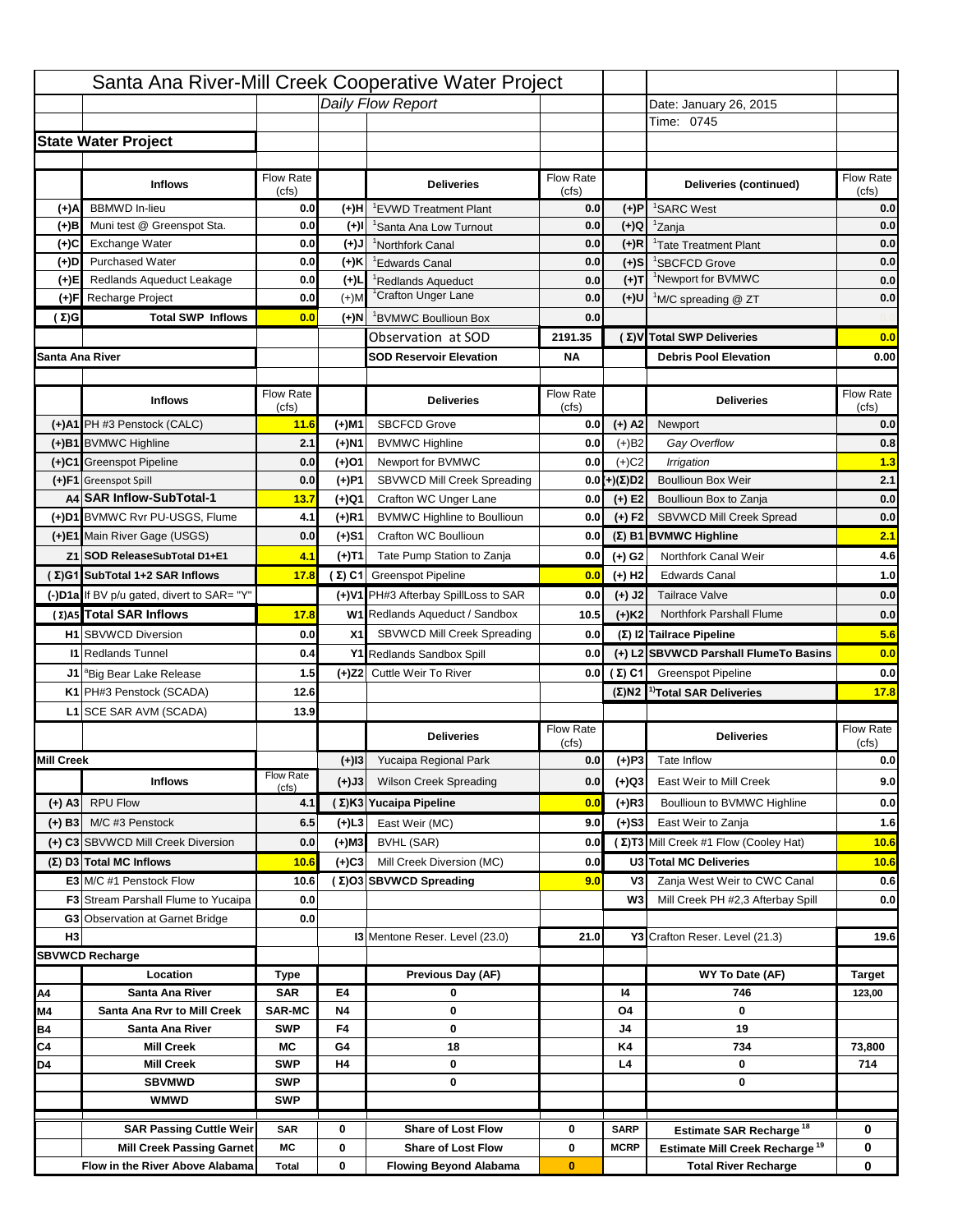# Santa Ana River-Mill Creek Cooperative Water Project

*Daily Flow Report*

Date: January 26, 2015

Time: 0745

## State Water Project

| | Inflows | Flow Rate (cfs) | | Deliveries | Flow Rate (cfs) | | Deliveries (continued) | Flow Rate (cfs) |
|---|---|---|---|---|---|---|---|---|
| (+)A | BBMWD In-lieu | 0.0 | (+)H | [1]EVWD Treatment Plant | 0.0 | (+)P | [1]SARC West | 0.0 |
| (+)B | Muni test @ Greenspot Sta. | 0.0 | (+)I | [1]Santa Ana Low Turnout | 0.0 | (+)Q | [1]Zanja | 0.0 |
| (+)C | Exchange Water | 0.0 | (+)J | [1]Northfork Canal | 0.0 | (+)R | [1]Tate Treatment Plant | 0.0 |
| (+)D | Purchased Water | 0.0 | (+)K | [1]Edwards Canal | 0.0 | (+)S | [1]SBCFCD Grove | 0.0 |
| (+)E | Redlands Aqueduct Leakage | 0.0 | (+)L | [1]Redlands Aqueduct | 0.0 | (+)T | [1]Newport for BVMWC | 0.0 |
| (+)F | Recharge Project | 0.0 | (+)M | [1]Crafton Unger Lane | 0.0 | (+)U | [1]M/C spreading @ ZT | 0.0 |
| (Σ)G | Total SWP Inflows | 0.0 | (+)N | [1]BVMWC Boullioun Box | 0.0 | | | |
| | | | | Observation at SOD | 2191.35 | (Σ)V | Total SWP Deliveries | 0.0 |
| Santa Ana River | | | | SOD Reservoir Elevation | NA | | Debris Pool Elevation | 0.00 |

| | Inflows | Flow Rate (cfs) | | Deliveries | Flow Rate (cfs) | | Deliveries | Flow Rate (cfs) |
|---|---|---|---|---|---|---|---|---|
| (+)A1 | PH #3 Penstock (CALC) | 11.6 | (+)M1 | SBCFCD Grove | 0.0 | (+) A2 | Newport | 0.0 |
| (+)B1 | BVMWC Highline | 2.1 | (+)N1 | BVMWC Highline | 0.0 | (+)B2 | *Gay Overflow* | 0.8 |
| (+)C1 | Greenspot Pipeline | 0.0 | (+)O1 | Newport for BVMWC | 0.0 | (+)C2 | *Irrigation* | 1.3 |
| (+)F1 | Greenspot Spill | 0.0 | (+)P1 | SBVWCD Mill Creek Spreading | 0.0 | (+)(Σ)D2 | Boullioun Box Weir | 2.1 |
| A4 | SAR Inflow-SubTotal-1 | 13.7 | (+)Q1 | Crafton WC Unger Lane | 0.0 | (+) E2 | Boullioun Box to Zanja | 0.0 |
| (+)D1 | BVMWC Rvr PU-USGS, Flume | 4.1 | (+)R1 | BVMWC Highline to Boullioun | 0.0 | (+) F2 | SBVWCD Mill Creek Spread | 0.0 |
| (+)E1 | Main River Gage (USGS) | 0.0 | (+)S1 | Crafton WC Boullioun | 0.0 | (Σ) B1 | BVMWC Highline | 2.1 |
| Z1 | SOD ReleaseSubTotal D1+E1 | 4.1 | (+)T1 | Tate Pump Station to Zanja | 0.0 | (+) G2 | Northfork Canal Weir | 4.6 |
| (Σ)G1 | SubTotal 1+2 SAR Inflows | 17.8 | (Σ) C1 | Greenspot Pipeline | 0.0 | (+) H2 | Edwards Canal | 1.0 |
| (-)D1a | If BV p/u gated, divert to SAR= "Y" | | (+)V1 | PH#3 Afterbay SpillLoss to SAR | 0.0 | (+) J2 | Tailrace Valve | 0.0 |
| (Σ)A5 | Total SAR Inflows | 17.8 | W1 | Redlands Aqueduct / Sandbox | 10.5 | (+)K2 | Northfork Parshall Flume | 0.0 |
| H1 | SBVWCD Diversion | 0.0 | X1 | SBVWCD Mill Creek Spreading | 0.0 | (Σ) I2 | Tailrace Pipeline | 5.6 |
| I1 | Redlands Tunnel | 0.4 | Y1 | Redlands Sandbox Spill | 0.0 | (+) L2 | SBVWCD Parshall FlumeTo Basins | 0.0 |
| J1 | [a]Big Bear Lake Release | 1.5 | (+)Z2 | Cuttle Weir To River | 0.0 | (Σ) C1 | Greenspot Pipeline | 0.0 |
| K1 | PH#3 Penstock (SCADA) | 12.6 | | | | (Σ)N2 | [1)]Total SAR Deliveries | 17.8 |
| L1 | SCE SAR AVM (SCADA) | 13.9 | | | | | | |

| | Inflows | Flow Rate (cfs) | | Deliveries | Flow Rate (cfs) | | Deliveries | Flow Rate (cfs) |
|---|---|---|---|---|---|---|---|---|
| Mill Creek | | | (+)I3 | Yucaipa Regional Park | 0.0 | (+)P3 | Tate Inflow | 0.0 |
| | | | (+)J3 | Wilson Creek Spreading | 0.0 | (+)Q3 | East Weir to Mill Creek | 9.0 |
| (+) A3 | RPU Flow | 4.1 | (Σ)K3 | Yucaipa Pipeline | 0.0 | (+)R3 | Boullioun to BVMWC Highline | 0.0 |
| (+) B3 | M/C #3 Penstock | 6.5 | (+)L3 | East Weir (MC) | 9.0 | (+)S3 | East Weir to Zanja | 1.6 |
| (+) C3 | SBVWCD Mill Creek Diversion | 0.0 | (+)M3 | BVHL (SAR) | 0.0 | (Σ)T3 | Mill Creek #1 Flow (Cooley Hat) | 10.6 |
| (Σ) D3 | Total MC Inflows | 10.6 | (+)C3 | Mill Creek Diversion (MC) | 0.0 | U3 | Total MC Deliveries | 10.6 |
| E3 | M/C #1 Penstock Flow | 10.6 | (Σ)O3 | SBVWCD Spreading | 9.0 | V3 | Zanja West Weir to CWC Canal | 0.6 |
| F3 | Stream Parshall Flume to Yucaipa | 0.0 | | | | W3 | Mill Creek PH #2,3 Afterbay Spill | 0.0 |
| G3 | Observation at Garnet Bridge | 0.0 | | | | | | |
| H3 | | | | I3 Mentone Reser. Level (23.0) | 21.0 | Y3 | Crafton Reser. Level (21.3) | 19.6 |

## SBVWCD Recharge

| | Location | Type | | Previous Day (AF) | | | WY To Date (AF) | Target |
|---|---|---|---|---|---|---|---|---|
| A4 | Santa Ana River | SAR | E4 | 0 | | I4 | 746 | 123,00 |
| M4 | Santa Ana Rvr to Mill Creek | SAR-MC | N4 | 0 | | O4 | 0 | |
| B4 | Santa Ana River | SWP | F4 | 0 | | J4 | 19 | |
| C4 | Mill Creek | MC | G4 | 18 | | K4 | 734 | 73,800 |
| D4 | Mill Creek | SWP | H4 | 0 | | L4 | 0 | 714 |
| | SBVMWD | SWP | | 0 | | | 0 | |
| | WMWD | SWP | | | | | | |

| | | | | | | | |
|---|---|---|---|---|---|---|---|
| SAR Passing Cuttle Weir | SAR | 0 | Share of Lost Flow | 0 | SARP | Estimate SAR Recharge [18] | 0 |
| Mill Creek Passing Garnet | MC | 0 | Share of Lost Flow | 0 | MCRP | Estimate Mill Creek Recharge [19] | 0 |
| Flow in the River Above Alabama | Total | 0 | Flowing Beyond Alabama | 0 | | Total River Recharge | 0 |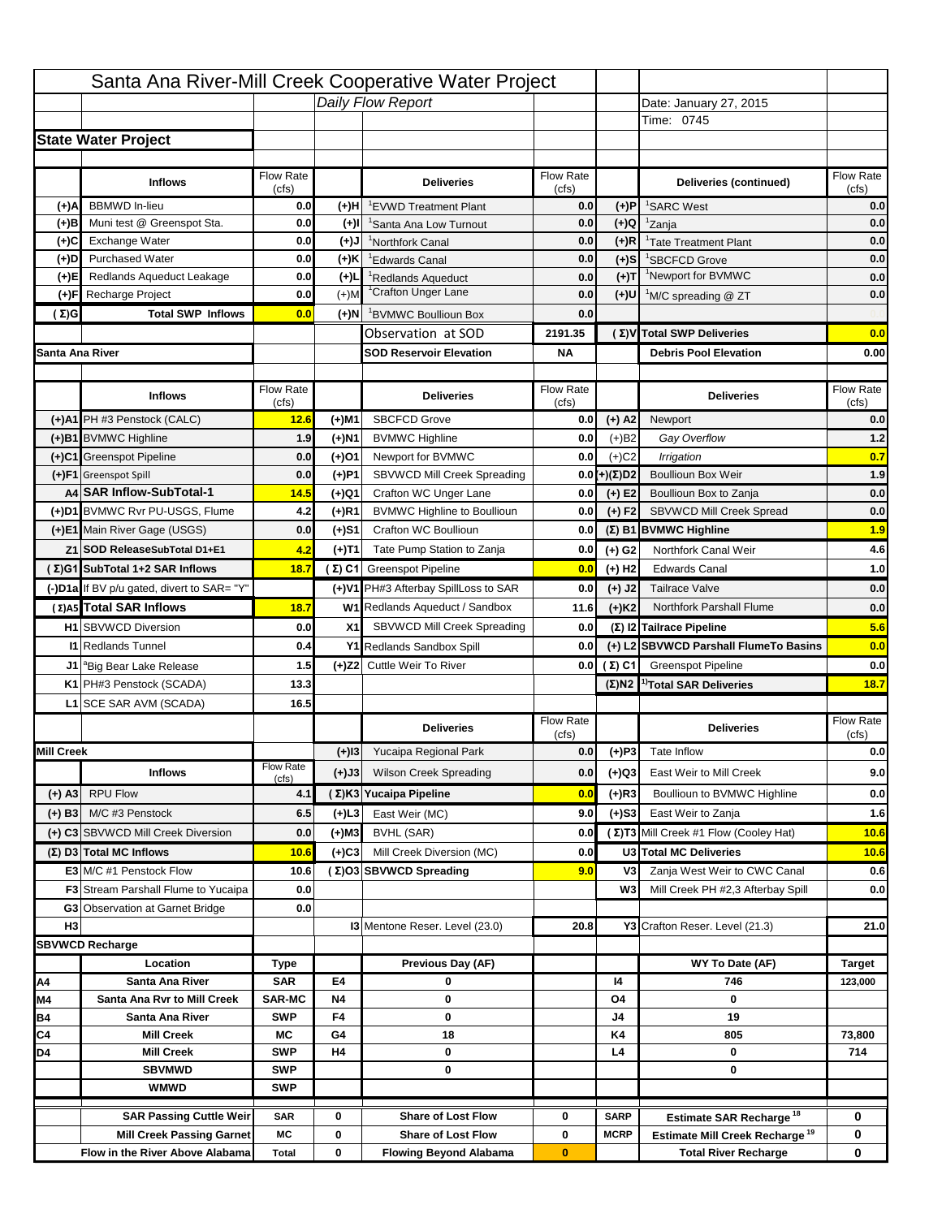# Santa Ana River-Mill Creek Cooperative Water Project

*Daily Flow Report*

Date: January 27, 2015
Time: 0745

## State Water Project

| | Inflows | Flow Rate (cfs) | | Deliveries | Flow Rate (cfs) | | Deliveries (continued) | Flow Rate (cfs) |
|---|---|---|---|---|---|---|---|---|
| (+)A | BBMWD In-lieu | 0.0 | (+)H | [1]EVWD Treatment Plant | 0.0 | (+)P | [1]SARC West | 0.0 |
| (+)B | Muni test @ Greenspot Sta. | 0.0 | (+)I | [1]Santa Ana Low Turnout | 0.0 | (+)Q | [1]Zanja | 0.0 |
| (+)C | Exchange Water | 0.0 | (+)J | [1]Northfork Canal | 0.0 | (+)R | [1]Tate Treatment Plant | 0.0 |
| (+)D | Purchased Water | 0.0 | (+)K | [1]Edwards Canal | 0.0 | (+)S | [1]SBCFCD Grove | 0.0 |
| (+)E | Redlands Aqueduct Leakage | 0.0 | (+)L | [1]Redlands Aqueduct | 0.0 | (+)T | [1]Newport for BVMWC | 0.0 |
| (+)F | Recharge Project | 0.0 | (+)M | [1]Crafton Unger Lane | 0.0 | (+)U | [1]M/C spreading @ ZT | 0.0 |
| (Σ)G | Total SWP Inflows | 0.0 | (+)N | [1]BVMWC Boullioun Box | 0.0 | | | |
| | | | | Observation at SOD | 2191.35 | (Σ)V | Total SWP Deliveries | 0.0 |
| Santa Ana River | | | | SOD Reservoir Elevation | NA | | Debris Pool Elevation | 0.00 |

| | Inflows | Flow Rate (cfs) | | Deliveries | Flow Rate (cfs) | | Deliveries | Flow Rate (cfs) |
|---|---|---|---|---|---|---|---|---|
| (+)A1 | PH #3 Penstock (CALC) | 12.6 | (+)M1 | SBCFCD Grove | 0.0 | (+) A2 | Newport | 0.0 |
| (+)B1 | BVMWC Highline | 1.9 | (+)N1 | BVMWC Highline | 0.0 | (+)B2 | *Gay Overflow* | 1.2 |
| (+)C1 | Greenspot Pipeline | 0.0 | (+)O1 | Newport for BVMWC | 0.0 | (+)C2 | *Irrigation* | 0.7 |
| (+)F1 | Greenspot Spill | 0.0 | (+)P1 | SBVWCD Mill Creek Spreading | 0.0 | (+)(Σ)D2 | Boullioun Box Weir | 1.9 |
| A4 | SAR Inflow-SubTotal-1 | 14.5 | (+)Q1 | Crafton WC Unger Lane | 0.0 | (+) E2 | Boullioun Box to Zanja | 0.0 |
| (+)D1 | BVMWC Rvr PU-USGS, Flume | 4.2 | (+)R1 | BVMWC Highline to Boullioun | 0.0 | (+) F2 | SBVWCD Mill Creek Spread | 0.0 |
| (+)E1 | Main River Gage (USGS) | 0.0 | (+)S1 | Crafton WC Boullioun | 0.0 | (Σ) B1 | BVMWC Highline | 1.9 |
| Z1 | SOD ReleaseSubTotal D1+E1 | 4.2 | (+)T1 | Tate Pump Station to Zanja | 0.0 | (+) G2 | Northfork Canal Weir | 4.6 |
| (Σ)G1 | SubTotal 1+2 SAR Inflows | 18.7 | (Σ) C1 | Greenspot Pipeline | 0.0 | (+) H2 | Edwards Canal | 1.0 |
| (-)D1a | If BV p/u gated, divert to SAR= "Y" | | (+)V1 | PH#3 Afterbay SpillLoss to SAR | 0.0 | (+) J2 | Tailrace Valve | 0.0 |
| (Σ)A5 | Total SAR Inflows | 18.7 | W1 | Redlands Aqueduct / Sandbox | 11.6 | (+)K2 | Northfork Parshall Flume | 0.0 |
| H1 | SBVWCD Diversion | 0.0 | X1 | SBVWCD Mill Creek Spreading | 0.0 | (Σ) I2 | Tailrace Pipeline | 5.6 |
| I1 | Redlands Tunnel | 0.4 | Y1 | Redlands Sandbox Spill | 0.0 | (+) L2 | SBVWCD Parshall FlumeTo Basins | 0.0 |
| J1 | [a]Big Bear Lake Release | 1.5 | (+)Z2 | Cuttle Weir To River | 0.0 | (Σ) C1 | Greenspot Pipeline | 0.0 |
| K1 | PH#3 Penstock (SCADA) | 13.3 | | | | (Σ)N2 | [1)]Total SAR Deliveries | 18.7 |
| L1 | SCE SAR AVM (SCADA) | 16.5 | | | | | | |

| | Inflows | Flow Rate (cfs) | | Deliveries | Flow Rate (cfs) | | Deliveries | Flow Rate (cfs) |
|---|---|---|---|---|---|---|---|---|
| Mill Creek | | | (+)I3 | Yucaipa Regional Park | 0.0 | (+)P3 | Tate Inflow | 0.0 |
| | | | (+)J3 | Wilson Creek Spreading | 0.0 | (+)Q3 | East Weir to Mill Creek | 9.0 |
| (+) A3 | RPU Flow | 4.1 | (Σ)K3 | Yucaipa Pipeline | 0.0 | (+)R3 | Boullioun to BVMWC Highline | 0.0 |
| (+) B3 | M/C #3 Penstock | 6.5 | (+)L3 | East Weir (MC) | 9.0 | (+)S3 | East Weir to Zanja | 1.6 |
| (+) C3 | SBVWCD Mill Creek Diversion | 0.0 | (+)M3 | BVHL (SAR) | 0.0 | (Σ)T3 | Mill Creek #1 Flow (Cooley Hat) | 10.6 |
| (Σ) D3 | Total MC Inflows | 10.6 | (+)C3 | Mill Creek Diversion (MC) | 0.0 | U3 | Total MC Deliveries | 10.6 |
| E3 | M/C #1 Penstock Flow | 10.6 | (Σ)O3 | SBVWCD Spreading | 9.0 | V3 | Zanja West Weir to CWC Canal | 0.6 |
| F3 | Stream Parshall Flume to Yucaipa | 0.0 | | | | W3 | Mill Creek PH #2,3 Afterbay Spill | 0.0 |
| G3 | Observation at Garnet Bridge | 0.0 | | | | | | |
| H3 | | | | I3 Mentone Reser. Level (23.0) | 20.8 | Y3 | Crafton Reser. Level (21.3) | 21.0 |

## SBVWCD Recharge

| | Location | Type | | Previous Day (AF) | | | WY To Date (AF) | Target |
|---|---|---|---|---|---|---|---|---|
| A4 | Santa Ana River | SAR | E4 | 0 | | I4 | 746 | 123,000 |
| M4 | Santa Ana Rvr to Mill Creek | SAR-MC | N4 | 0 | | O4 | 0 | |
| B4 | Santa Ana River | SWP | F4 | 0 | | J4 | 19 | |
| C4 | Mill Creek | MC | G4 | 18 | | K4 | 805 | 73,800 |
| D4 | Mill Creek | SWP | H4 | 0 | | L4 | 0 | 714 |
| | SBVMWD | SWP | | 0 | | | 0 | |
| | WMWD | SWP | | | | | | |

| | | | | | | | |
|---|---|---|---|---|---|---|---|
| SAR Passing Cuttle Weir | SAR | 0 | Share of Lost Flow | 0 | SARP | Estimate SAR Recharge [18] | 0 |
| Mill Creek Passing Garnet | MC | 0 | Share of Lost Flow | 0 | MCRP | Estimate Mill Creek Recharge [19] | 0 |
| Flow in the River Above Alabama | Total | 0 | Flowing Beyond Alabama | 0 | | Total River Recharge | 0 |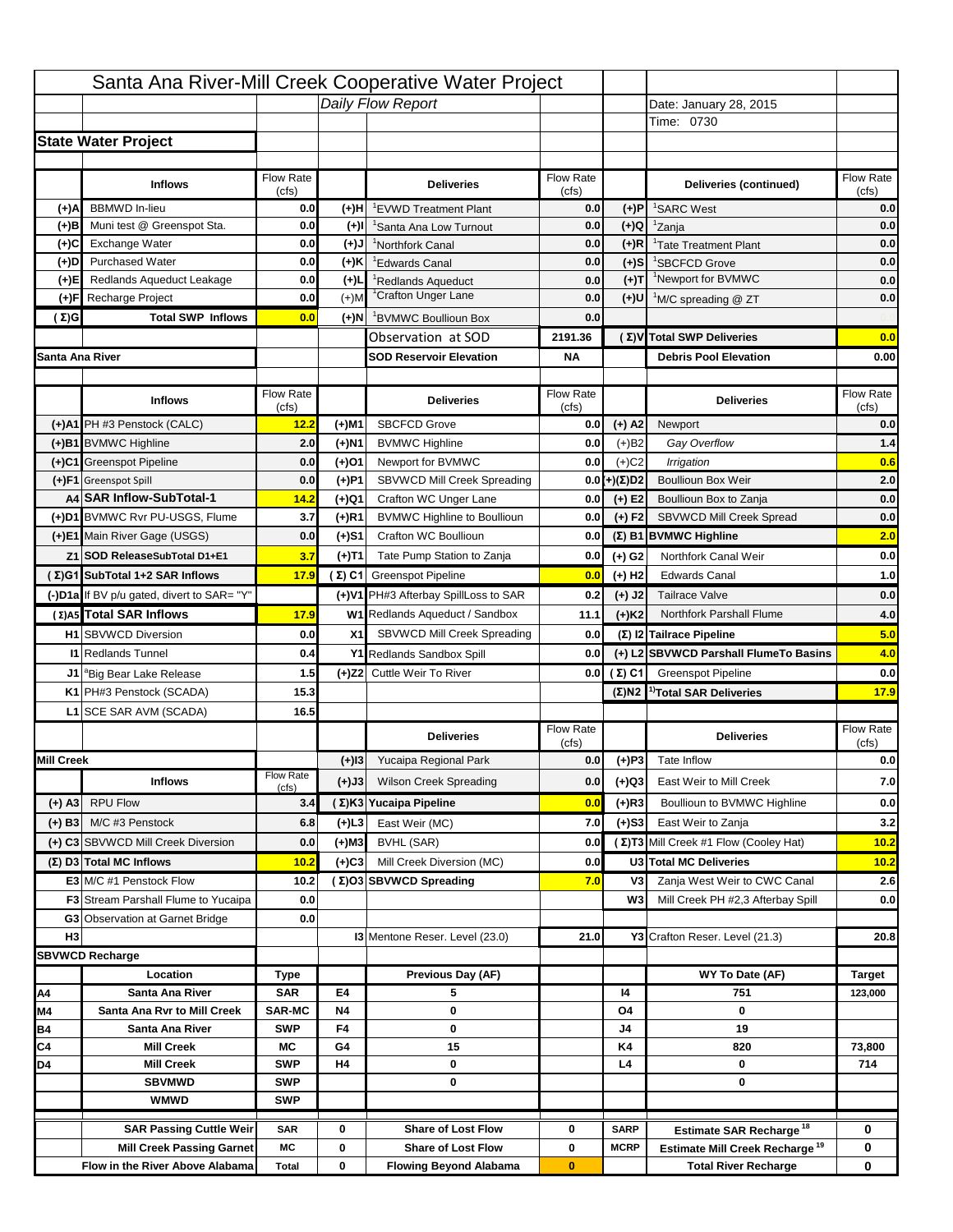# Santa Ana River-Mill Creek Cooperative Water Project

*Daily Flow Report*

Date: January 28, 2015

Time: 0730

## State Water Project

| | Inflows | Flow Rate (cfs) | | Deliveries | Flow Rate (cfs) | | Deliveries (continued) | Flow Rate (cfs) |
|---|---|---|---|---|---|---|---|---|
| (+)A | BBMWD In-lieu | 0.0 | (+)H | [1]EVWD Treatment Plant | 0.0 | (+)P | [1]SARC West | 0.0 |
| (+)B | Muni test @ Greenspot Sta. | 0.0 | (+)I | [1]Santa Ana Low Turnout | 0.0 | (+)Q | [1]Zanja | 0.0 |
| (+)C | Exchange Water | 0.0 | (+)J | [1]Northfork Canal | 0.0 | (+)R | [1]Tate Treatment Plant | 0.0 |
| (+)D | Purchased Water | 0.0 | (+)K | [1]Edwards Canal | 0.0 | (+)S | [1]SBCFCD Grove | 0.0 |
| (+)E | Redlands Aqueduct Leakage | 0.0 | (+)L | [1]Redlands Aqueduct | 0.0 | (+)T | [1]Newport for BVMWC | 0.0 |
| (+)F | Recharge Project | 0.0 | (+)M | [1]Crafton Unger Lane | 0.0 | (+)U | [1]M/C spreading @ ZT | 0.0 |
| (Σ)G | Total SWP Inflows | 0.0 | (+)N | [1]BVMWC Boullioun Box | 0.0 | | | 0.0 |
| | | | | Observation at SOD | 2191.36 | (Σ)V | Total SWP Deliveries | 0.0 |
| | | | | SOD Reservoir Elevation | NA | | Debris Pool Elevation | 0.00 |

## Santa Ana River

| | Inflows | Flow Rate (cfs) | | Deliveries | Flow Rate (cfs) | | Deliveries | Flow Rate (cfs) |
|---|---|---|---|---|---|---|---|---|
| (+)A1 | PH #3 Penstock (CALC) | 12.2 | (+)M1 | SBCFCD Grove | 0.0 | (+) A2 | Newport | 0.0 |
| (+)B1 | BVMWC Highline | 2.0 | (+)N1 | BVMWC Highline | 0.0 | (+)B2 | *Gay Overflow* | 1.4 |
| (+)C1 | Greenspot Pipeline | 0.0 | (+)O1 | Newport for BVMWC | 0.0 | (+)C2 | *Irrigation* | 0.6 |
| (+)F1 | Greenspot Spill | 0.0 | (+)P1 | SBVWCD Mill Creek Spreading | 0.0 | (+)(Σ)D2 | Boullioun Box Weir | 2.0 |
| A4 | SAR Inflow-SubTotal-1 | 14.2 | (+)Q1 | Crafton WC Unger Lane | 0.0 | (+) E2 | Boullioun Box to Zanja | 0.0 |
| (+)D1 | BVMWC Rvr PU-USGS, Flume | 3.7 | (+)R1 | BVMWC Highline to Boullioun | 0.0 | (+) F2 | SBVWCD Mill Creek Spread | 0.0 |
| (+)E1 | Main River Gage (USGS) | 0.0 | (+)S1 | Crafton WC Boullioun | 0.0 | (Σ) B1 | BVMWC Highline | 2.0 |
| Z1 | SOD ReleaseSubTotal D1+E1 | 3.7 | (+)T1 | Tate Pump Station to Zanja | 0.0 | (+) G2 | Northfork Canal Weir | 0.0 |
| (Σ)G1 | SubTotal 1+2 SAR Inflows | 17.9 | (Σ) C1 | Greenspot Pipeline | 0.0 | (+) H2 | Edwards Canal | 1.0 |
| (-)D1a | If BV p/u gated, divert to SAR= "Y" | | (+)V1 | PH#3 Afterbay SpillLoss to SAR | 0.2 | (+) J2 | Tailrace Valve | 0.0 |
| (Σ)A5 | Total SAR Inflows | 17.9 | W1 | Redlands Aqueduct / Sandbox | 11.1 | (+)K2 | Northfork Parshall Flume | 4.0 |
| H1 | SBVWCD Diversion | 0.0 | X1 | SBVWCD Mill Creek Spreading | 0.0 | (Σ) I2 | Tailrace Pipeline | 5.0 |
| I1 | Redlands Tunnel | 0.4 | Y1 | Redlands Sandbox Spill | 0.0 | (+) L2 | SBVWCD Parshall FlumeTo Basins | 4.0 |
| J1 | [a]Big Bear Lake Release | 1.5 | (+)Z2 | Cuttle Weir To River | 0.0 | (Σ) C1 | Greenspot Pipeline | 0.0 |
| K1 | PH#3 Penstock (SCADA) | 15.3 | | | | (Σ)N2 | [1)]Total SAR Deliveries | 17.9 |
| L1 | SCE SAR AVM (SCADA) | 16.5 | | | | | | |

## Mill Creek

| | Inflows | Flow Rate (cfs) | | Deliveries | Flow Rate (cfs) | | Deliveries | Flow Rate (cfs) |
|---|---|---|---|---|---|---|---|---|
| | | | (+)I3 | Yucaipa Regional Park | 0.0 | (+)P3 | Tate Inflow | 0.0 |
| | | | (+)J3 | Wilson Creek Spreading | 0.0 | (+)Q3 | East Weir to Mill Creek | 7.0 |
| (+) A3 | RPU Flow | 3.4 | (Σ)K3 | Yucaipa Pipeline | 0.0 | (+)R3 | Boullioun to BVMWC Highline | 0.0 |
| (+) B3 | M/C #3 Penstock | 6.8 | (+)L3 | East Weir (MC) | 7.0 | (+)S3 | East Weir to Zanja | 3.2 |
| (+) C3 | SBVWCD Mill Creek Diversion | 0.0 | (+)M3 | BVHL (SAR) | 0.0 | (Σ)T3 | Mill Creek #1 Flow (Cooley Hat) | 10.2 |
| (Σ) D3 | Total MC Inflows | 10.2 | (+)C3 | Mill Creek Diversion (MC) | 0.0 | U3 | Total MC Deliveries | 10.2 |
| E3 | M/C #1 Penstock Flow | 10.2 | (Σ)O3 | SBVWCD Spreading | 7.0 | V3 | Zanja West Weir to CWC Canal | 2.6 |
| F3 | Stream Parshall Flume to Yucaipa | 0.0 | | | | W3 | Mill Creek PH #2,3 Afterbay Spill | 0.0 |
| G3 | Observation at Garnet Bridge | 0.0 | | | | | | |
| H3 | | | I3 | Mentone Reser. Level (23.0) | 21.0 | Y3 | Crafton Reser. Level (21.3) | 20.8 |

## SBVWCD Recharge

| | Location | Type | | Previous Day (AF) | | | WY To Date (AF) | Target |
|---|---|---|---|---|---|---|---|---|
| A4 | Santa Ana River | SAR | E4 | 5 | | I4 | 751 | 123,000 |
| M4 | Santa Ana Rvr to Mill Creek | SAR-MC | N4 | 0 | | O4 | 0 | |
| B4 | Santa Ana River | SWP | F4 | 0 | | J4 | 19 | |
| C4 | Mill Creek | MC | G4 | 15 | | K4 | 820 | 73,800 |
| D4 | Mill Creek | SWP | H4 | 0 | | L4 | 0 | 714 |
| | SBVMWD | SWP | | 0 | | | 0 | |
| | WMWD | SWP | | | | | | |

| | | | | | | | | |
|---|---|---|---|---|---|---|---|---|
| | SAR Passing Cuttle Weir | SAR | 0 | Share of Lost Flow | 0 | SARP | Estimate SAR Recharge [18] | 0 |
| | Mill Creek Passing Garnet | MC | 0 | Share of Lost Flow | 0 | MCRP | Estimate Mill Creek Recharge [19] | 0 |
| | Flow in the River Above Alabama | Total | 0 | Flowing Beyond Alabama | 0 | | Total River Recharge | 0 |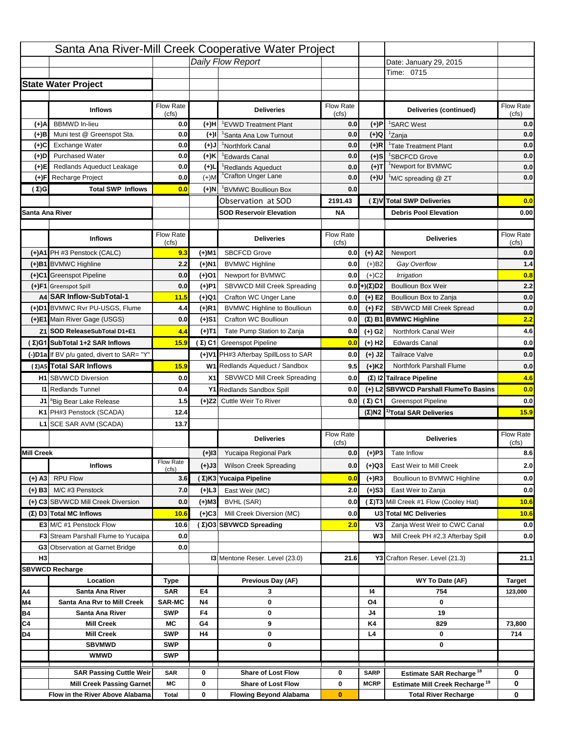# Santa Ana River-Mill Creek Cooperative Water Project

*Daily Flow Report*

Date: January 29, 2015

Time: 0715

## State Water Project

| | Inflows | Flow Rate (cfs) | | Deliveries | Flow Rate (cfs) | | Deliveries (continued) | Flow Rate (cfs) |
|---|---|---|---|---|---|---|---|---|
| (+)A | BBMWD In-lieu | 0.0 | (+)H | [1]EVWD Treatment Plant | 0.0 | (+)P | [1]SARC West | 0.0 |
| (+)B | Muni test @ Greenspot Sta. | 0.0 | (+)I | [1]Santa Ana Low Turnout | 0.0 | (+)Q | [1]Zanja | 0.0 |
| (+)C | Exchange Water | 0.0 | (+)J | [1]Northfork Canal | 0.0 | (+)R | [1]Tate Treatment Plant | 0.0 |
| (+)D | Purchased Water | 0.0 | (+)K | [1]Edwards Canal | 0.0 | (+)S | [1]SBCFCD Grove | 0.0 |
| (+)E | Redlands Aqueduct Leakage | 0.0 | (+)L | [1]Redlands Aqueduct | 0.0 | (+)T | [1]Newport for BVMWC | 0.0 |
| (+)F | Recharge Project | 0.0 | (+)M | [1]Crafton Unger Lane | 0.0 | (+)U | [1]M/C spreading @ ZT | 0.0 |
| (Σ)G | Total SWP Inflows | 0.0 | (+)N | [1]BVMWC Boullioun Box | 0.0 | | | |
| | | | | Observation at SOD | 2191.43 | (Σ)V | Total SWP Deliveries | 0.0 |
| Santa Ana River | | | | SOD Reservoir Elevation | NA | | Debris Pool Elevation | 0.00 |

| | Inflows | Flow Rate (cfs) | | Deliveries | Flow Rate (cfs) | | Deliveries | Flow Rate (cfs) |
|---|---|---|---|---|---|---|---|---|
| (+)A1 | PH #3 Penstock (CALC) | 9.3 | (+)M1 | SBCFCD Grove | 0.0 | (+) A2 | Newport | 0.0 |
| (+)B1 | BVMWC Highline | 2.2 | (+)N1 | BVMWC Highline | 0.0 | (+)B2 | *Gay Overflow* | 1.4 |
| (+)C1 | Greenspot Pipeline | 0.0 | (+)O1 | Newport for BVMWC | 0.0 | (+)C2 | *Irrigation* | 0.8 |
| (+)F1 | Greenspot Spill | 0.0 | (+)P1 | SBVWCD Mill Creek Spreading | 0.0 | (+)(Σ)D2 | Boullioun Box Weir | 2.2 |
| A4 | SAR Inflow-SubTotal-1 | 11.5 | (+)Q1 | Crafton WC Unger Lane | 0.0 | (+) E2 | Boullioun Box to Zanja | 0.0 |
| (+)D1 | BVMWC Rvr PU-USGS, Flume | 4.4 | (+)R1 | BVMWC Highline to Boullioun | 0.0 | (+) F2 | SBVWCD Mill Creek Spread | 0.0 |
| (+)E1 | Main River Gage (USGS) | 0.0 | (+)S1 | Crafton WC Boullioun | 0.0 | (Σ) B1 | BVMWC Highline | 2.2 |
| Z1 | SOD ReleaseSubTotal D1+E1 | 4.4 | (+)T1 | Tate Pump Station to Zanja | 0.0 | (+) G2 | Northfork Canal Weir | 4.6 |
| (Σ)G1 | SubTotal 1+2 SAR Inflows | 15.9 | (Σ) C1 | Greenspot Pipeline | 0.0 | (+) H2 | Edwards Canal | 0.0 |
| (-)D1a | If BV p/u gated, divert to SAR= "Y" | | (+)V1 | PH#3 Afterbay SpillLoss to SAR | 0.0 | (+) J2 | Tailrace Valve | 0.0 |
| (Σ)A5 | Total SAR Inflows | 15.9 | W1 | Redlands Aqueduct / Sandbox | 9.5 | (+)K2 | Northfork Parshall Flume | 0.0 |
| H1 | SBVWCD Diversion | 0.0 | X1 | SBVWCD Mill Creek Spreading | 0.0 | (Σ) I2 | Tailrace Pipeline | 4.6 |
| I1 | Redlands Tunnel | 0.4 | Y1 | Redlands Sandbox Spill | 0.0 | (+) L2 | SBVWCD Parshall FlumeTo Basins | 0.0 |
| J1 | [a]Big Bear Lake Release | 1.5 | (+)Z2 | Cuttle Weir To River | 0.0 | (Σ) C1 | Greenspot Pipeline | 0.0 |
| K1 | PH#3 Penstock (SCADA) | 12.4 | | | | (Σ)N2 | [1)]Total SAR Deliveries | 15.9 |
| L1 | SCE SAR AVM (SCADA) | 13.7 | | | | | | |

| | | | | Deliveries | Flow Rate (cfs) | | Deliveries | Flow Rate (cfs) |
|---|---|---|---|---|---|---|---|---|
| Mill Creek | | | (+)I3 | Yucaipa Regional Park | 0.0 | (+)P3 | Tate Inflow | 8.6 |
| | Inflows | Flow Rate (cfs) | (+)J3 | Wilson Creek Spreading | 0.0 | (+)Q3 | East Weir to Mill Creek | 2.0 |
| (+) A3 | RPU Flow | 3.6 | (Σ)K3 | Yucaipa Pipeline | 0.0 | (+)R3 | Boullioun to BVMWC Highline | 0.0 |
| (+) B3 | M/C #3 Penstock | 7.0 | (+)L3 | East Weir (MC) | 2.0 | (+)S3 | East Weir to Zanja | 0.0 |
| (+) C3 | SBVWCD Mill Creek Diversion | 0.0 | (+)M3 | BVHL (SAR) | 0.0 | (Σ)T3 | Mill Creek #1 Flow (Cooley Hat) | 10.6 |
| (Σ) D3 | Total MC Inflows | 10.6 | (+)C3 | Mill Creek Diversion (MC) | 0.0 | U3 | Total MC Deliveries | 10.6 |
| E3 | M/C #1 Penstock Flow | 10.6 | (Σ)O3 | SBVWCD Spreading | 2.0 | V3 | Zanja West Weir to CWC Canal | 0.0 |
| F3 | Stream Parshall Flume to Yucaipa | 0.0 | | | | W3 | Mill Creek PH #2,3 Afterbay Spill | 0.0 |
| G3 | Observation at Garnet Bridge | 0.0 | | | | | | |
| H3 | | | | I3 Mentone Reser. Level (23.0) | 21.6 | | Y3 Crafton Reser. Level (21.3) | 21.1 |

## SBVWCD Recharge

| | Location | Type | | Previous Day (AF) | | | WY To Date (AF) | Target |
|---|---|---|---|---|---|---|---|---|
| A4 | Santa Ana River | SAR | E4 | 3 | | I4 | 754 | 123,000 |
| M4 | Santa Ana Rvr to Mill Creek | SAR-MC | N4 | 0 | | O4 | 0 | |
| B4 | Santa Ana River | SWP | F4 | 0 | | J4 | 19 | |
| C4 | Mill Creek | MC | G4 | 9 | | K4 | 829 | 73,800 |
| D4 | Mill Creek | SWP | H4 | 0 | | L4 | 0 | 714 |
| | SBVMWD | SWP | | 0 | | | 0 | |
| | WMWD | SWP | | | | | | |
| | SAR Passing Cuttle Weir | SAR | 0 | Share of Lost Flow | 0 | SARP | Estimate SAR Recharge [18] | 0 |
| | Mill Creek Passing Garnet | MC | 0 | Share of Lost Flow | 0 | MCRP | Estimate Mill Creek Recharge [19] | 0 |
| | Flow in the River Above Alabama | Total | 0 | Flowing Beyond Alabama | 0 | | Total River Recharge | 0 |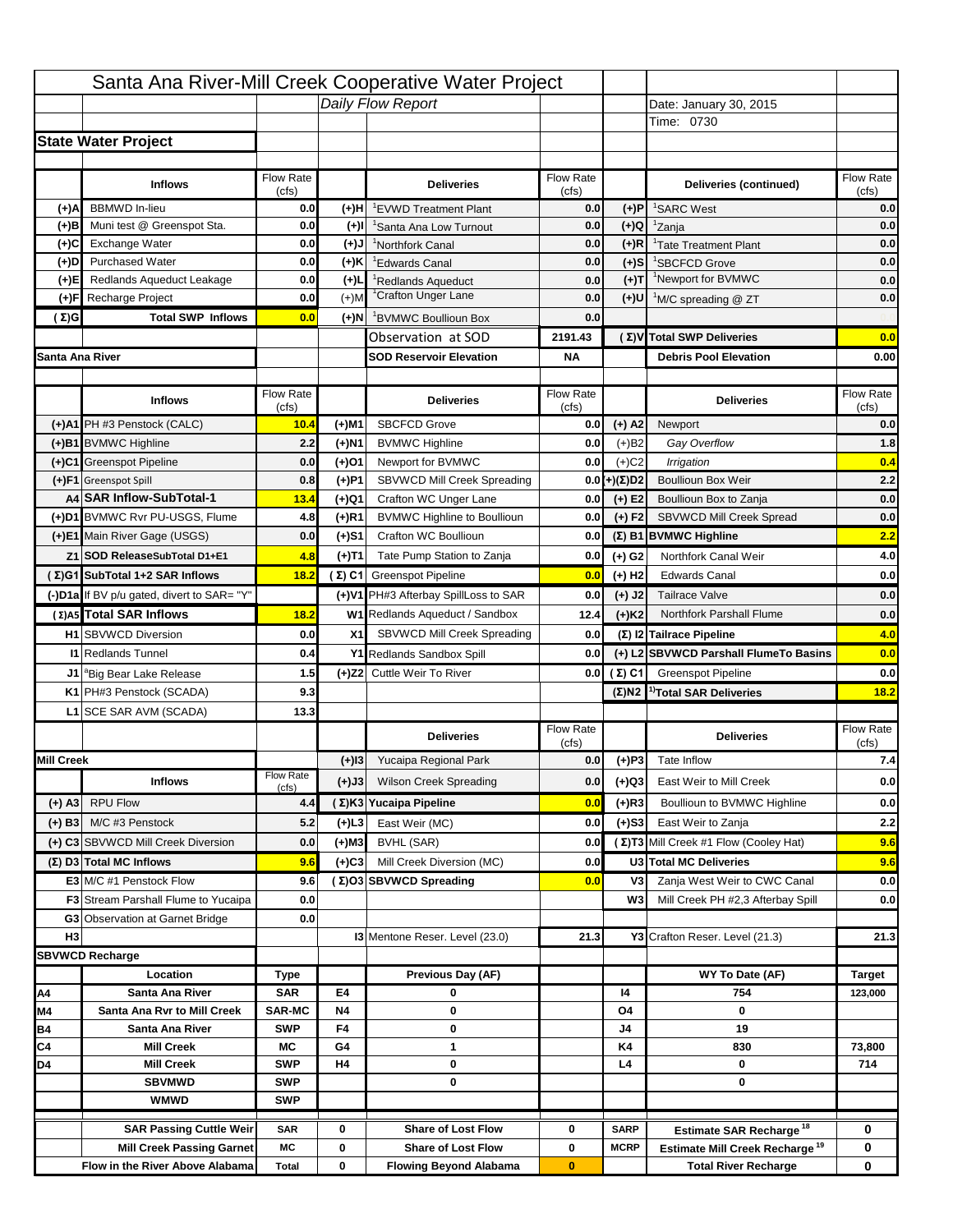# Santa Ana River-Mill Creek Cooperative Water Project

*Daily Flow Report*

Date: January 30, 2015

Time: 0730

## State Water Project

| | Inflows | Flow Rate (cfs) | | Deliveries | Flow Rate (cfs) | | Deliveries (continued) | Flow Rate (cfs) |
|---|---|---|---|---|---|---|---|---|
| (+)A | BBMWD In-lieu | 0.0 | (+)H | [1]EVWD Treatment Plant | 0.0 | (+)P | [1]SARC West | 0.0 |
| (+)B | Muni test @ Greenspot Sta. | 0.0 | (+)I | [1]Santa Ana Low Turnout | 0.0 | (+)Q | [1]Zanja | 0.0 |
| (+)C | Exchange Water | 0.0 | (+)J | [1]Northfork Canal | 0.0 | (+)R | [1]Tate Treatment Plant | 0.0 |
| (+)D | Purchased Water | 0.0 | (+)K | [1]Edwards Canal | 0.0 | (+)S | [1]SBCFCD Grove | 0.0 |
| (+)E | Redlands Aqueduct Leakage | 0.0 | (+)L | [1]Redlands Aqueduct | 0.0 | (+)T | [1]Newport for BVMWC | 0.0 |
| (+)F | Recharge Project | 0.0 | (+)M | [1]Crafton Unger Lane | 0.0 | (+)U | [1]M/C spreading @ ZT | 0.0 |
| (Σ)G | Total SWP Inflows | 0.0 | (+)N | [1]BVMWC Boullioun Box | 0.0 | | | |
| | | | | Observation at SOD | 2191.43 | (Σ)V | Total SWP Deliveries | 0.0 |
| Santa Ana River | | | | SOD Reservoir Elevation | NA | | Debris Pool Elevation | 0.00 |

| | Inflows | Flow Rate (cfs) | | Deliveries | Flow Rate (cfs) | | Deliveries | Flow Rate (cfs) |
|---|---|---|---|---|---|---|---|---|
| (+)A1 | PH #3 Penstock (CALC) | 10.4 | (+)M1 | SBCFCD Grove | 0.0 | (+) A2 | Newport | 0.0 |
| (+)B1 | BVMWC Highline | 2.2 | (+)N1 | BVMWC Highline | 0.0 | (+)B2 | *Gay Overflow* | 1.8 |
| (+)C1 | Greenspot Pipeline | 0.0 | (+)O1 | Newport for BVMWC | 0.0 | (+)C2 | *Irrigation* | 0.4 |
| (+)F1 | Greenspot Spill | 0.8 | (+)P1 | SBVWCD Mill Creek Spreading | 0.0 | (+)(Σ)D2 | Boullioun Box Weir | 2.2 |
| A4 | SAR Inflow-SubTotal-1 | 13.4 | (+)Q1 | Crafton WC Unger Lane | 0.0 | (+) E2 | Boullioun Box to Zanja | 0.0 |
| (+)D1 | BVMWC Rvr PU-USGS, Flume | 4.8 | (+)R1 | BVMWC Highline to Boullioun | 0.0 | (+) F2 | SBVWCD Mill Creek Spread | 0.0 |
| (+)E1 | Main River Gage (USGS) | 0.0 | (+)S1 | Crafton WC Boullioun | 0.0 | (Σ) B1 | BVMWC Highline | 2.2 |
| Z1 | SOD ReleaseSubTotal D1+E1 | 4.8 | (+)T1 | Tate Pump Station to Zanja | 0.0 | (+) G2 | Northfork Canal Weir | 4.0 |
| (Σ)G1 | SubTotal 1+2 SAR Inflows | 18.2 | (Σ) C1 | Greenspot Pipeline | 0.0 | (+) H2 | Edwards Canal | 0.0 |
| (-)D1a | If BV p/u gated, divert to SAR= "Y" | | (+)V1 | PH#3 Afterbay SpillLoss to SAR | 0.0 | (+) J2 | Tailrace Valve | 0.0 |
| (Σ)A5 | Total SAR Inflows | 18.2 | W1 | Redlands Aqueduct / Sandbox | 12.4 | (+)K2 | Northfork Parshall Flume | 0.0 |
| H1 | SBVWCD Diversion | 0.0 | X1 | SBVWCD Mill Creek Spreading | 0.0 | (Σ) I2 | Tailrace Pipeline | 4.0 |
| I1 | Redlands Tunnel | 0.4 | Y1 | Redlands Sandbox Spill | 0.0 | (+) L2 | SBVWCD Parshall FlumeTo Basins | 0.0 |
| J1 | [a]Big Bear Lake Release | 1.5 | (+)Z2 | Cuttle Weir To River | 0.0 | (Σ) C1 | Greenspot Pipeline | 0.0 |
| K1 | PH#3 Penstock (SCADA) | 9.3 | | | | (Σ)N2 | [1)]Total SAR Deliveries | 18.2 |
| L1 | SCE SAR AVM (SCADA) | 13.3 | | | | | | |

| | Inflows | Flow Rate (cfs) | | Deliveries | Flow Rate (cfs) | | Deliveries | Flow Rate (cfs) |
|---|---|---|---|---|---|---|---|---|
| Mill Creek | | | (+)I3 | Yucaipa Regional Park | 0.0 | (+)P3 | Tate Inflow | 7.4 |
| | Inflows | Flow Rate (cfs) | (+)J3 | Wilson Creek Spreading | 0.0 | (+)Q3 | East Weir to Mill Creek | 0.0 |
| (+) A3 | RPU Flow | 4.4 | (Σ)K3 | Yucaipa Pipeline | 0.0 | (+)R3 | Boullioun to BVMWC Highline | 0.0 |
| (+) B3 | M/C #3 Penstock | 5.2 | (+)L3 | East Weir (MC) | 0.0 | (+)S3 | East Weir to Zanja | 2.2 |
| (+) C3 | SBVWCD Mill Creek Diversion | 0.0 | (+)M3 | BVHL (SAR) | 0.0 | (Σ)T3 | Mill Creek #1 Flow (Cooley Hat) | 9.6 |
| (Σ) D3 | Total MC Inflows | 9.6 | (+)C3 | Mill Creek Diversion (MC) | 0.0 | U3 | Total MC Deliveries | 9.6 |
| E3 | M/C #1 Penstock Flow | 9.6 | (Σ)O3 | SBVWCD Spreading | 0.0 | V3 | Zanja West Weir to CWC Canal | 0.0 |
| F3 | Stream Parshall Flume to Yucaipa | 0.0 | | | | W3 | Mill Creek PH #2,3 Afterbay Spill | 0.0 |
| G3 | Observation at Garnet Bridge | 0.0 | | | | | | |
| H3 | | | | I3 Mentone Reser. Level (23.0) | 21.3 | Y3 | Crafton Reser. Level (21.3) | 21.3 |

## SBVWCD Recharge

| | Location | Type | | Previous Day (AF) | | | WY To Date (AF) | Target |
|---|---|---|---|---|---|---|---|---|
| A4 | Santa Ana River | SAR | E4 | 0 | | I4 | 754 | 123,000 |
| M4 | Santa Ana Rvr to Mill Creek | SAR-MC | N4 | 0 | | O4 | 0 | |
| B4 | Santa Ana River | SWP | F4 | 0 | | J4 | 19 | |
| C4 | Mill Creek | MC | G4 | 1 | | K4 | 830 | 73,800 |
| D4 | Mill Creek | SWP | H4 | 0 | | L4 | 0 | 714 |
| | SBVMWD | SWP | | 0 | | | 0 | |
| | WMWD | SWP | | | | | | |

| | | | | | | |
|---|---|---|---|---|---|---|
| SAR Passing Cuttle Weir | SAR | 0 | Share of Lost Flow | 0 | SARP | Estimate SAR Recharge [18] | 0 |
| Mill Creek Passing Garnet | MC | 0 | Share of Lost Flow | 0 | MCRP | Estimate Mill Creek Recharge [19] | 0 |
| Flow in the River Above Alabama | Total | 0 | Flowing Beyond Alabama | 0 | | Total River Recharge | 0 |